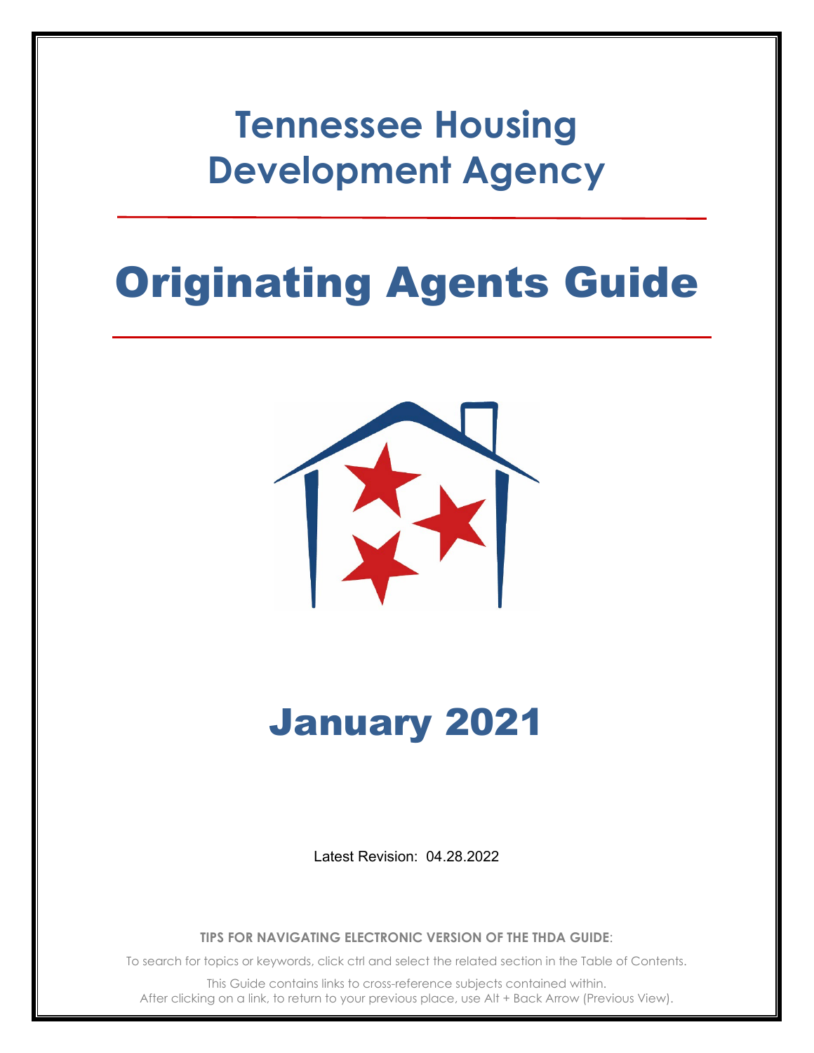# Tennessee Housing Development Agency

# Originating Agents Guide

# January 2021

Latest Revision: 04.28.2022

**TIPS FOR NAVIGATING ELECTRONIC VERSION OF THE THDA GUIDE**:

To search for topics or keywords, click ctrl and select the related section in the Table of Contents.

This Guide contains links to cross-reference subjects contained within.
After clicking on a link, to return to your previous place, use Alt + Back Arrow (Previous View).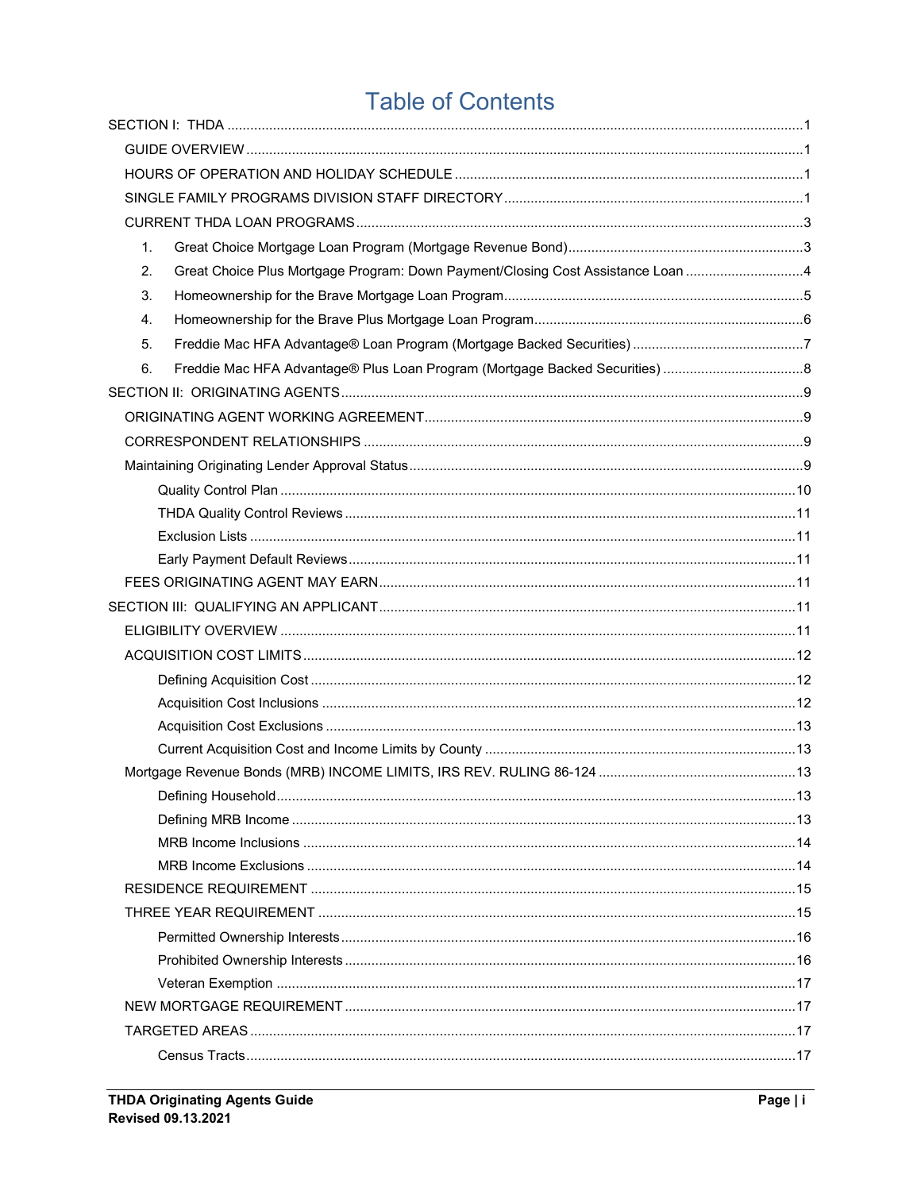# Table of Contents

SECTION I: THDA ..... 1

- GUIDE OVERVIEW ..... 1
- HOURS OF OPERATION AND HOLIDAY SCHEDULE ..... 1
- SINGLE FAMILY PROGRAMS DIVISION STAFF DIRECTORY ..... 1
- CURRENT THDA LOAN PROGRAMS ..... 3
  1. Great Choice Mortgage Loan Program (Mortgage Revenue Bond) ..... 3
  2. Great Choice Plus Mortgage Program: Down Payment/Closing Cost Assistance Loan ..... 4
  3. Homeownership for the Brave Mortgage Loan Program ..... 5
  4. Homeownership for the Brave Plus Mortgage Loan Program ..... 6
  5. Freddie Mac HFA Advantage® Loan Program (Mortgage Backed Securities) ..... 7
  6. Freddie Mac HFA Advantage® Plus Loan Program (Mortgage Backed Securities) ..... 8

SECTION II: ORIGINATING AGENTS ..... 9

- ORIGINATING AGENT WORKING AGREEMENT ..... 9
- CORRESPONDENT RELATIONSHIPS ..... 9
- Maintaining Originating Lender Approval Status ..... 9
  - Quality Control Plan ..... 10
  - THDA Quality Control Reviews ..... 11
  - Exclusion Lists ..... 11
  - Early Payment Default Reviews ..... 11
- FEES ORIGINATING AGENT MAY EARN ..... 11

SECTION III: QUALIFYING AN APPLICANT ..... 11

- ELIGIBILITY OVERVIEW ..... 11
- ACQUISITION COST LIMITS ..... 12
  - Defining Acquisition Cost ..... 12
  - Acquisition Cost Inclusions ..... 12
  - Acquisition Cost Exclusions ..... 13
  - Current Acquisition Cost and Income Limits by County ..... 13
- Mortgage Revenue Bonds (MRB) INCOME LIMITS, IRS REV. RULING 86-124 ..... 13
  - Defining Household ..... 13
  - Defining MRB Income ..... 13
  - MRB Income Inclusions ..... 14
  - MRB Income Exclusions ..... 14
- RESIDENCE REQUIREMENT ..... 15
- THREE YEAR REQUIREMENT ..... 15
  - Permitted Ownership Interests ..... 16
  - Prohibited Ownership Interests ..... 16
  - Veteran Exemption ..... 17
- NEW MORTGAGE REQUIREMENT ..... 17
- TARGETED AREAS ..... 17
  - Census Tracts ..... 17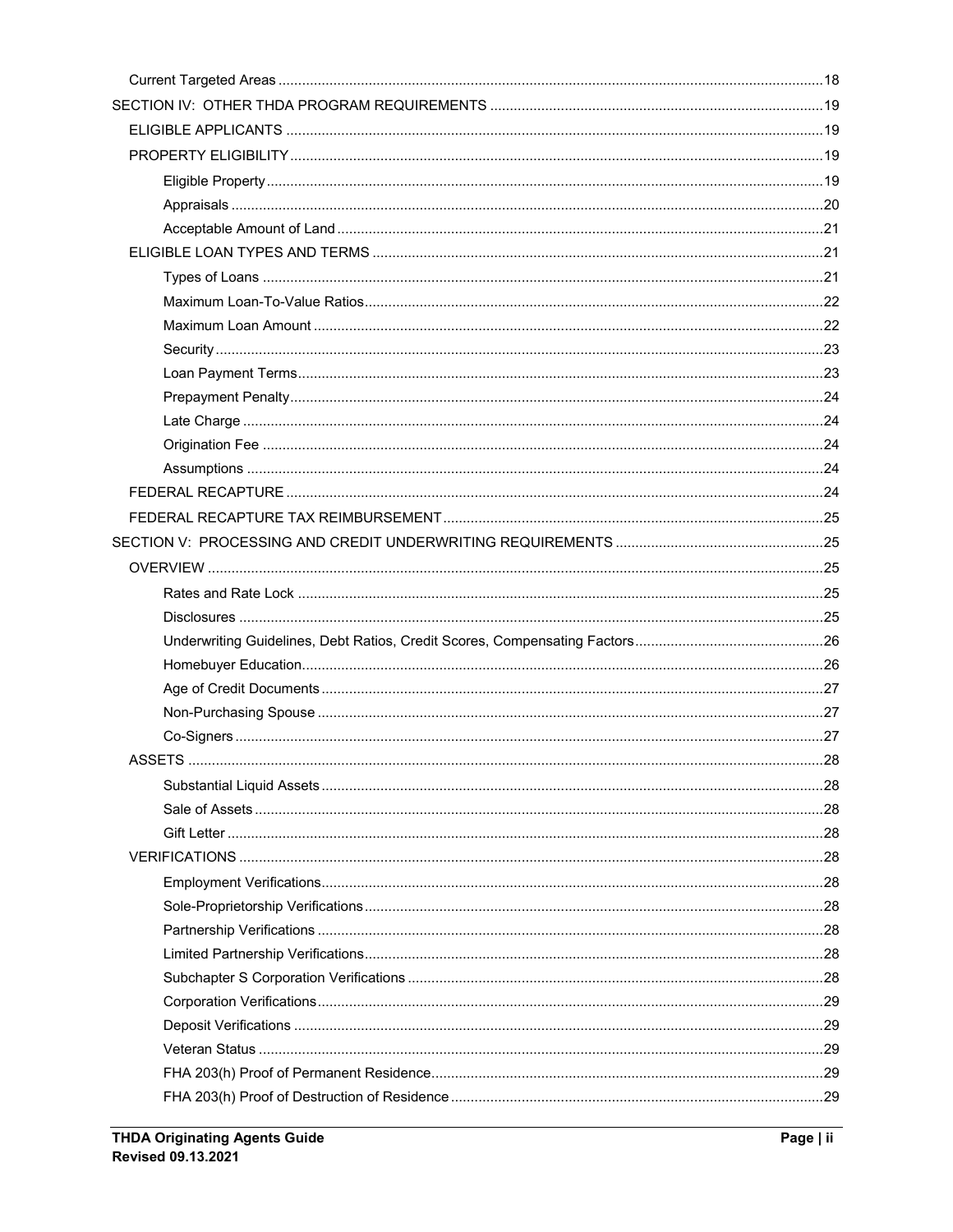Current Targeted Areas ..... 18

SECTION IV: OTHER THDA PROGRAM REQUIREMENTS ..... 19

ELIGIBLE APPLICANTS ..... 19

PROPERTY ELIGIBILITY ..... 19

Eligible Property ..... 19

Appraisals ..... 20

Acceptable Amount of Land ..... 21

ELIGIBLE LOAN TYPES AND TERMS ..... 21

Types of Loans ..... 21

Maximum Loan-To-Value Ratios ..... 22

Maximum Loan Amount ..... 22

Security ..... 23

Loan Payment Terms ..... 23

Prepayment Penalty ..... 24

Late Charge ..... 24

Origination Fee ..... 24

Assumptions ..... 24

FEDERAL RECAPTURE ..... 24

FEDERAL RECAPTURE TAX REIMBURSEMENT ..... 25

SECTION V: PROCESSING AND CREDIT UNDERWRITING REQUIREMENTS ..... 25

OVERVIEW ..... 25

Rates and Rate Lock ..... 25

Disclosures ..... 25

Underwriting Guidelines, Debt Ratios, Credit Scores, Compensating Factors ..... 26

Homebuyer Education ..... 26

Age of Credit Documents ..... 27

Non-Purchasing Spouse ..... 27

Co-Signers ..... 27

ASSETS ..... 28

Substantial Liquid Assets ..... 28

Sale of Assets ..... 28

Gift Letter ..... 28

VERIFICATIONS ..... 28

Employment Verifications ..... 28

Sole-Proprietorship Verifications ..... 28

Partnership Verifications ..... 28

Limited Partnership Verifications ..... 28

Subchapter S Corporation Verifications ..... 28

Corporation Verifications ..... 29

Deposit Verifications ..... 29

Veteran Status ..... 29

FHA 203(h) Proof of Permanent Residence ..... 29

FHA 203(h) Proof of Destruction of Residence ..... 29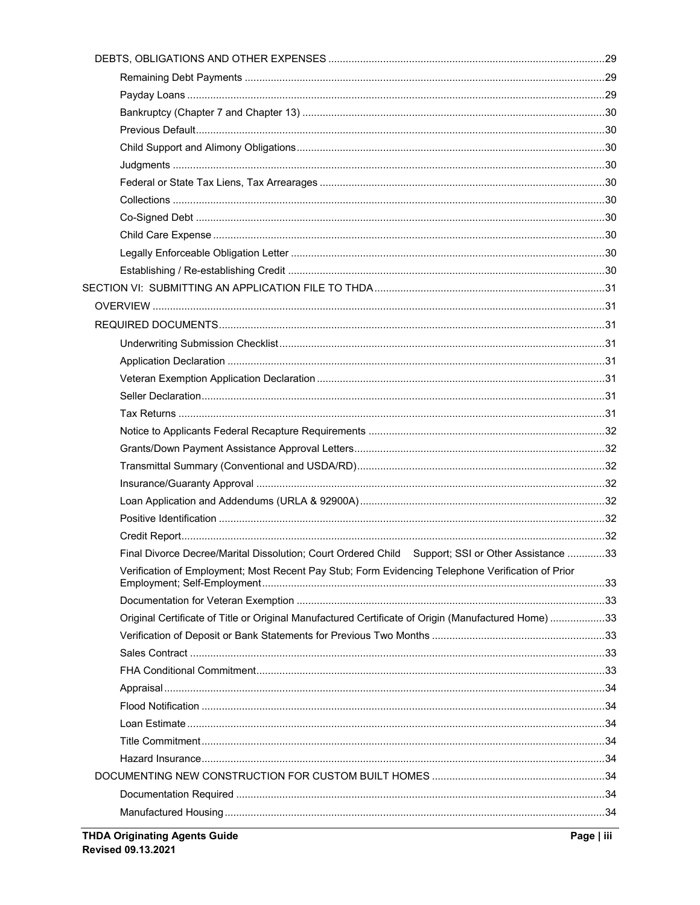DEBTS, OBLIGATIONS AND OTHER EXPENSES ..... 29

- Remaining Debt Payments ..... 29
- Payday Loans ..... 29
- Bankruptcy (Chapter 7 and Chapter 13) ..... 30
- Previous Default ..... 30
- Child Support and Alimony Obligations ..... 30
- Judgments ..... 30
- Federal or State Tax Liens, Tax Arrearages ..... 30
- Collections ..... 30
- Co-Signed Debt ..... 30
- Child Care Expense ..... 30
- Legally Enforceable Obligation Letter ..... 30
- Establishing / Re-establishing Credit ..... 30

SECTION VI: SUBMITTING AN APPLICATION FILE TO THDA ..... 31

OVERVIEW ..... 31

REQUIRED DOCUMENTS ..... 31

- Underwriting Submission Checklist ..... 31
- Application Declaration ..... 31
- Veteran Exemption Application Declaration ..... 31
- Seller Declaration ..... 31
- Tax Returns ..... 31
- Notice to Applicants Federal Recapture Requirements ..... 32
- Grants/Down Payment Assistance Approval Letters ..... 32
- Transmittal Summary (Conventional and USDA/RD) ..... 32
- Insurance/Guaranty Approval ..... 32
- Loan Application and Addendums (URLA & 92900A) ..... 32
- Positive Identification ..... 32
- Credit Report ..... 32
- Final Divorce Decree/Marital Dissolution; Court Ordered Child Support; SSI or Other Assistance ..... 33
- Verification of Employment; Most Recent Pay Stub; Form Evidencing Telephone Verification of Prior Employment; Self-Employment ..... 33
- Documentation for Veteran Exemption ..... 33
- Original Certificate of Title or Original Manufactured Certificate of Origin (Manufactured Home) ..... 33
- Verification of Deposit or Bank Statements for Previous Two Months ..... 33
- Sales Contract ..... 33
- FHA Conditional Commitment ..... 33
- Appraisal ..... 34
- Flood Notification ..... 34
- Loan Estimate ..... 34
- Title Commitment ..... 34
- Hazard Insurance ..... 34

DOCUMENTING NEW CONSTRUCTION FOR CUSTOM BUILT HOMES ..... 34

- Documentation Required ..... 34
- Manufactured Housing ..... 34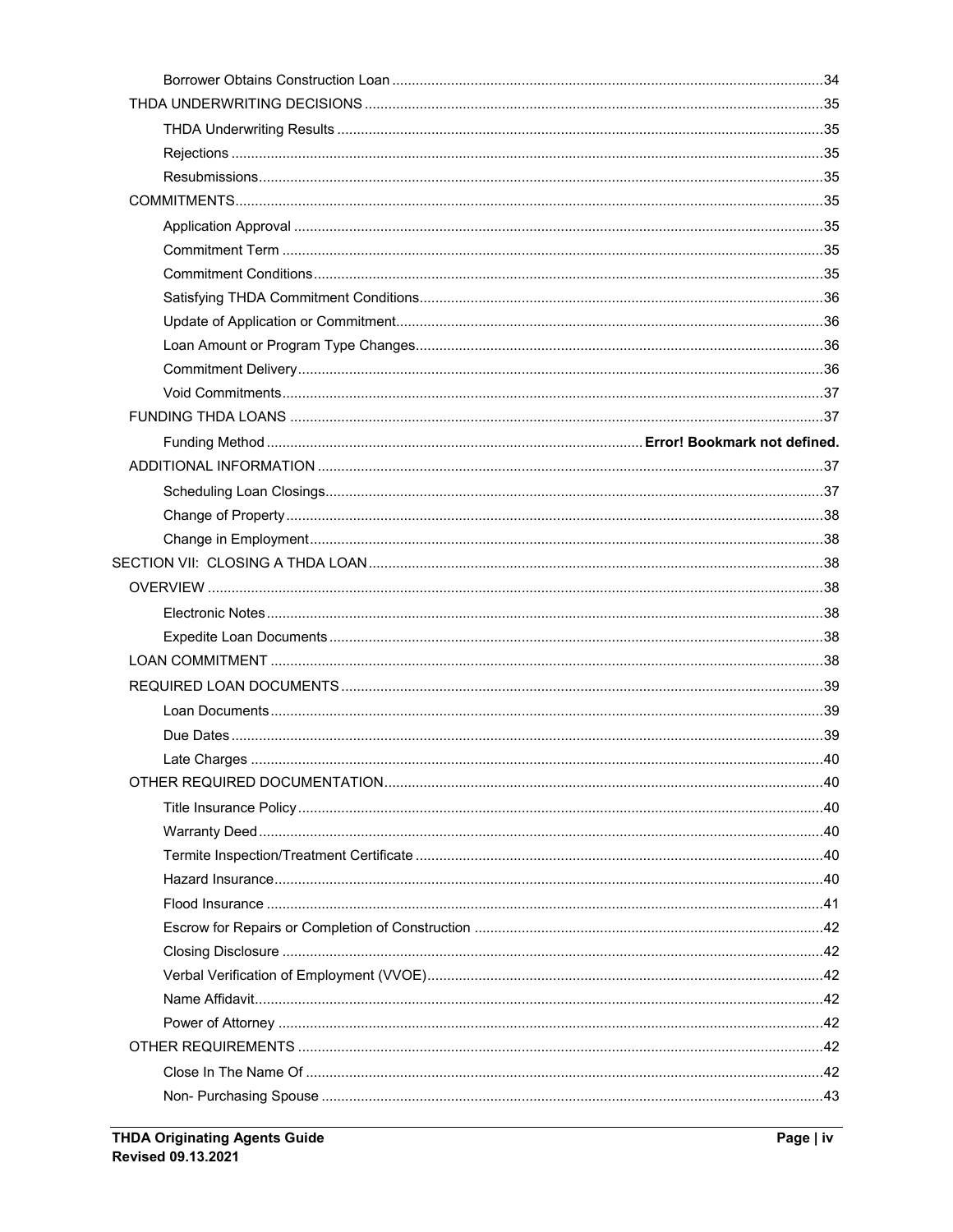Borrower Obtains Construction Loan ....................................................34

THDA UNDERWRITING DECISIONS ....................................................35

THDA Underwriting Results ....................................................35

Rejections ....................................................35

Resubmissions....................................................35

COMMITMENTS....................................................35

Application Approval ....................................................35

Commitment Term ....................................................35

Commitment Conditions....................................................35

Satisfying THDA Commitment Conditions....................................................36

Update of Application or Commitment....................................................36

Loan Amount or Program Type Changes....................................................36

Commitment Delivery....................................................36

Void Commitments....................................................37

FUNDING THDA LOANS ....................................................37

Funding Method ....................................................**Error! Bookmark not defined.**

ADDITIONAL INFORMATION ....................................................37

Scheduling Loan Closings....................................................37

Change of Property....................................................38

Change in Employment....................................................38

SECTION VII: CLOSING A THDA LOAN....................................................38

OVERVIEW ....................................................38

Electronic Notes....................................................38

Expedite Loan Documents ....................................................38

LOAN COMMITMENT ....................................................38

REQUIRED LOAN DOCUMENTS ....................................................39

Loan Documents....................................................39

Due Dates ....................................................39

Late Charges ....................................................40

OTHER REQUIRED DOCUMENTATION....................................................40

Title Insurance Policy....................................................40

Warranty Deed....................................................40

Termite Inspection/Treatment Certificate ....................................................40

Hazard Insurance....................................................40

Flood Insurance ....................................................41

Escrow for Repairs or Completion of Construction ....................................................42

Closing Disclosure ....................................................42

Verbal Verification of Employment (VVOE)....................................................42

Name Affidavit....................................................42

Power of Attorney ....................................................42

OTHER REQUIREMENTS ....................................................42

Close In The Name Of ....................................................42

Non- Purchasing Spouse ....................................................43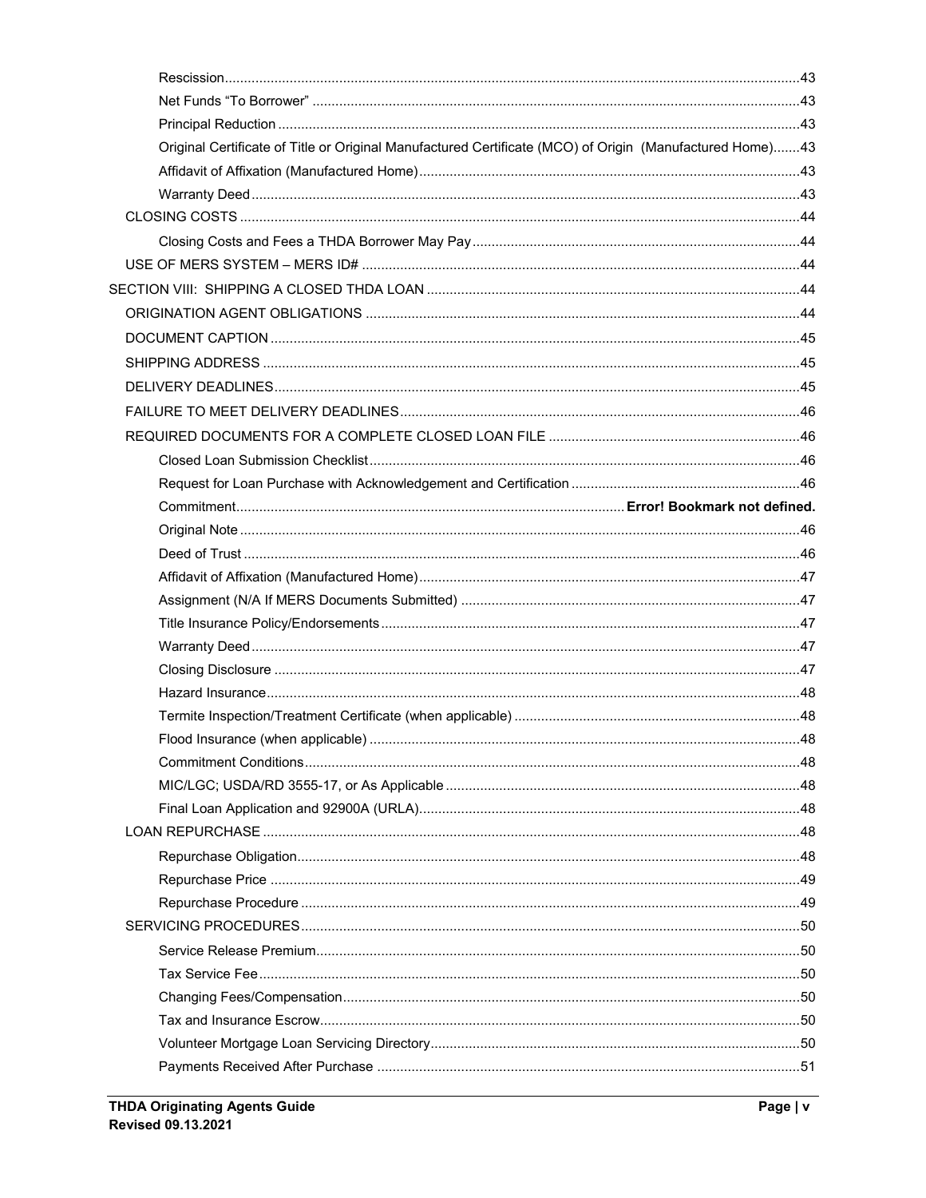Rescission.....43

Net Funds "To Borrower" .....43

Principal Reduction .....43

Original Certificate of Title or Original Manufactured Certificate (MCO) of Origin (Manufactured Home).....43

Affidavit of Affixation (Manufactured Home).....43

Warranty Deed.....43

CLOSING COSTS .....44

Closing Costs and Fees a THDA Borrower May Pay.....44

USE OF MERS SYSTEM – MERS ID# .....44

SECTION VIII: SHIPPING A CLOSED THDA LOAN .....44

ORIGINATION AGENT OBLIGATIONS .....44

DOCUMENT CAPTION .....45

SHIPPING ADDRESS .....45

DELIVERY DEADLINES.....45

FAILURE TO MEET DELIVERY DEADLINES.....46

REQUIRED DOCUMENTS FOR A COMPLETE CLOSED LOAN FILE .....46

Closed Loan Submission Checklist.....46

Request for Loan Purchase with Acknowledgement and Certification .....46

Commitment..... **Error! Bookmark not defined.**

Original Note .....46

Deed of Trust .....46

Affidavit of Affixation (Manufactured Home).....47

Assignment (N/A If MERS Documents Submitted) .....47

Title Insurance Policy/Endorsements.....47

Warranty Deed.....47

Closing Disclosure .....47

Hazard Insurance.....48

Termite Inspection/Treatment Certificate (when applicable) .....48

Flood Insurance (when applicable) .....48

Commitment Conditions.....48

MIC/LGC; USDA/RD 3555-17, or As Applicable .....48

Final Loan Application and 92900A (URLA).....48

LOAN REPURCHASE .....48

Repurchase Obligation.....48

Repurchase Price .....49

Repurchase Procedure .....49

SERVICING PROCEDURES.....50

Service Release Premium.....50

Tax Service Fee.....50

Changing Fees/Compensation.....50

Tax and Insurance Escrow.....50

Volunteer Mortgage Loan Servicing Directory.....50

Payments Received After Purchase .....51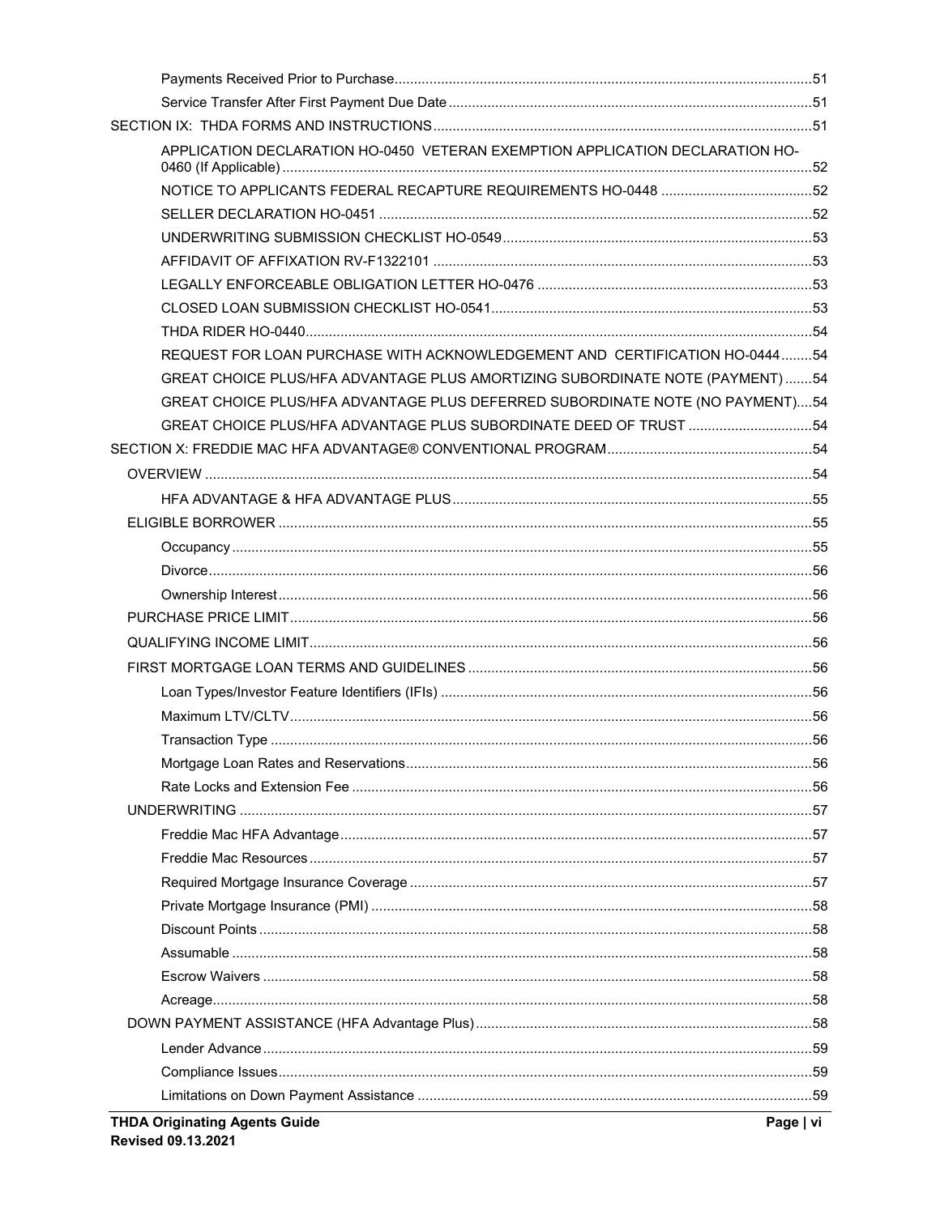Payments Received Prior to Purchase ..... 51

Service Transfer After First Payment Due Date ..... 51

SECTION IX: THDA FORMS AND INSTRUCTIONS ..... 51

APPLICATION DECLARATION HO-0450 VETERAN EXEMPTION APPLICATION DECLARATION HO-0460 (If Applicable) ..... 52

NOTICE TO APPLICANTS FEDERAL RECAPTURE REQUIREMENTS HO-0448 ..... 52

SELLER DECLARATION HO-0451 ..... 52

UNDERWRITING SUBMISSION CHECKLIST HO-0549 ..... 53

AFFIDAVIT OF AFFIXATION RV-F1322101 ..... 53

LEGALLY ENFORCEABLE OBLIGATION LETTER HO-0476 ..... 53

CLOSED LOAN SUBMISSION CHECKLIST HO-0541 ..... 53

THDA RIDER HO-0440 ..... 54

REQUEST FOR LOAN PURCHASE WITH ACKNOWLEDGEMENT AND CERTIFICATION HO-0444 ..... 54

GREAT CHOICE PLUS/HFA ADVANTAGE PLUS AMORTIZING SUBORDINATE NOTE (PAYMENT) ..... 54

GREAT CHOICE PLUS/HFA ADVANTAGE PLUS DEFERRED SUBORDINATE NOTE (NO PAYMENT) ..... 54

GREAT CHOICE PLUS/HFA ADVANTAGE PLUS SUBORDINATE DEED OF TRUST ..... 54

SECTION X: FREDDIE MAC HFA ADVANTAGE® CONVENTIONAL PROGRAM ..... 54

OVERVIEW ..... 54

HFA ADVANTAGE & HFA ADVANTAGE PLUS ..... 55

ELIGIBLE BORROWER ..... 55

Occupancy ..... 55

Divorce ..... 56

Ownership Interest ..... 56

PURCHASE PRICE LIMIT ..... 56

QUALIFYING INCOME LIMIT ..... 56

FIRST MORTGAGE LOAN TERMS AND GUIDELINES ..... 56

Loan Types/Investor Feature Identifiers (IFIs) ..... 56

Maximum LTV/CLTV ..... 56

Transaction Type ..... 56

Mortgage Loan Rates and Reservations ..... 56

Rate Locks and Extension Fee ..... 56

UNDERWRITING ..... 57

Freddie Mac HFA Advantage ..... 57

Freddie Mac Resources ..... 57

Required Mortgage Insurance Coverage ..... 57

Private Mortgage Insurance (PMI) ..... 58

Discount Points ..... 58

Assumable ..... 58

Escrow Waivers ..... 58

Acreage ..... 58

DOWN PAYMENT ASSISTANCE (HFA Advantage Plus) ..... 58

Lender Advance ..... 59

Compliance Issues ..... 59

Limitations on Down Payment Assistance ..... 59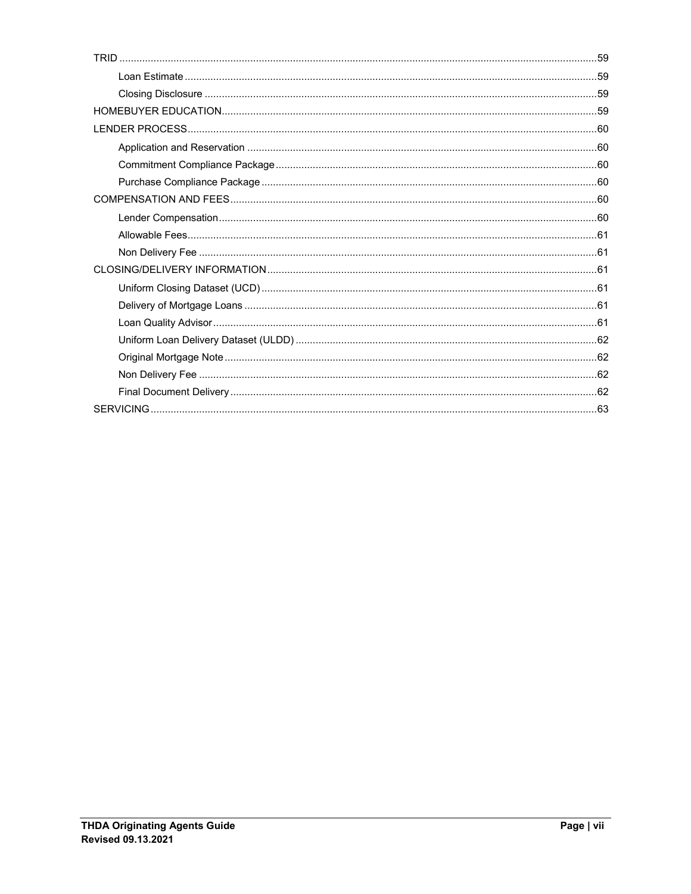TRID ..... 59

- Loan Estimate ..... 59
- Closing Disclosure ..... 59

HOMEBUYER EDUCATION ..... 59

LENDER PROCESS ..... 60

- Application and Reservation ..... 60
- Commitment Compliance Package ..... 60
- Purchase Compliance Package ..... 60

COMPENSATION AND FEES ..... 60

- Lender Compensation ..... 60
- Allowable Fees ..... 61
- Non Delivery Fee ..... 61

CLOSING/DELIVERY INFORMATION ..... 61

- Uniform Closing Dataset (UCD) ..... 61
- Delivery of Mortgage Loans ..... 61
- Loan Quality Advisor ..... 61
- Uniform Loan Delivery Dataset (ULDD) ..... 62
- Original Mortgage Note ..... 62
- Non Delivery Fee ..... 62
- Final Document Delivery ..... 62

SERVICING ..... 63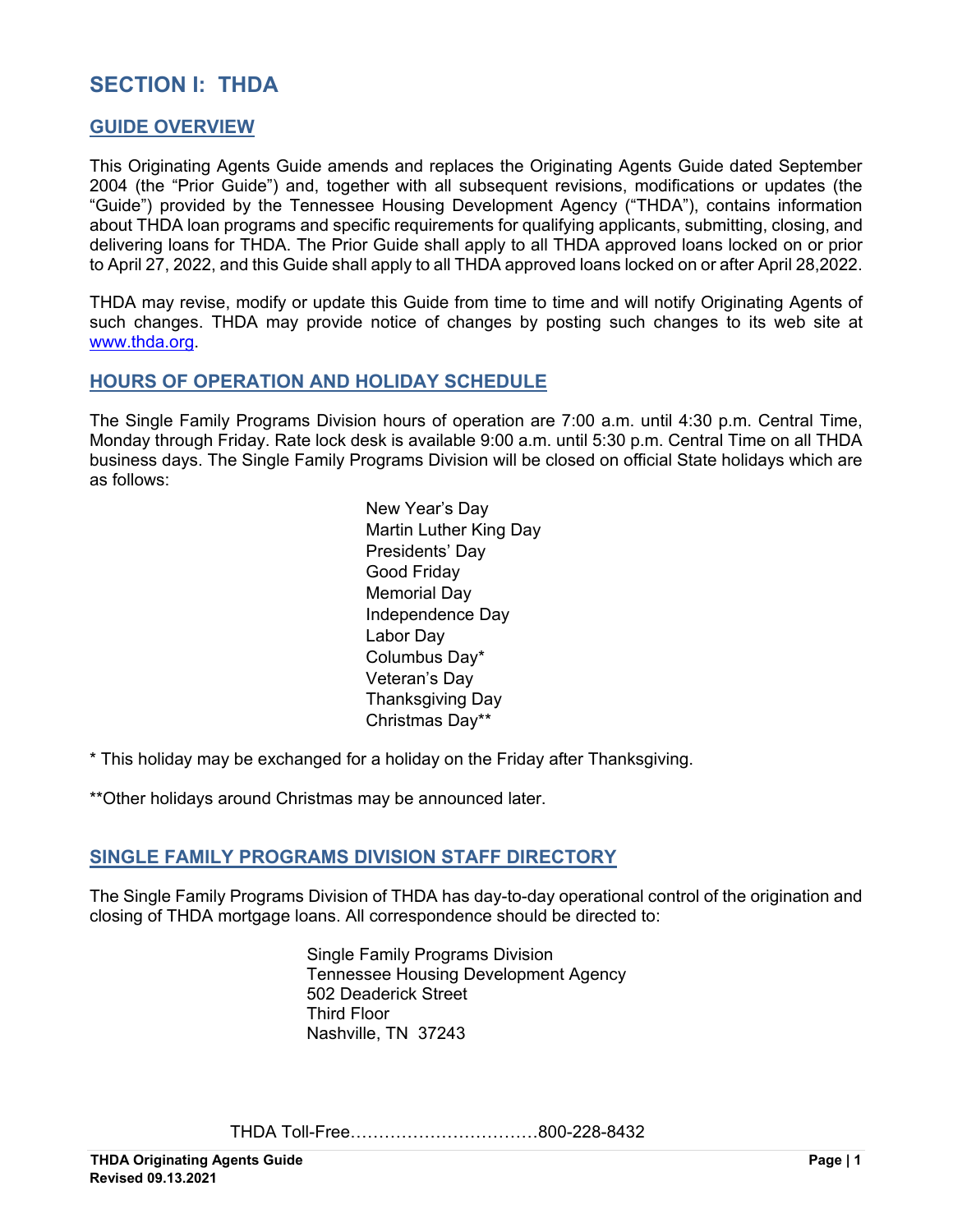# SECTION I: THDA

## GUIDE OVERVIEW

This Originating Agents Guide amends and replaces the Originating Agents Guide dated September 2004 (the "Prior Guide") and, together with all subsequent revisions, modifications or updates (the "Guide") provided by the Tennessee Housing Development Agency ("THDA"), contains information about THDA loan programs and specific requirements for qualifying applicants, submitting, closing, and delivering loans for THDA. The Prior Guide shall apply to all THDA approved loans locked on or prior to April 27, 2022, and this Guide shall apply to all THDA approved loans locked on or after April 28,2022.

THDA may revise, modify or update this Guide from time to time and will notify Originating Agents of such changes. THDA may provide notice of changes by posting such changes to its web site at www.thda.org.

## HOURS OF OPERATION AND HOLIDAY SCHEDULE

The Single Family Programs Division hours of operation are 7:00 a.m. until 4:30 p.m. Central Time, Monday through Friday. Rate lock desk is available 9:00 a.m. until 5:30 p.m. Central Time on all THDA business days. The Single Family Programs Division will be closed on official State holidays which are as follows:

New Year's Day
Martin Luther King Day
Presidents' Day
Good Friday
Memorial Day
Independence Day
Labor Day
Columbus Day*
Veteran's Day
Thanksgiving Day
Christmas Day**

* This holiday may be exchanged for a holiday on the Friday after Thanksgiving.

**Other holidays around Christmas may be announced later.

## SINGLE FAMILY PROGRAMS DIVISION STAFF DIRECTORY

The Single Family Programs Division of THDA has day-to-day operational control of the origination and closing of THDA mortgage loans. All correspondence should be directed to:

Single Family Programs Division
Tennessee Housing Development Agency
502 Deaderick Street
Third Floor
Nashville, TN 37243

THDA Toll-Free................................800-228-8432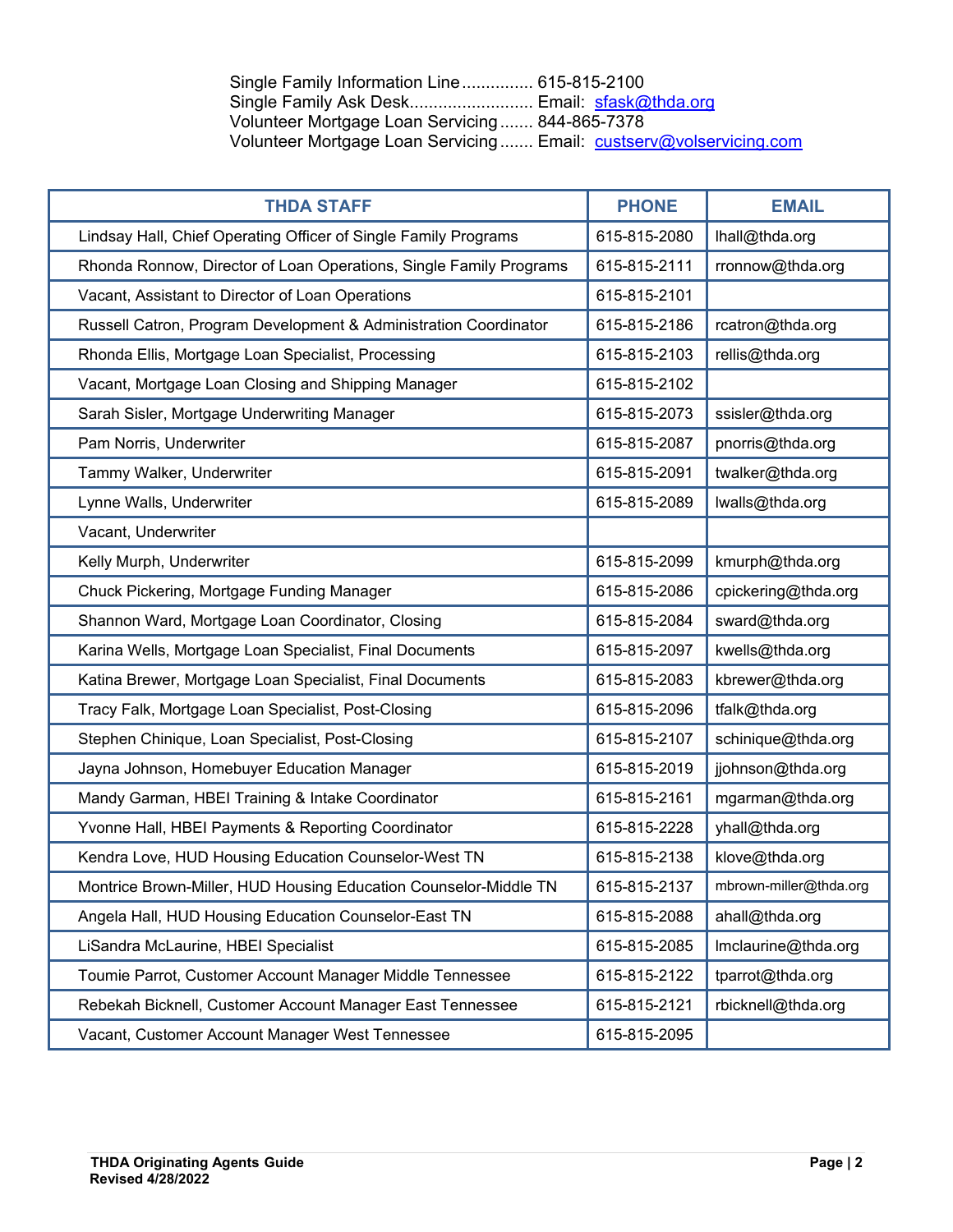Single Family Information Line............... 615-815-2100
Single Family Ask Desk.......................... Email: sfask@thda.org
Volunteer Mortgage Loan Servicing....... 844-865-7378
Volunteer Mortgage Loan Servicing....... Email: custserv@volservicing.com

| THDA STAFF | PHONE | EMAIL |
|---|---|---|
| Lindsay Hall, Chief Operating Officer of Single Family Programs | 615-815-2080 | lhall@thda.org |
| Rhonda Ronnow, Director of Loan Operations, Single Family Programs | 615-815-2111 | rronnow@thda.org |
| Vacant, Assistant to Director of Loan Operations | 615-815-2101 | |
| Russell Catron, Program Development & Administration Coordinator | 615-815-2186 | rcatron@thda.org |
| Rhonda Ellis, Mortgage Loan Specialist, Processing | 615-815-2103 | rellis@thda.org |
| Vacant, Mortgage Loan Closing and Shipping Manager | 615-815-2102 | |
| Sarah Sisler, Mortgage Underwriting Manager | 615-815-2073 | ssisler@thda.org |
| Pam Norris, Underwriter | 615-815-2087 | pnorris@thda.org |
| Tammy Walker, Underwriter | 615-815-2091 | twalker@thda.org |
| Lynne Walls, Underwriter | 615-815-2089 | lwalls@thda.org |
| Vacant, Underwriter | | |
| Kelly Murph, Underwriter | 615-815-2099 | kmurph@thda.org |
| Chuck Pickering, Mortgage Funding Manager | 615-815-2086 | cpickering@thda.org |
| Shannon Ward, Mortgage Loan Coordinator, Closing | 615-815-2084 | sward@thda.org |
| Karina Wells, Mortgage Loan Specialist, Final Documents | 615-815-2097 | kwells@thda.org |
| Katina Brewer, Mortgage Loan Specialist, Final Documents | 615-815-2083 | kbrewer@thda.org |
| Tracy Falk, Mortgage Loan Specialist, Post-Closing | 615-815-2096 | tfalk@thda.org |
| Stephen Chinique, Loan Specialist, Post-Closing | 615-815-2107 | schinique@thda.org |
| Jayna Johnson, Homebuyer Education Manager | 615-815-2019 | jjohnson@thda.org |
| Mandy Garman, HBEI Training & Intake Coordinator | 615-815-2161 | mgarman@thda.org |
| Yvonne Hall, HBEI Payments & Reporting Coordinator | 615-815-2228 | yhall@thda.org |
| Kendra Love, HUD Housing Education Counselor-West TN | 615-815-2138 | klove@thda.org |
| Montrice Brown-Miller, HUD Housing Education Counselor-Middle TN | 615-815-2137 | mbrown-miller@thda.org |
| Angela Hall, HUD Housing Education Counselor-East TN | 615-815-2088 | ahall@thda.org |
| LiSandra McLaurine, HBEI Specialist | 615-815-2085 | lmclaurine@thda.org |
| Toumie Parrot, Customer Account Manager Middle Tennessee | 615-815-2122 | tparrot@thda.org |
| Rebekah Bicknell, Customer Account Manager East Tennessee | 615-815-2121 | rbicknell@thda.org |
| Vacant, Customer Account Manager West Tennessee | 615-815-2095 | |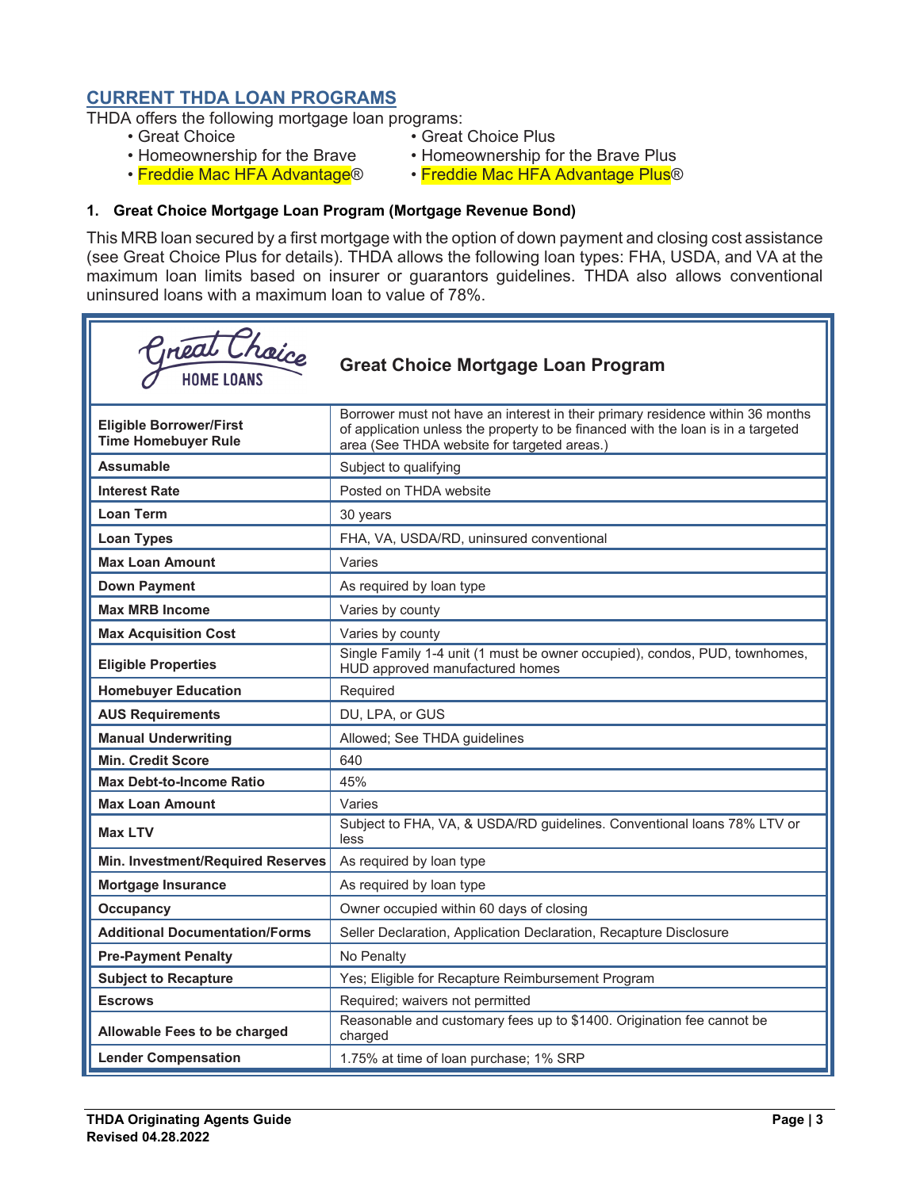## CURRENT THDA LOAN PROGRAMS

THDA offers the following mortgage loan programs:

- Great Choice
- Great Choice Plus
- Homeownership for the Brave
- Homeownership for the Brave Plus
- Freddie Mac HFA Advantage®
- Freddie Mac HFA Advantage Plus®

### 1. Great Choice Mortgage Loan Program (Mortgage Revenue Bond)

This MRB loan secured by a first mortgage with the option of down payment and closing cost assistance (see Great Choice Plus for details). THDA allows the following loan types: FHA, USDA, and VA at the maximum loan limits based on insurer or guarantors guidelines. THDA also allows conventional uninsured loans with a maximum loan to value of 78%.

| Great Choice HOME LOANS | Great Choice Mortgage Loan Program |
|---|---|
| **Eligible Borrower/First Time Homebuyer Rule** | Borrower must not have an interest in their primary residence within 36 months of application unless the property to be financed with the loan is in a targeted area (See THDA website for targeted areas.) |
| **Assumable** | Subject to qualifying |
| **Interest Rate** | Posted on THDA website |
| **Loan Term** | 30 years |
| **Loan Types** | FHA, VA, USDA/RD, uninsured conventional |
| **Max Loan Amount** | Varies |
| **Down Payment** | As required by loan type |
| **Max MRB Income** | Varies by county |
| **Max Acquisition Cost** | Varies by county |
| **Eligible Properties** | Single Family 1-4 unit (1 must be owner occupied), condos, PUD, townhomes, HUD approved manufactured homes |
| **Homebuyer Education** | Required |
| **AUS Requirements** | DU, LPA, or GUS |
| **Manual Underwriting** | Allowed; See THDA guidelines |
| **Min. Credit Score** | 640 |
| **Max Debt-to-Income Ratio** | 45% |
| **Max Loan Amount** | Varies |
| **Max LTV** | Subject to FHA, VA, & USDA/RD guidelines. Conventional loans 78% LTV or less |
| **Min. Investment/Required Reserves** | As required by loan type |
| **Mortgage Insurance** | As required by loan type |
| **Occupancy** | Owner occupied within 60 days of closing |
| **Additional Documentation/Forms** | Seller Declaration, Application Declaration, Recapture Disclosure |
| **Pre-Payment Penalty** | No Penalty |
| **Subject to Recapture** | Yes; Eligible for Recapture Reimbursement Program |
| **Escrows** | Required; waivers not permitted |
| **Allowable Fees to be charged** | Reasonable and customary fees up to $1400. Origination fee cannot be charged |
| **Lender Compensation** | 1.75% at time of loan purchase; 1% SRP |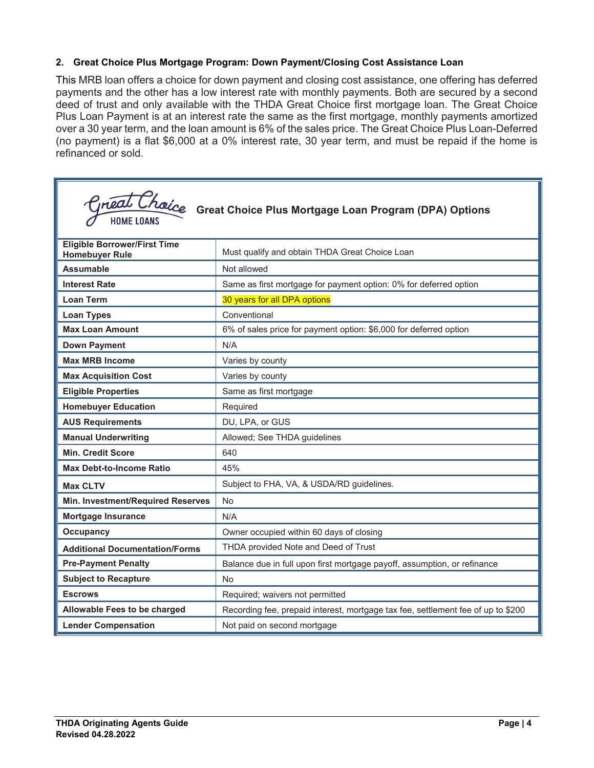### 2. Great Choice Plus Mortgage Program: Down Payment/Closing Cost Assistance Loan

This MRB loan offers a choice for down payment and closing cost assistance, one offering has deferred payments and the other has a low interest rate with monthly payments. Both are secured by a second deed of trust and only available with the THDA Great Choice first mortgage loan. The Great Choice Plus Loan Payment is at an interest rate the same as the first mortgage, monthly payments amortized over a 30 year term, and the loan amount is 6% of the sales price. The Great Choice Plus Loan-Deferred (no payment) is a flat $6,000 at a 0% interest rate, 30 year term, and must be repaid if the home is refinanced or sold.

| Great Choice HOME LOANS | Great Choice Plus Mortgage Loan Program (DPA) Options |
|---|---|
| **Eligible Borrower/First Time Homebuyer Rule** | Must qualify and obtain THDA Great Choice Loan |
| **Assumable** | Not allowed |
| **Interest Rate** | Same as first mortgage for payment option: 0% for deferred option |
| **Loan Term** | 30 years for all DPA options |
| **Loan Types** | Conventional |
| **Max Loan Amount** | 6% of sales price for payment option: $6,000 for deferred option |
| **Down Payment** | N/A |
| **Max MRB Income** | Varies by county |
| **Max Acquisition Cost** | Varies by county |
| **Eligible Properties** | Same as first mortgage |
| **Homebuyer Education** | Required |
| **AUS Requirements** | DU, LPA, or GUS |
| **Manual Underwriting** | Allowed; See THDA guidelines |
| **Min. Credit Score** | 640 |
| **Max Debt-to-Income Ratio** | 45% |
| **Max CLTV** | Subject to FHA, VA, & USDA/RD guidelines. |
| **Min. Investment/Required Reserves** | No |
| **Mortgage Insurance** | N/A |
| **Occupancy** | Owner occupied within 60 days of closing |
| **Additional Documentation/Forms** | THDA provided Note and Deed of Trust |
| **Pre-Payment Penalty** | Balance due in full upon first mortgage payoff, assumption, or refinance |
| **Subject to Recapture** | No |
| **Escrows** | Required; waivers not permitted |
| **Allowable Fees to be charged** | Recording fee, prepaid interest, mortgage tax fee, settlement fee of up to $200 |
| **Lender Compensation** | Not paid on second mortgage |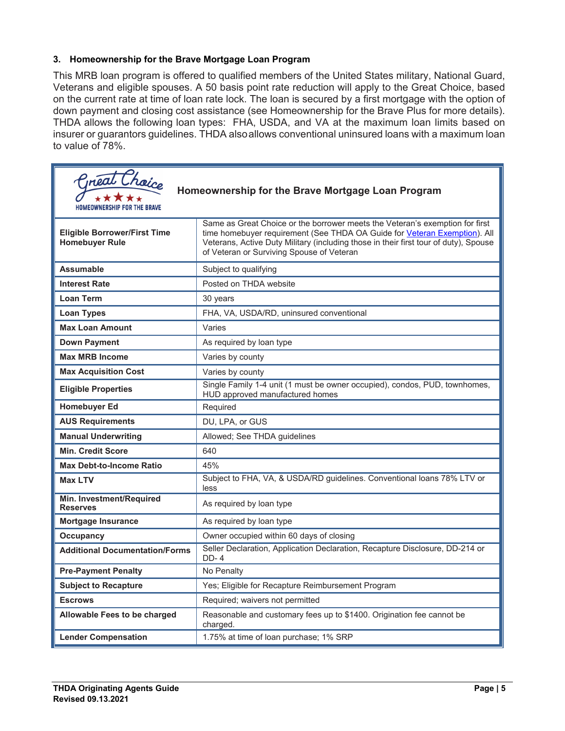### 3. Homeownership for the Brave Mortgage Loan Program

This MRB loan program is offered to qualified members of the United States military, National Guard, Veterans and eligible spouses. A 50 basis point rate reduction will apply to the Great Choice, based on the current rate at time of loan rate lock. The loan is secured by a first mortgage with the option of down payment and closing cost assistance (see Homeownership for the Brave Plus for more details). THDA allows the following loan types: FHA, USDA, and VA at the maximum loan limits based on insurer or guarantors guidelines. THDA also allows conventional uninsured loans with a maximum loan to value of 78%.

| Great Choice HOMEOWNERSHIP FOR THE BRAVE | Homeownership for the Brave Mortgage Loan Program |
|---|---|
| **Eligible Borrower/First Time Homebuyer Rule** | Same as Great Choice or the borrower meets the Veteran's exemption for first time homebuyer requirement (See THDA OA Guide for Veteran Exemption). All Veterans, Active Duty Military (including those in their first tour of duty), Spouse of Veteran or Surviving Spouse of Veteran |
| **Assumable** | Subject to qualifying |
| **Interest Rate** | Posted on THDA website |
| **Loan Term** | 30 years |
| **Loan Types** | FHA, VA, USDA/RD, uninsured conventional |
| **Max Loan Amount** | Varies |
| **Down Payment** | As required by loan type |
| **Max MRB Income** | Varies by county |
| **Max Acquisition Cost** | Varies by county |
| **Eligible Properties** | Single Family 1-4 unit (1 must be owner occupied), condos, PUD, townhomes, HUD approved manufactured homes |
| **Homebuyer Ed** | Required |
| **AUS Requirements** | DU, LPA, or GUS |
| **Manual Underwriting** | Allowed; See THDA guidelines |
| **Min. Credit Score** | 640 |
| **Max Debt-to-Income Ratio** | 45% |
| **Max LTV** | Subject to FHA, VA, & USDA/RD guidelines. Conventional loans 78% LTV or less |
| **Min. Investment/Required Reserves** | As required by loan type |
| **Mortgage Insurance** | As required by loan type |
| **Occupancy** | Owner occupied within 60 days of closing |
| **Additional Documentation/Forms** | Seller Declaration, Application Declaration, Recapture Disclosure, DD-214 or DD- 4 |
| **Pre-Payment Penalty** | No Penalty |
| **Subject to Recapture** | Yes; Eligible for Recapture Reimbursement Program |
| **Escrows** | Required; waivers not permitted |
| **Allowable Fees to be charged** | Reasonable and customary fees up to $1400. Origination fee cannot be charged. |
| **Lender Compensation** | 1.75% at time of loan purchase; 1% SRP |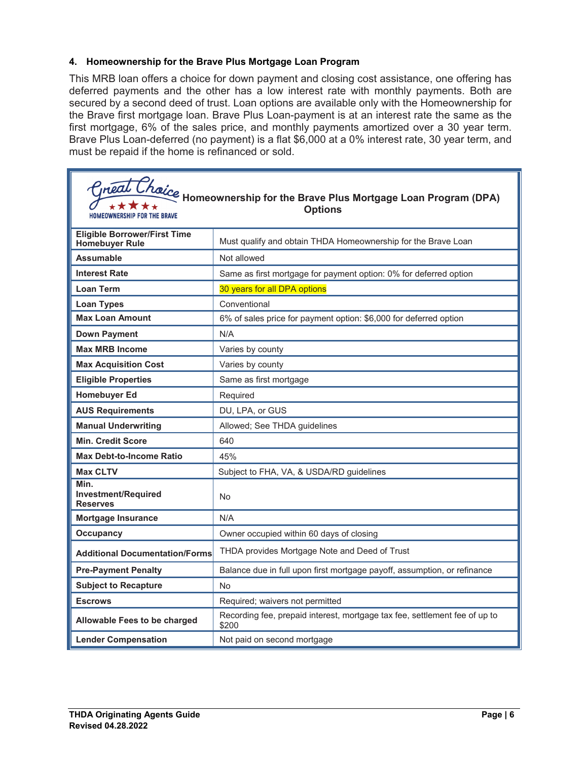### 4. Homeownership for the Brave Plus Mortgage Loan Program

This MRB loan offers a choice for down payment and closing cost assistance, one offering has deferred payments and the other has a low interest rate with monthly payments. Both are secured by a second deed of trust. Loan options are available only with the Homeownership for the Brave first mortgage loan. Brave Plus Loan-payment is at an interest rate the same as the first mortgage, 6% of the sales price, and monthly payments amortized over a 30 year term. Brave Plus Loan-deferred (no payment) is a flat $6,000 at a 0% interest rate, 30 year term, and must be repaid if the home is refinanced or sold.

| Great Choice HOMEOWNERSHIP FOR THE BRAVE | **Homeownership for the Brave Plus Mortgage Loan Program (DPA) Options** |
|---|---|
| **Eligible Borrower/First Time Homebuyer Rule** | Must qualify and obtain THDA Homeownership for the Brave Loan |
| **Assumable** | Not allowed |
| **Interest Rate** | Same as first mortgage for payment option: 0% for deferred option |
| **Loan Term** | 30 years for all DPA options |
| **Loan Types** | Conventional |
| **Max Loan Amount** | 6% of sales price for payment option: $6,000 for deferred option |
| **Down Payment** | N/A |
| **Max MRB Income** | Varies by county |
| **Max Acquisition Cost** | Varies by county |
| **Eligible Properties** | Same as first mortgage |
| **Homebuyer Ed** | Required |
| **AUS Requirements** | DU, LPA, or GUS |
| **Manual Underwriting** | Allowed; See THDA guidelines |
| **Min. Credit Score** | 640 |
| **Max Debt-to-Income Ratio** | 45% |
| **Max CLTV** | Subject to FHA, VA, & USDA/RD guidelines |
| **Min. Investment/Required Reserves** | No |
| **Mortgage Insurance** | N/A |
| **Occupancy** | Owner occupied within 60 days of closing |
| **Additional Documentation/Forms** | THDA provides Mortgage Note and Deed of Trust |
| **Pre-Payment Penalty** | Balance due in full upon first mortgage payoff, assumption, or refinance |
| **Subject to Recapture** | No |
| **Escrows** | Required; waivers not permitted |
| **Allowable Fees to be charged** | Recording fee, prepaid interest, mortgage tax fee, settlement fee of up to $200 |
| **Lender Compensation** | Not paid on second mortgage |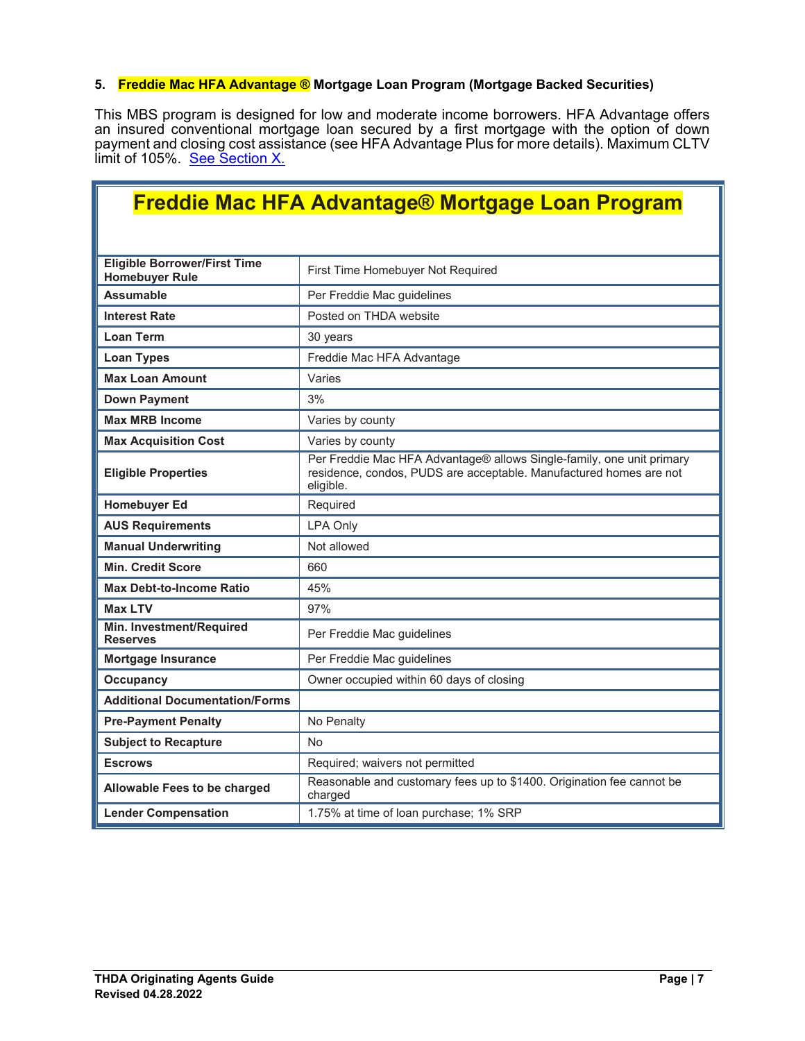**5. Freddie Mac HFA Advantage ® Mortgage Loan Program (Mortgage Backed Securities)**

This MBS program is designed for low and moderate income borrowers. HFA Advantage offers an insured conventional mortgage loan secured by a first mortgage with the option of down payment and closing cost assistance (see HFA Advantage Plus for more details). Maximum CLTV limit of 105%. See Section X.

## Freddie Mac HFA Advantage® Mortgage Loan Program

| | |
|---|---|
| **Eligible Borrower/First Time Homebuyer Rule** | First Time Homebuyer Not Required |
| **Assumable** | Per Freddie Mac guidelines |
| **Interest Rate** | Posted on THDA website |
| **Loan Term** | 30 years |
| **Loan Types** | Freddie Mac HFA Advantage |
| **Max Loan Amount** | Varies |
| **Down Payment** | 3% |
| **Max MRB Income** | Varies by county |
| **Max Acquisition Cost** | Varies by county |
| **Eligible Properties** | Per Freddie Mac HFA Advantage® allows Single-family, one unit primary residence, condos, PUDS are acceptable. Manufactured homes are not eligible. |
| **Homebuyer Ed** | Required |
| **AUS Requirements** | LPA Only |
| **Manual Underwriting** | Not allowed |
| **Min. Credit Score** | 660 |
| **Max Debt-to-Income Ratio** | 45% |
| **Max LTV** | 97% |
| **Min. Investment/Required Reserves** | Per Freddie Mac guidelines |
| **Mortgage Insurance** | Per Freddie Mac guidelines |
| **Occupancy** | Owner occupied within 60 days of closing |
| **Additional Documentation/Forms** | |
| **Pre-Payment Penalty** | No Penalty |
| **Subject to Recapture** | No |
| **Escrows** | Required; waivers not permitted |
| **Allowable Fees to be charged** | Reasonable and customary fees up to $1400. Origination fee cannot be charged |
| **Lender Compensation** | 1.75% at time of loan purchase; 1% SRP |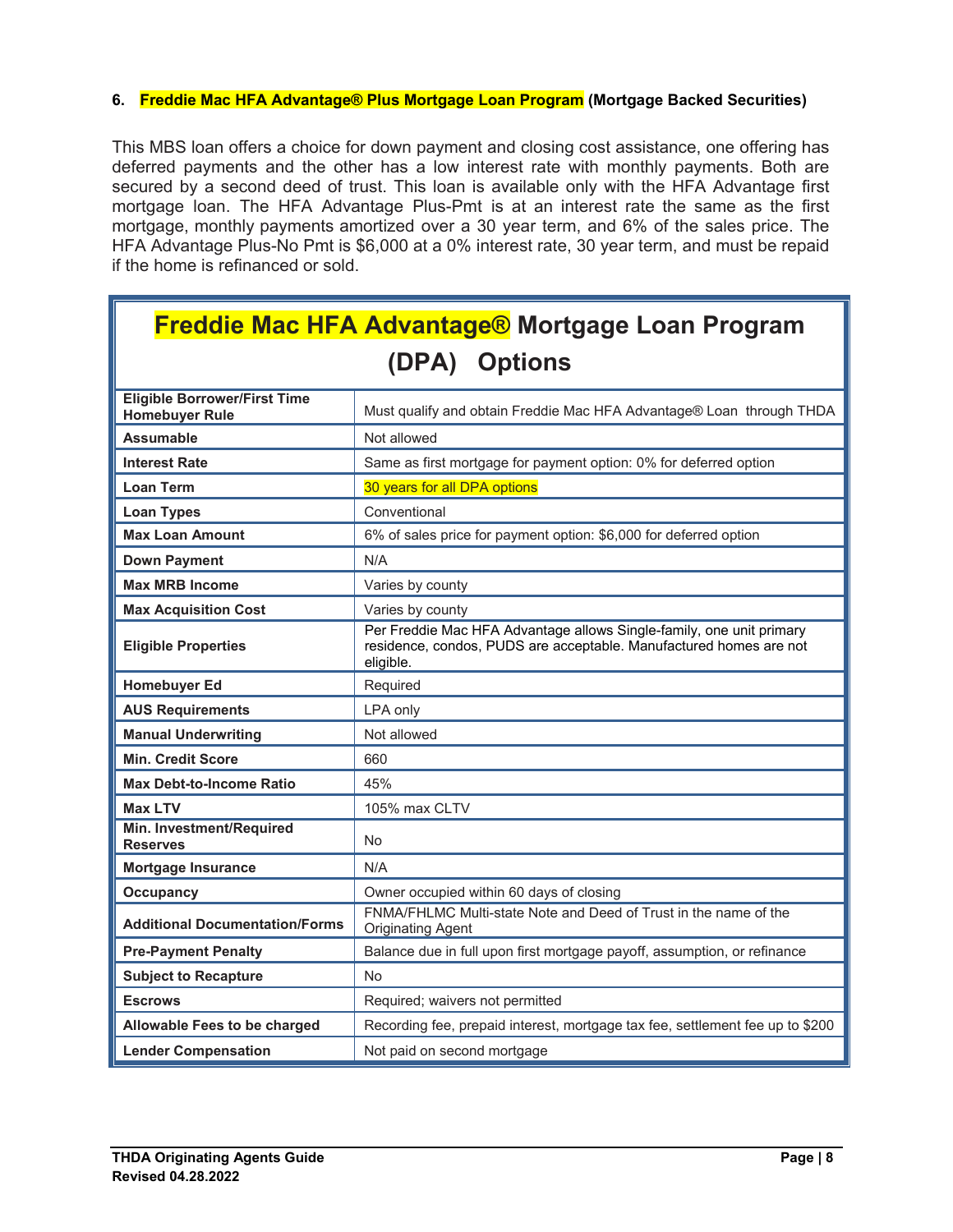### 6. Freddie Mac HFA Advantage® Plus Mortgage Loan Program (Mortgage Backed Securities)

This MBS loan offers a choice for down payment and closing cost assistance, one offering has deferred payments and the other has a low interest rate with monthly payments. Both are secured by a second deed of trust. This loan is available only with the HFA Advantage first mortgage loan. The HFA Advantage Plus-Pmt is at an interest rate the same as the first mortgage, monthly payments amortized over a 30 year term, and 6% of the sales price. The HFA Advantage Plus-No Pmt is $6,000 at a 0% interest rate, 30 year term, and must be repaid if the home is refinanced or sold.

| Freddie Mac HFA Advantage® Mortgage Loan Program (DPA) Options | |
|---|---|
| **Eligible Borrower/First Time Homebuyer Rule** | Must qualify and obtain Freddie Mac HFA Advantage® Loan through THDA |
| **Assumable** | Not allowed |
| **Interest Rate** | Same as first mortgage for payment option: 0% for deferred option |
| **Loan Term** | 30 years for all DPA options |
| **Loan Types** | Conventional |
| **Max Loan Amount** | 6% of sales price for payment option: $6,000 for deferred option |
| **Down Payment** | N/A |
| **Max MRB Income** | Varies by county |
| **Max Acquisition Cost** | Varies by county |
| **Eligible Properties** | Per Freddie Mac HFA Advantage allows Single-family, one unit primary residence, condos, PUDS are acceptable. Manufactured homes are not eligible. |
| **Homebuyer Ed** | Required |
| **AUS Requirements** | LPA only |
| **Manual Underwriting** | Not allowed |
| **Min. Credit Score** | 660 |
| **Max Debt-to-Income Ratio** | 45% |
| **Max LTV** | 105% max CLTV |
| **Min. Investment/Required Reserves** | No |
| **Mortgage Insurance** | N/A |
| **Occupancy** | Owner occupied within 60 days of closing |
| **Additional Documentation/Forms** | FNMA/FHLMC Multi-state Note and Deed of Trust in the name of the Originating Agent |
| **Pre-Payment Penalty** | Balance due in full upon first mortgage payoff, assumption, or refinance |
| **Subject to Recapture** | No |
| **Escrows** | Required; waivers not permitted |
| **Allowable Fees to be charged** | Recording fee, prepaid interest, mortgage tax fee, settlement fee up to $200 |
| **Lender Compensation** | Not paid on second mortgage |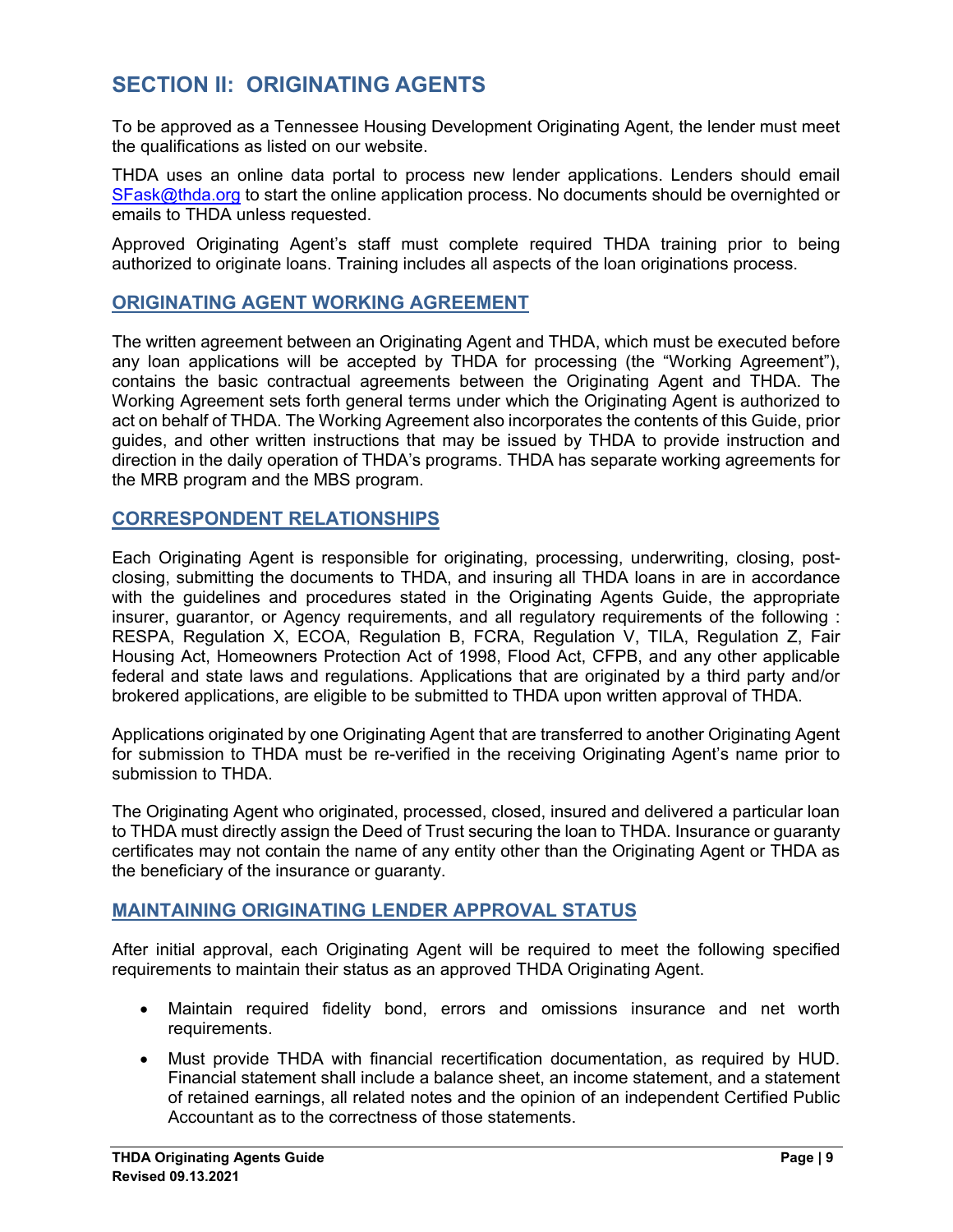## SECTION II: ORIGINATING AGENTS

To be approved as a Tennessee Housing Development Originating Agent, the lender must meet the qualifications as listed on our website.

THDA uses an online data portal to process new lender applications. Lenders should email SFask@thda.org to start the online application process. No documents should be overnighted or emails to THDA unless requested.

Approved Originating Agent's staff must complete required THDA training prior to being authorized to originate loans. Training includes all aspects of the loan originations process.

### ORIGINATING AGENT WORKING AGREEMENT

The written agreement between an Originating Agent and THDA, which must be executed before any loan applications will be accepted by THDA for processing (the "Working Agreement"), contains the basic contractual agreements between the Originating Agent and THDA. The Working Agreement sets forth general terms under which the Originating Agent is authorized to act on behalf of THDA. The Working Agreement also incorporates the contents of this Guide, prior guides, and other written instructions that may be issued by THDA to provide instruction and direction in the daily operation of THDA's programs. THDA has separate working agreements for the MRB program and the MBS program.

### CORRESPONDENT RELATIONSHIPS

Each Originating Agent is responsible for originating, processing, underwriting, closing, post-closing, submitting the documents to THDA, and insuring all THDA loans in are in accordance with the guidelines and procedures stated in the Originating Agents Guide, the appropriate insurer, guarantor, or Agency requirements, and all regulatory requirements of the following : RESPA, Regulation X, ECOA, Regulation B, FCRA, Regulation V, TILA, Regulation Z, Fair Housing Act, Homeowners Protection Act of 1998, Flood Act, CFPB, and any other applicable federal and state laws and regulations. Applications that are originated by a third party and/or brokered applications, are eligible to be submitted to THDA upon written approval of THDA.

Applications originated by one Originating Agent that are transferred to another Originating Agent for submission to THDA must be re-verified in the receiving Originating Agent's name prior to submission to THDA.

The Originating Agent who originated, processed, closed, insured and delivered a particular loan to THDA must directly assign the Deed of Trust securing the loan to THDA. Insurance or guaranty certificates may not contain the name of any entity other than the Originating Agent or THDA as the beneficiary of the insurance or guaranty.

### MAINTAINING ORIGINATING LENDER APPROVAL STATUS

After initial approval, each Originating Agent will be required to meet the following specified requirements to maintain their status as an approved THDA Originating Agent.

- Maintain required fidelity bond, errors and omissions insurance and net worth requirements.
- Must provide THDA with financial recertification documentation, as required by HUD. Financial statement shall include a balance sheet, an income statement, and a statement of retained earnings, all related notes and the opinion of an independent Certified Public Accountant as to the correctness of those statements.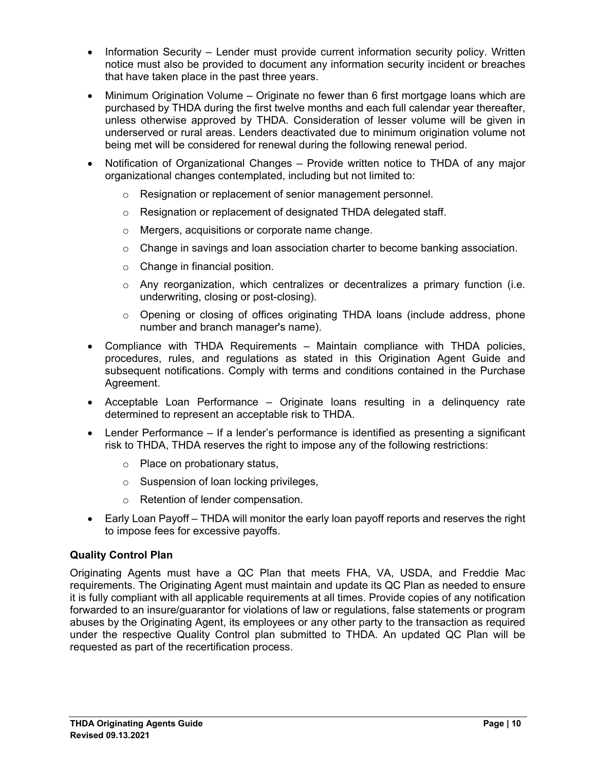- Information Security – Lender must provide current information security policy. Written notice must also be provided to document any information security incident or breaches that have taken place in the past three years.
- Minimum Origination Volume – Originate no fewer than 6 first mortgage loans which are purchased by THDA during the first twelve months and each full calendar year thereafter, unless otherwise approved by THDA. Consideration of lesser volume will be given in underserved or rural areas. Lenders deactivated due to minimum origination volume not being met will be considered for renewal during the following renewal period.
- Notification of Organizational Changes – Provide written notice to THDA of any major organizational changes contemplated, including but not limited to:
  - Resignation or replacement of senior management personnel.
  - Resignation or replacement of designated THDA delegated staff.
  - Mergers, acquisitions or corporate name change.
  - Change in savings and loan association charter to become banking association.
  - Change in financial position.
  - Any reorganization, which centralizes or decentralizes a primary function (i.e. underwriting, closing or post-closing).
  - Opening or closing of offices originating THDA loans (include address, phone number and branch manager's name).
- Compliance with THDA Requirements – Maintain compliance with THDA policies, procedures, rules, and regulations as stated in this Origination Agent Guide and subsequent notifications. Comply with terms and conditions contained in the Purchase Agreement.
- Acceptable Loan Performance – Originate loans resulting in a delinquency rate determined to represent an acceptable risk to THDA.
- Lender Performance – If a lender's performance is identified as presenting a significant risk to THDA, THDA reserves the right to impose any of the following restrictions:
  - Place on probationary status,
  - Suspension of loan locking privileges,
  - Retention of lender compensation.
- Early Loan Payoff – THDA will monitor the early loan payoff reports and reserves the right to impose fees for excessive payoffs.

### Quality Control Plan

Originating Agents must have a QC Plan that meets FHA, VA, USDA, and Freddie Mac requirements. The Originating Agent must maintain and update its QC Plan as needed to ensure it is fully compliant with all applicable requirements at all times. Provide copies of any notification forwarded to an insure/guarantor for violations of law or regulations, false statements or program abuses by the Originating Agent, its employees or any other party to the transaction as required under the respective Quality Control plan submitted to THDA. An updated QC Plan will be requested as part of the recertification process.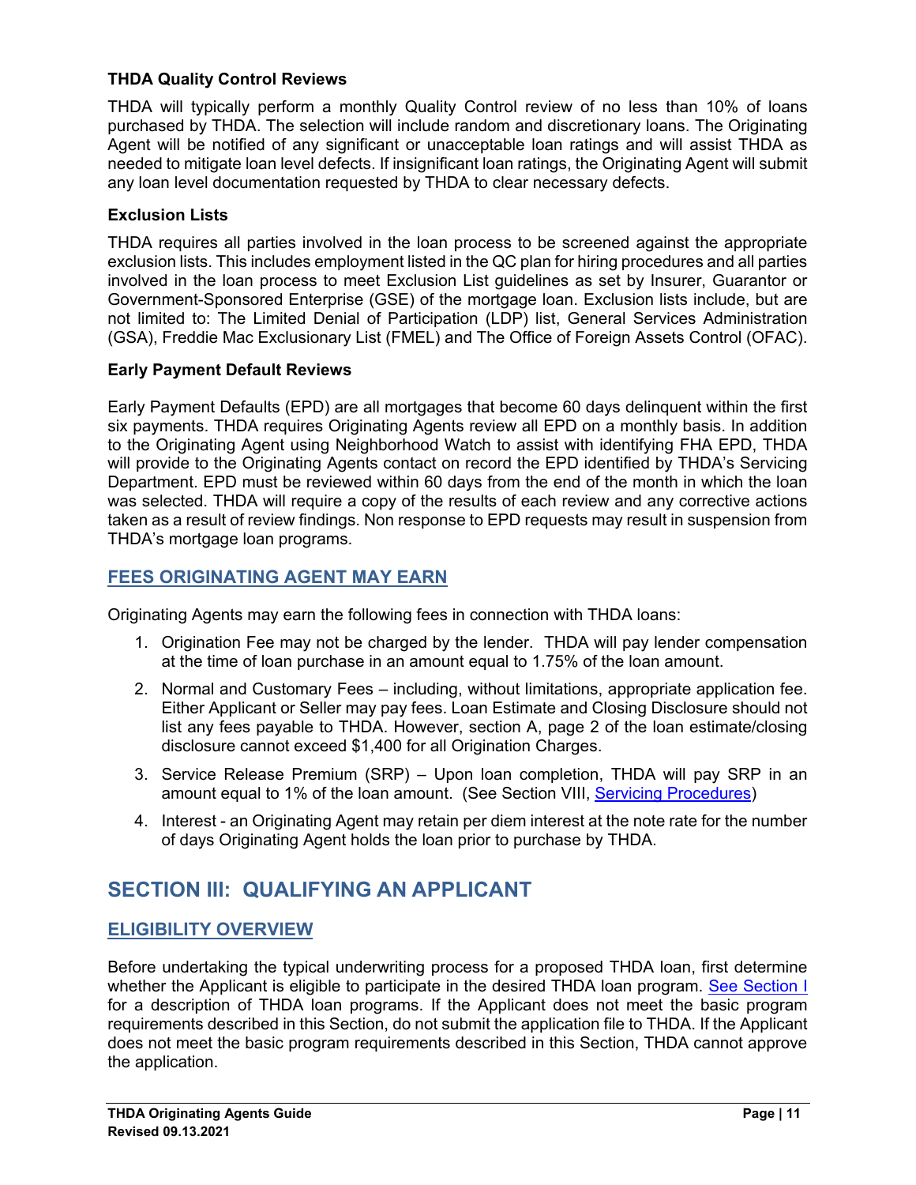### THDA Quality Control Reviews

THDA will typically perform a monthly Quality Control review of no less than 10% of loans purchased by THDA. The selection will include random and discretionary loans. The Originating Agent will be notified of any significant or unacceptable loan ratings and will assist THDA as needed to mitigate loan level defects. If insignificant loan ratings, the Originating Agent will submit any loan level documentation requested by THDA to clear necessary defects.

### Exclusion Lists

THDA requires all parties involved in the loan process to be screened against the appropriate exclusion lists. This includes employment listed in the QC plan for hiring procedures and all parties involved in the loan process to meet Exclusion List guidelines as set by Insurer, Guarantor or Government-Sponsored Enterprise (GSE) of the mortgage loan. Exclusion lists include, but are not limited to: The Limited Denial of Participation (LDP) list, General Services Administration (GSA), Freddie Mac Exclusionary List (FMEL) and The Office of Foreign Assets Control (OFAC).

### Early Payment Default Reviews

Early Payment Defaults (EPD) are all mortgages that become 60 days delinquent within the first six payments. THDA requires Originating Agents review all EPD on a monthly basis. In addition to the Originating Agent using Neighborhood Watch to assist with identifying FHA EPD, THDA will provide to the Originating Agents contact on record the EPD identified by THDA's Servicing Department. EPD must be reviewed within 60 days from the end of the month in which the loan was selected. THDA will require a copy of the results of each review and any corrective actions taken as a result of review findings. Non response to EPD requests may result in suspension from THDA's mortgage loan programs.

## FEES ORIGINATING AGENT MAY EARN

Originating Agents may earn the following fees in connection with THDA loans:

1. Origination Fee may not be charged by the lender. THDA will pay lender compensation at the time of loan purchase in an amount equal to 1.75% of the loan amount.
2. Normal and Customary Fees – including, without limitations, appropriate application fee. Either Applicant or Seller may pay fees. Loan Estimate and Closing Disclosure should not list any fees payable to THDA. However, section A, page 2 of the loan estimate/closing disclosure cannot exceed $1,400 for all Origination Charges.
3. Service Release Premium (SRP) – Upon loan completion, THDA will pay SRP in an amount equal to 1% of the loan amount. (See Section VIII, Servicing Procedures)
4. Interest - an Originating Agent may retain per diem interest at the note rate for the number of days Originating Agent holds the loan prior to purchase by THDA.

# SECTION III: QUALIFYING AN APPLICANT

## ELIGIBILITY OVERVIEW

Before undertaking the typical underwriting process for a proposed THDA loan, first determine whether the Applicant is eligible to participate in the desired THDA loan program. See Section I for a description of THDA loan programs. If the Applicant does not meet the basic program requirements described in this Section, do not submit the application file to THDA. If the Applicant does not meet the basic program requirements described in this Section, THDA cannot approve the application.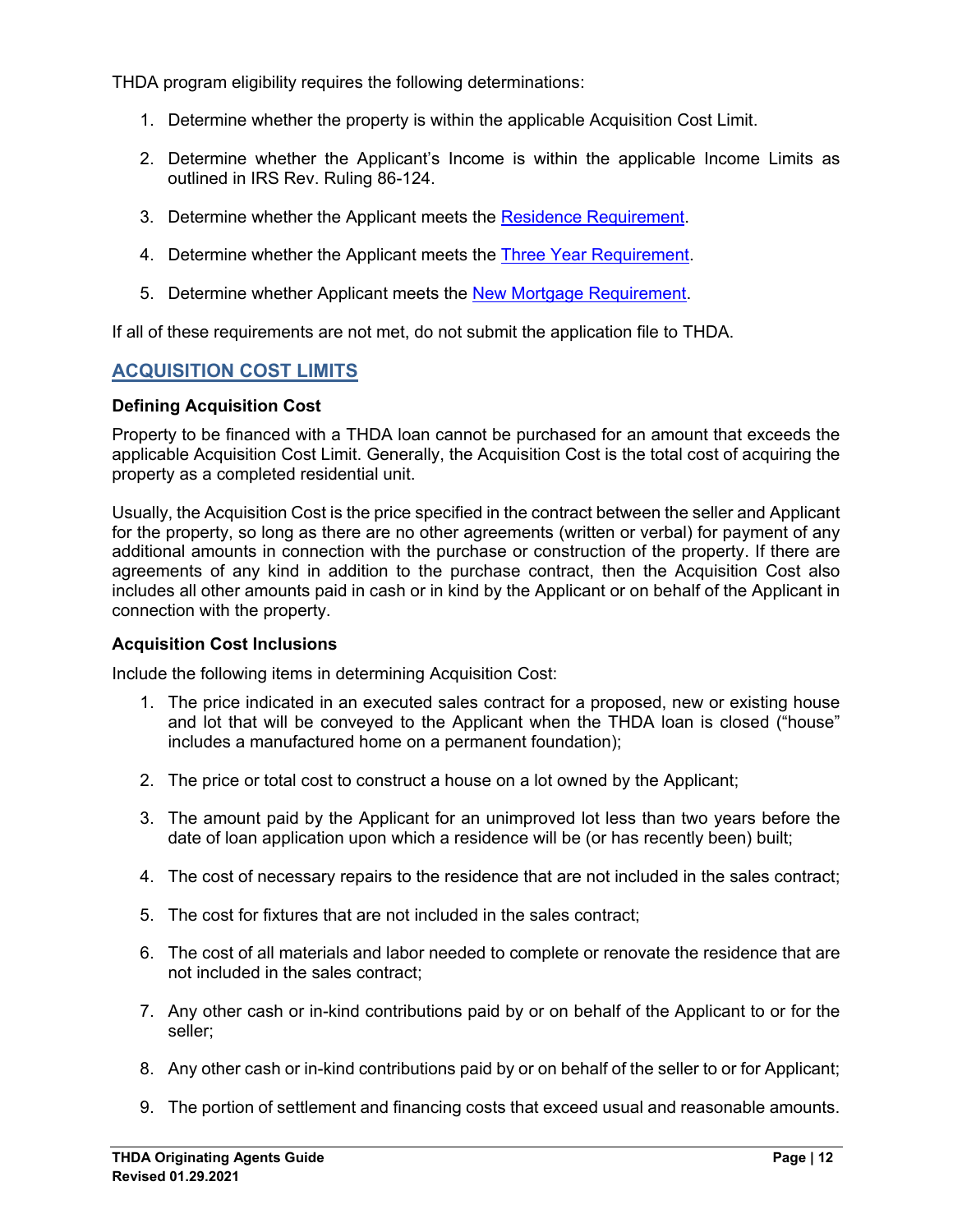THDA program eligibility requires the following determinations:

1. Determine whether the property is within the applicable Acquisition Cost Limit.
2. Determine whether the Applicant's Income is within the applicable Income Limits as outlined in IRS Rev. Ruling 86-124.
3. Determine whether the Applicant meets the Residence Requirement.
4. Determine whether the Applicant meets the Three Year Requirement.
5. Determine whether Applicant meets the New Mortgage Requirement.

If all of these requirements are not met, do not submit the application file to THDA.

## ACQUISITION COST LIMITS

### Defining Acquisition Cost

Property to be financed with a THDA loan cannot be purchased for an amount that exceeds the applicable Acquisition Cost Limit. Generally, the Acquisition Cost is the total cost of acquiring the property as a completed residential unit.

Usually, the Acquisition Cost is the price specified in the contract between the seller and Applicant for the property, so long as there are no other agreements (written or verbal) for payment of any additional amounts in connection with the purchase or construction of the property. If there are agreements of any kind in addition to the purchase contract, then the Acquisition Cost also includes all other amounts paid in cash or in kind by the Applicant or on behalf of the Applicant in connection with the property.

### Acquisition Cost Inclusions

Include the following items in determining Acquisition Cost:

1. The price indicated in an executed sales contract for a proposed, new or existing house and lot that will be conveyed to the Applicant when the THDA loan is closed ("house" includes a manufactured home on a permanent foundation);
2. The price or total cost to construct a house on a lot owned by the Applicant;
3. The amount paid by the Applicant for an unimproved lot less than two years before the date of loan application upon which a residence will be (or has recently been) built;
4. The cost of necessary repairs to the residence that are not included in the sales contract;
5. The cost for fixtures that are not included in the sales contract;
6. The cost of all materials and labor needed to complete or renovate the residence that are not included in the sales contract;
7. Any other cash or in-kind contributions paid by or on behalf of the Applicant to or for the seller;
8. Any other cash or in-kind contributions paid by or on behalf of the seller to or for Applicant;
9. The portion of settlement and financing costs that exceed usual and reasonable amounts.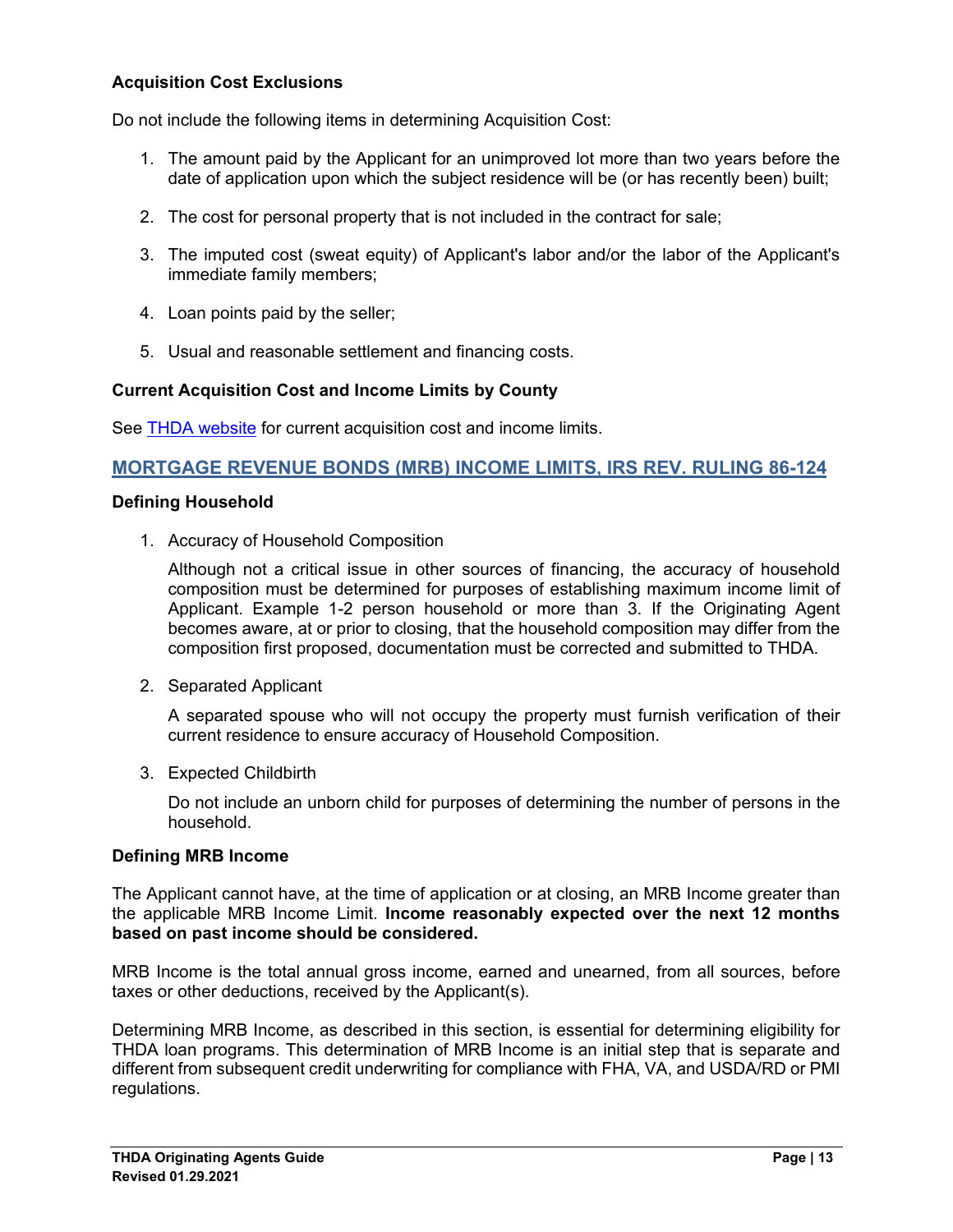### Acquisition Cost Exclusions

Do not include the following items in determining Acquisition Cost:

1. The amount paid by the Applicant for an unimproved lot more than two years before the date of application upon which the subject residence will be (or has recently been) built;

2. The cost for personal property that is not included in the contract for sale;

3. The imputed cost (sweat equity) of Applicant's labor and/or the labor of the Applicant's immediate family members;

4. Loan points paid by the seller;

5. Usual and reasonable settlement and financing costs.

### Current Acquisition Cost and Income Limits by County

See THDA website for current acquisition cost and income limits.

## MORTGAGE REVENUE BONDS (MRB) INCOME LIMITS, IRS REV. RULING 86-124

### Defining Household

1. Accuracy of Household Composition

   Although not a critical issue in other sources of financing, the accuracy of household composition must be determined for purposes of establishing maximum income limit of Applicant. Example 1-2 person household or more than 3. If the Originating Agent becomes aware, at or prior to closing, that the household composition may differ from the composition first proposed, documentation must be corrected and submitted to THDA.

2. Separated Applicant

   A separated spouse who will not occupy the property must furnish verification of their current residence to ensure accuracy of Household Composition.

3. Expected Childbirth

   Do not include an unborn child for purposes of determining the number of persons in the household.

### Defining MRB Income

The Applicant cannot have, at the time of application or at closing, an MRB Income greater than the applicable MRB Income Limit. **Income reasonably expected over the next 12 months based on past income should be considered.**

MRB Income is the total annual gross income, earned and unearned, from all sources, before taxes or other deductions, received by the Applicant(s).

Determining MRB Income, as described in this section, is essential for determining eligibility for THDA loan programs. This determination of MRB Income is an initial step that is separate and different from subsequent credit underwriting for compliance with FHA, VA, and USDA/RD or PMI regulations.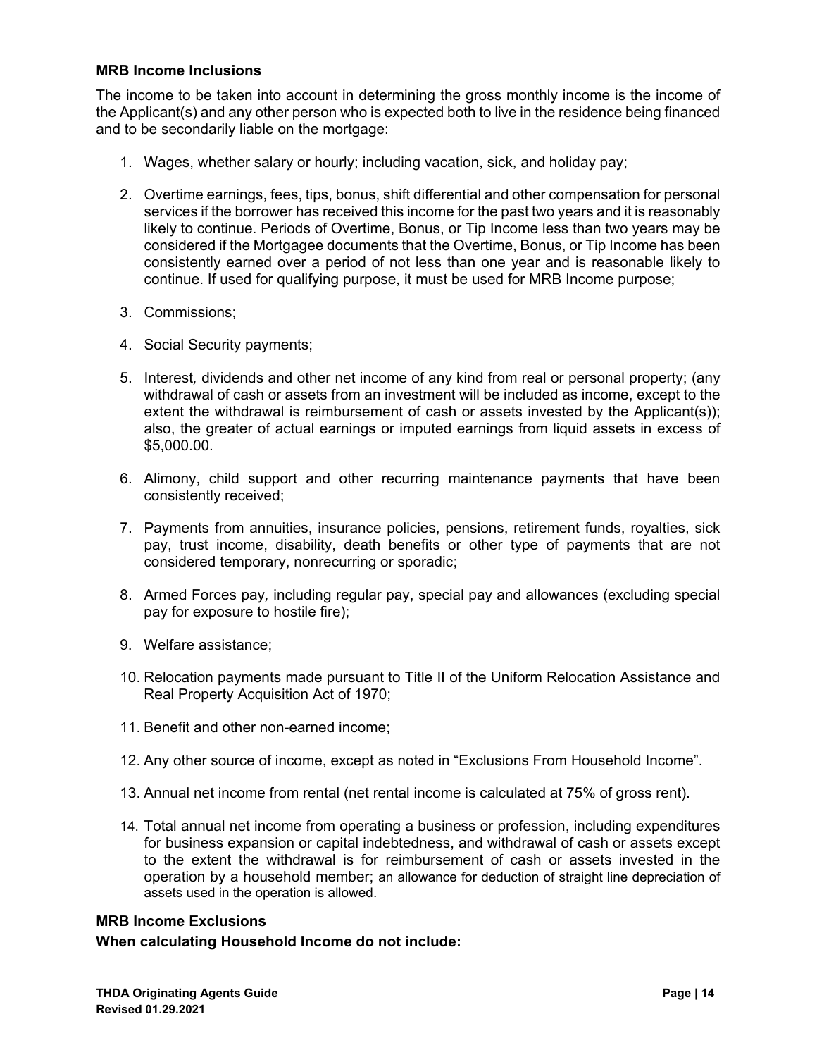**MRB Income Inclusions**

The income to be taken into account in determining the gross monthly income is the income of the Applicant(s) and any other person who is expected both to live in the residence being financed and to be secondarily liable on the mortgage:

1. Wages, whether salary or hourly; including vacation, sick, and holiday pay;
2. Overtime earnings, fees, tips, bonus, shift differential and other compensation for personal services if the borrower has received this income for the past two years and it is reasonably likely to continue. Periods of Overtime, Bonus, or Tip Income less than two years may be considered if the Mortgagee documents that the Overtime, Bonus, or Tip Income has been consistently earned over a period of not less than one year and is reasonable likely to continue. If used for qualifying purpose, it must be used for MRB Income purpose;
3. Commissions;
4. Social Security payments;
5. Interest, dividends and other net income of any kind from real or personal property; (any withdrawal of cash or assets from an investment will be included as income, except to the extent the withdrawal is reimbursement of cash or assets invested by the Applicant(s)); also, the greater of actual earnings or imputed earnings from liquid assets in excess of $5,000.00.
6. Alimony, child support and other recurring maintenance payments that have been consistently received;
7. Payments from annuities, insurance policies, pensions, retirement funds, royalties, sick pay, trust income, disability, death benefits or other type of payments that are not considered temporary, nonrecurring or sporadic;
8. Armed Forces pay, including regular pay, special pay and allowances (excluding special pay for exposure to hostile fire);
9. Welfare assistance;
10. Relocation payments made pursuant to Title II of the Uniform Relocation Assistance and Real Property Acquisition Act of 1970;
11. Benefit and other non-earned income;
12. Any other source of income, except as noted in "Exclusions From Household Income".
13. Annual net income from rental (net rental income is calculated at 75% of gross rent).
14. Total annual net income from operating a business or profession, including expenditures for business expansion or capital indebtedness, and withdrawal of cash or assets except to the extent the withdrawal is for reimbursement of cash or assets invested in the operation by a household member; an allowance for deduction of straight line depreciation of assets used in the operation is allowed.

**MRB Income Exclusions**

**When calculating Household Income do not include:**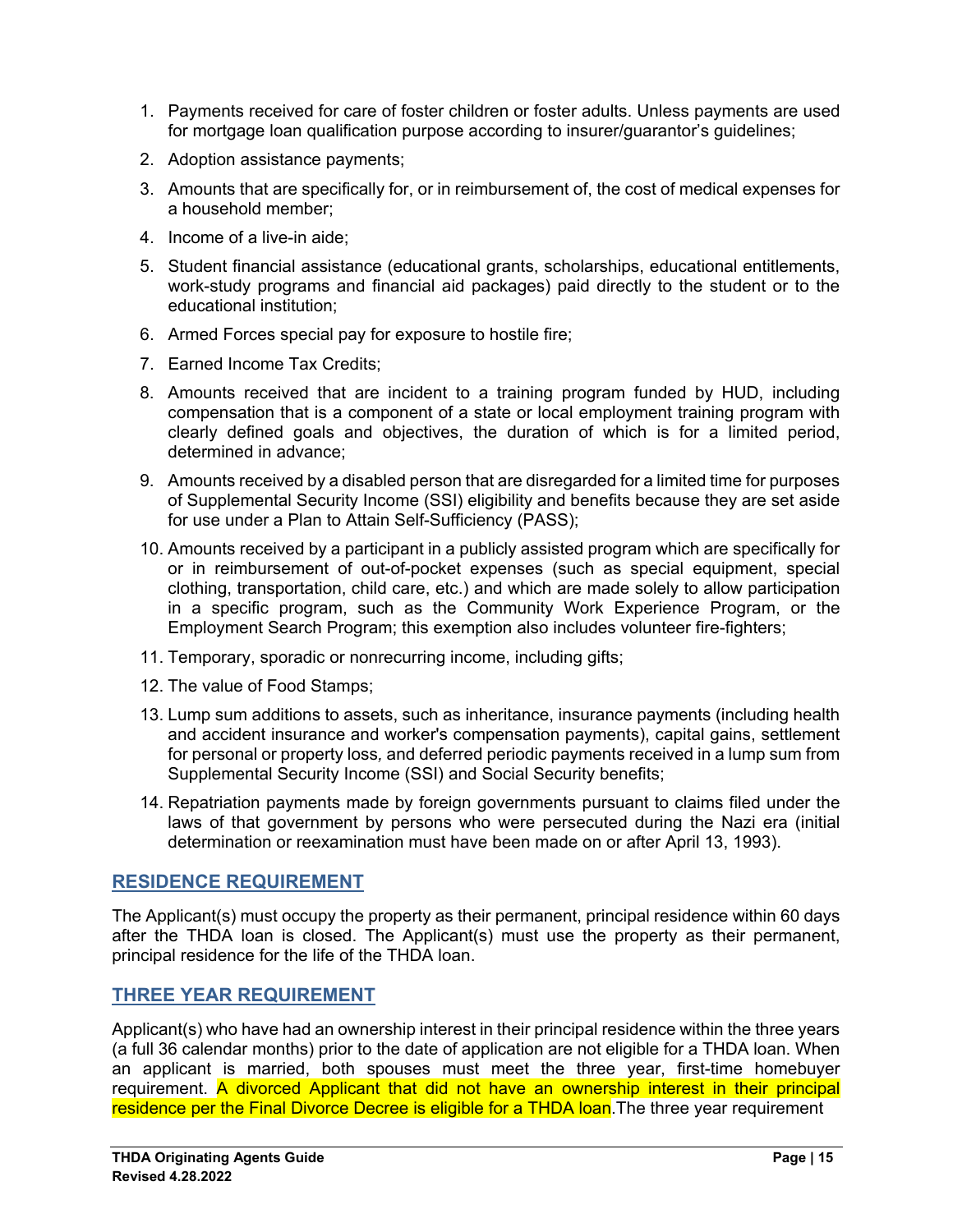1. Payments received for care of foster children or foster adults. Unless payments are used for mortgage loan qualification purpose according to insurer/guarantor's guidelines;
2. Adoption assistance payments;
3. Amounts that are specifically for, or in reimbursement of, the cost of medical expenses for a household member;
4. Income of a live-in aide;
5. Student financial assistance (educational grants, scholarships, educational entitlements, work-study programs and financial aid packages) paid directly to the student or to the educational institution;
6. Armed Forces special pay for exposure to hostile fire;
7. Earned Income Tax Credits;
8. Amounts received that are incident to a training program funded by HUD, including compensation that is a component of a state or local employment training program with clearly defined goals and objectives, the duration of which is for a limited period, determined in advance;
9. Amounts received by a disabled person that are disregarded for a limited time for purposes of Supplemental Security Income (SSI) eligibility and benefits because they are set aside for use under a Plan to Attain Self-Sufficiency (PASS);
10. Amounts received by a participant in a publicly assisted program which are specifically for or in reimbursement of out-of-pocket expenses (such as special equipment, special clothing, transportation, child care, etc.) and which are made solely to allow participation in a specific program, such as the Community Work Experience Program, or the Employment Search Program; this exemption also includes volunteer fire-fighters;
11. Temporary, sporadic or nonrecurring income, including gifts;
12. The value of Food Stamps;
13. Lump sum additions to assets, such as inheritance, insurance payments (including health and accident insurance and worker's compensation payments), capital gains, settlement for personal or property loss, and deferred periodic payments received in a lump sum from Supplemental Security Income (SSI) and Social Security benefits;
14. Repatriation payments made by foreign governments pursuant to claims filed under the laws of that government by persons who were persecuted during the Nazi era (initial determination or reexamination must have been made on or after April 13, 1993).

## RESIDENCE REQUIREMENT

The Applicant(s) must occupy the property as their permanent, principal residence within 60 days after the THDA loan is closed. The Applicant(s) must use the property as their permanent, principal residence for the life of the THDA loan.

## THREE YEAR REQUIREMENT

Applicant(s) who have had an ownership interest in their principal residence within the three years (a full 36 calendar months) prior to the date of application are not eligible for a THDA loan. When an applicant is married, both spouses must meet the three year, first-time homebuyer requirement. A divorced Applicant that did not have an ownership interest in their principal residence per the Final Divorce Decree is eligible for a THDA loan.The three year requirement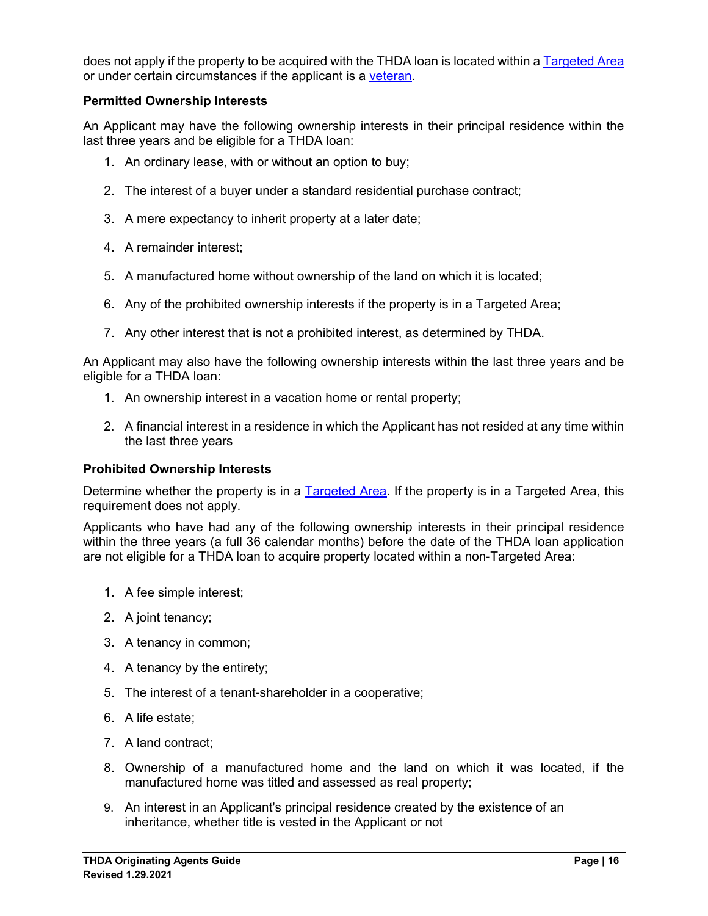does not apply if the property to be acquired with the THDA loan is located within a Targeted Area or under certain circumstances if the applicant is a veteran.

**Permitted Ownership Interests**

An Applicant may have the following ownership interests in their principal residence within the last three years and be eligible for a THDA loan:

1. An ordinary lease, with or without an option to buy;
2. The interest of a buyer under a standard residential purchase contract;
3. A mere expectancy to inherit property at a later date;
4. A remainder interest;
5. A manufactured home without ownership of the land on which it is located;
6. Any of the prohibited ownership interests if the property is in a Targeted Area;
7. Any other interest that is not a prohibited interest, as determined by THDA.

An Applicant may also have the following ownership interests within the last three years and be eligible for a THDA loan:

1. An ownership interest in a vacation home or rental property;
2. A financial interest in a residence in which the Applicant has not resided at any time within the last three years

**Prohibited Ownership Interests**

Determine whether the property is in a Targeted Area. If the property is in a Targeted Area, this requirement does not apply.

Applicants who have had any of the following ownership interests in their principal residence within the three years (a full 36 calendar months) before the date of the THDA loan application are not eligible for a THDA loan to acquire property located within a non-Targeted Area:

1. A fee simple interest;
2. A joint tenancy;
3. A tenancy in common;
4. A tenancy by the entirety;
5. The interest of a tenant-shareholder in a cooperative;
6. A life estate;
7. A land contract;
8. Ownership of a manufactured home and the land on which it was located, if the manufactured home was titled and assessed as real property;
9. An interest in an Applicant's principal residence created by the existence of an inheritance, whether title is vested in the Applicant or not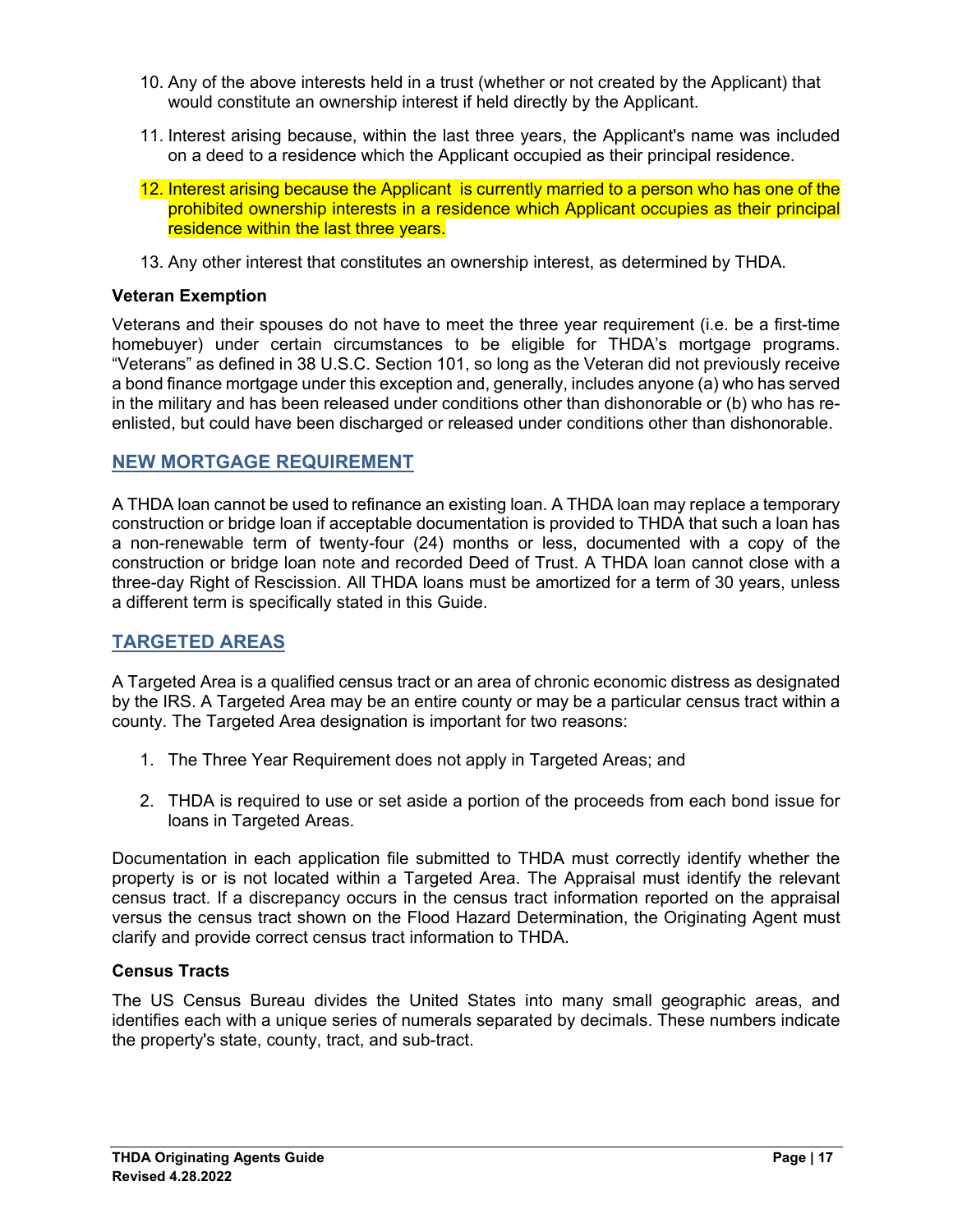10. Any of the above interests held in a trust (whether or not created by the Applicant) that would constitute an ownership interest if held directly by the Applicant.

11. Interest arising because, within the last three years, the Applicant's name was included on a deed to a residence which the Applicant occupied as their principal residence.

12. Interest arising because the Applicant is currently married to a person who has one of the prohibited ownership interests in a residence which Applicant occupies as their principal residence within the last three years.

13. Any other interest that constitutes an ownership interest, as determined by THDA.

**Veteran Exemption**

Veterans and their spouses do not have to meet the three year requirement (i.e. be a first-time homebuyer) under certain circumstances to be eligible for THDA's mortgage programs. "Veterans" as defined in 38 U.S.C. Section 101, so long as the Veteran did not previously receive a bond finance mortgage under this exception and, generally, includes anyone (a) who has served in the military and has been released under conditions other than dishonorable or (b) who has re-enlisted, but could have been discharged or released under conditions other than dishonorable.

## NEW MORTGAGE REQUIREMENT

A THDA loan cannot be used to refinance an existing loan. A THDA loan may replace a temporary construction or bridge loan if acceptable documentation is provided to THDA that such a loan has a non-renewable term of twenty-four (24) months or less, documented with a copy of the construction or bridge loan note and recorded Deed of Trust. A THDA loan cannot close with a three-day Right of Rescission. All THDA loans must be amortized for a term of 30 years, unless a different term is specifically stated in this Guide.

## TARGETED AREAS

A Targeted Area is a qualified census tract or an area of chronic economic distress as designated by the IRS. A Targeted Area may be an entire county or may be a particular census tract within a county. The Targeted Area designation is important for two reasons:

1. The Three Year Requirement does not apply in Targeted Areas; and

2. THDA is required to use or set aside a portion of the proceeds from each bond issue for loans in Targeted Areas.

Documentation in each application file submitted to THDA must correctly identify whether the property is or is not located within a Targeted Area. The Appraisal must identify the relevant census tract. If a discrepancy occurs in the census tract information reported on the appraisal versus the census tract shown on the Flood Hazard Determination, the Originating Agent must clarify and provide correct census tract information to THDA.

**Census Tracts**

The US Census Bureau divides the United States into many small geographic areas, and identifies each with a unique series of numerals separated by decimals. These numbers indicate the property's state, county, tract, and sub-tract.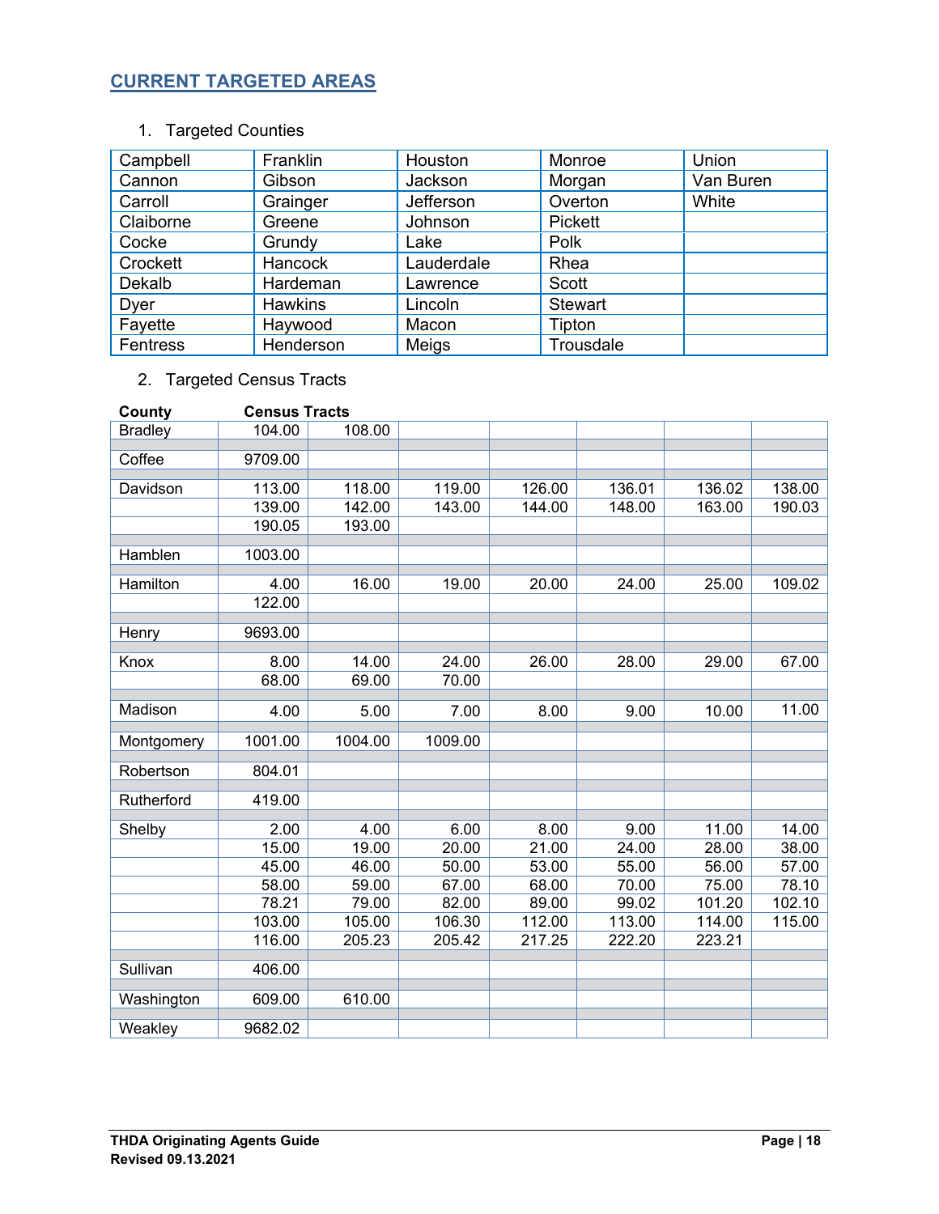## CURRENT TARGETED AREAS

1. Targeted Counties

| | | | | |
|---|---|---|---|---|
| Campbell | Franklin | Houston | Monroe | Union |
| Cannon | Gibson | Jackson | Morgan | Van Buren |
| Carroll | Grainger | Jefferson | Overton | White |
| Claiborne | Greene | Johnson | Pickett | |
| Cocke | Grundy | Lake | Polk | |
| Crockett | Hancock | Lauderdale | Rhea | |
| Dekalb | Hardeman | Lawrence | Scott | |
| Dyer | Hawkins | Lincoln | Stewart | |
| Fayette | Haywood | Macon | Tipton | |
| Fentress | Henderson | Meigs | Trousdale | |

2. Targeted Census Tracts

| County | Census Tracts | | | | | | |
|---|---|---|---|---|---|---|---|
| Bradley | 104.00 | 108.00 | | | | | |
| Coffee | 9709.00 | | | | | | |
| Davidson | 113.00 | 118.00 | 119.00 | 126.00 | 136.01 | 136.02 | 138.00 |
| | 139.00 | 142.00 | 143.00 | 144.00 | 148.00 | 163.00 | 190.03 |
| | 190.05 | 193.00 | | | | | |
| Hamblen | 1003.00 | | | | | | |
| Hamilton | 4.00 | 16.00 | 19.00 | 20.00 | 24.00 | 25.00 | 109.02 |
| | 122.00 | | | | | | |
| Henry | 9693.00 | | | | | | |
| Knox | 8.00 | 14.00 | 24.00 | 26.00 | 28.00 | 29.00 | 67.00 |
| | 68.00 | 69.00 | 70.00 | | | | |
| Madison | 4.00 | 5.00 | 7.00 | 8.00 | 9.00 | 10.00 | 11.00 |
| Montgomery | 1001.00 | 1004.00 | 1009.00 | | | | |
| Robertson | 804.01 | | | | | | |
| Rutherford | 419.00 | | | | | | |
| Shelby | 2.00 | 4.00 | 6.00 | 8.00 | 9.00 | 11.00 | 14.00 |
| | 15.00 | 19.00 | 20.00 | 21.00 | 24.00 | 28.00 | 38.00 |
| | 45.00 | 46.00 | 50.00 | 53.00 | 55.00 | 56.00 | 57.00 |
| | 58.00 | 59.00 | 67.00 | 68.00 | 70.00 | 75.00 | 78.10 |
| | 78.21 | 79.00 | 82.00 | 89.00 | 99.02 | 101.20 | 102.10 |
| | 103.00 | 105.00 | 106.30 | 112.00 | 113.00 | 114.00 | 115.00 |
| | 116.00 | 205.23 | 205.42 | 217.25 | 222.20 | 223.21 | |
| Sullivan | 406.00 | | | | | | |
| Washington | 609.00 | 610.00 | | | | | |
| Weakley | 9682.02 | | | | | | |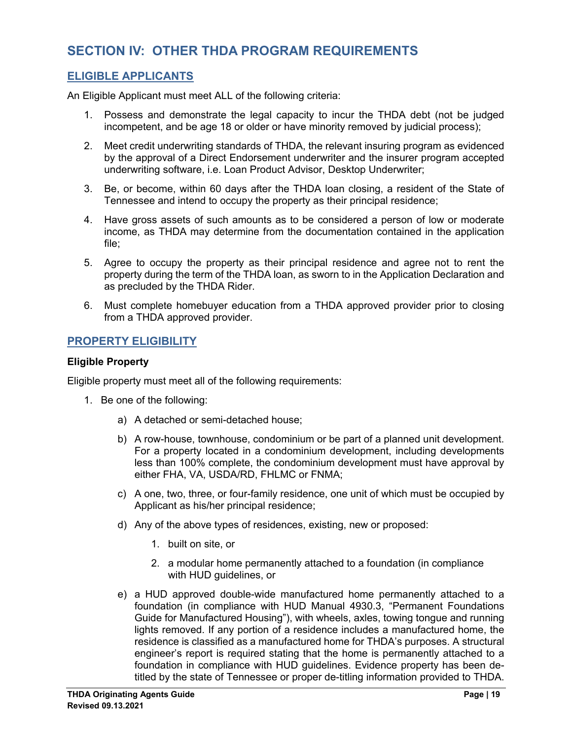# SECTION IV: OTHER THDA PROGRAM REQUIREMENTS

## ELIGIBLE APPLICANTS

An Eligible Applicant must meet ALL of the following criteria:

1. Possess and demonstrate the legal capacity to incur the THDA debt (not be judged incompetent, and be age 18 or older or have minority removed by judicial process);
2. Meet credit underwriting standards of THDA, the relevant insuring program as evidenced by the approval of a Direct Endorsement underwriter and the insurer program accepted underwriting software, i.e. Loan Product Advisor, Desktop Underwriter;
3. Be, or become, within 60 days after the THDA loan closing, a resident of the State of Tennessee and intend to occupy the property as their principal residence;
4. Have gross assets of such amounts as to be considered a person of low or moderate income, as THDA may determine from the documentation contained in the application file;
5. Agree to occupy the property as their principal residence and agree not to rent the property during the term of the THDA loan, as sworn to in the Application Declaration and as precluded by the THDA Rider.
6. Must complete homebuyer education from a THDA approved provider prior to closing from a THDA approved provider.

## PROPERTY ELIGIBILITY

### Eligible Property

Eligible property must meet all of the following requirements:

1. Be one of the following:
   a) A detached or semi-detached house;
   b) A row-house, townhouse, condominium or be part of a planned unit development. For a property located in a condominium development, including developments less than 100% complete, the condominium development must have approval by either FHA, VA, USDA/RD, FHLMC or FNMA;
   c) A one, two, three, or four-family residence, one unit of which must be occupied by Applicant as his/her principal residence;
   d) Any of the above types of residences, existing, new or proposed:
      1. built on site, or
      2. a modular home permanently attached to a foundation (in compliance with HUD guidelines, or
   e) a HUD approved double-wide manufactured home permanently attached to a foundation (in compliance with HUD Manual 4930.3, "Permanent Foundations Guide for Manufactured Housing"), with wheels, axles, towing tongue and running lights removed. If any portion of a residence includes a manufactured home, the residence is classified as a manufactured home for THDA's purposes. A structural engineer's report is required stating that the home is permanently attached to a foundation in compliance with HUD guidelines. Evidence property has been de-titled by the state of Tennessee or proper de-titling information provided to THDA.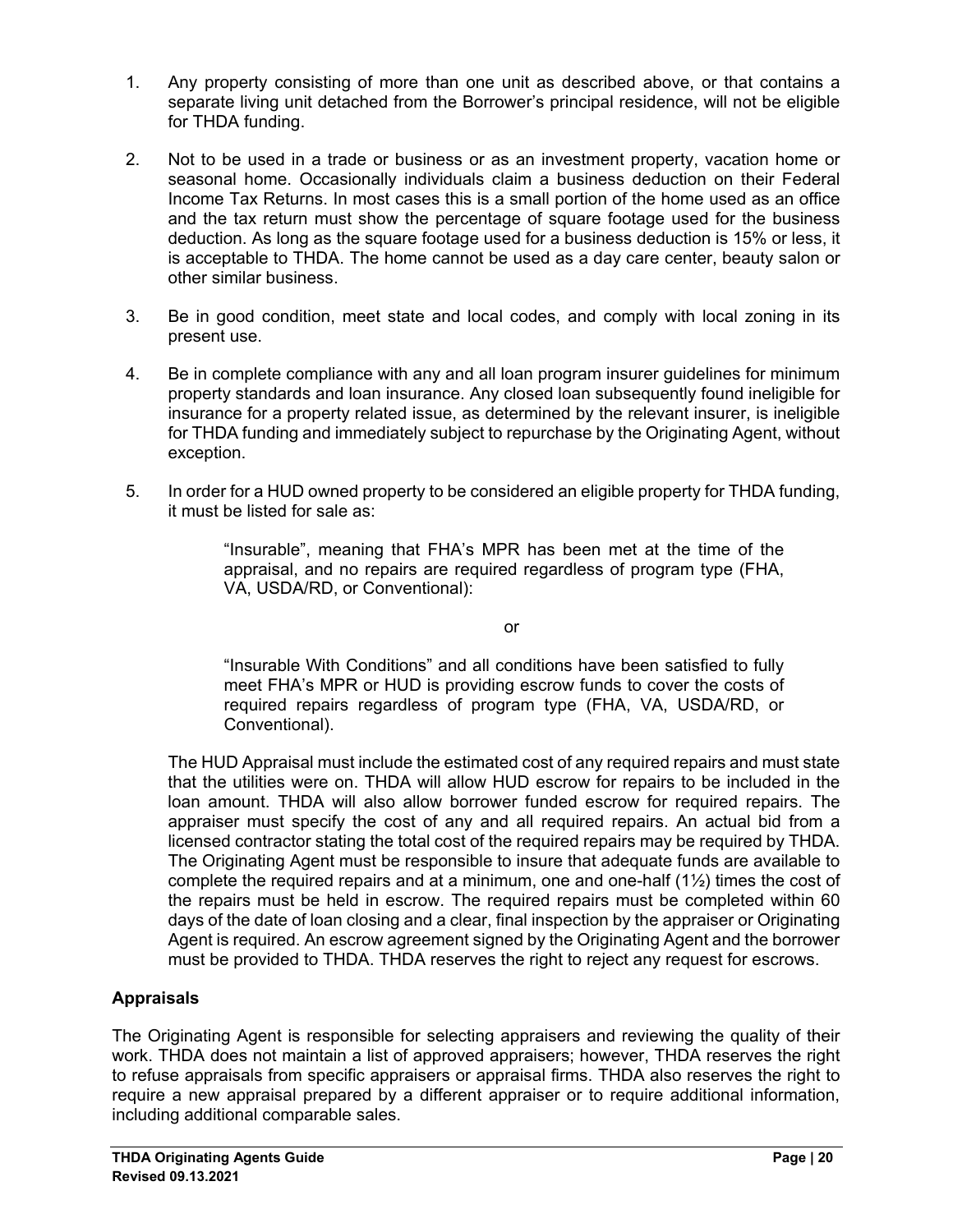1. Any property consisting of more than one unit as described above, or that contains a separate living unit detached from the Borrower's principal residence, will not be eligible for THDA funding.

2. Not to be used in a trade or business or as an investment property, vacation home or seasonal home. Occasionally individuals claim a business deduction on their Federal Income Tax Returns. In most cases this is a small portion of the home used as an office and the tax return must show the percentage of square footage used for the business deduction. As long as the square footage used for a business deduction is 15% or less, it is acceptable to THDA. The home cannot be used as a day care center, beauty salon or other similar business.

3. Be in good condition, meet state and local codes, and comply with local zoning in its present use.

4. Be in complete compliance with any and all loan program insurer guidelines for minimum property standards and loan insurance. Any closed loan subsequently found ineligible for insurance for a property related issue, as determined by the relevant insurer, is ineligible for THDA funding and immediately subject to repurchase by the Originating Agent, without exception.

5. In order for a HUD owned property to be considered an eligible property for THDA funding, it must be listed for sale as:

   > "Insurable", meaning that FHA's MPR has been met at the time of the appraisal, and no repairs are required regardless of program type (FHA, VA, USDA/RD, or Conventional):
   >
   > or
   >
   > "Insurable With Conditions" and all conditions have been satisfied to fully meet FHA's MPR or HUD is providing escrow funds to cover the costs of required repairs regardless of program type (FHA, VA, USDA/RD, or Conventional).

   The HUD Appraisal must include the estimated cost of any required repairs and must state that the utilities were on. THDA will allow HUD escrow for repairs to be included in the loan amount. THDA will also allow borrower funded escrow for required repairs. The appraiser must specify the cost of any and all required repairs. An actual bid from a licensed contractor stating the total cost of the required repairs may be required by THDA. The Originating Agent must be responsible to insure that adequate funds are available to complete the required repairs and at a minimum, one and one-half (1½) times the cost of the repairs must be held in escrow. The required repairs must be completed within 60 days of the date of loan closing and a clear, final inspection by the appraiser or Originating Agent is required. An escrow agreement signed by the Originating Agent and the borrower must be provided to THDA. THDA reserves the right to reject any request for escrows.

### Appraisals

The Originating Agent is responsible for selecting appraisers and reviewing the quality of their work. THDA does not maintain a list of approved appraisers; however, THDA reserves the right to refuse appraisals from specific appraisers or appraisal firms. THDA also reserves the right to require a new appraisal prepared by a different appraiser or to require additional information, including additional comparable sales.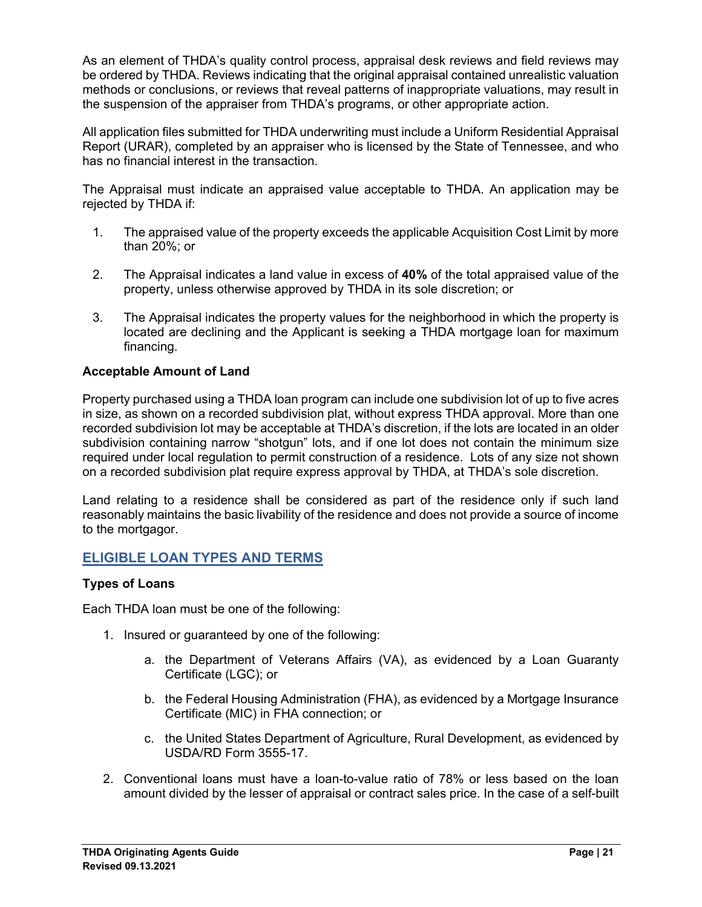As an element of THDA's quality control process, appraisal desk reviews and field reviews may be ordered by THDA. Reviews indicating that the original appraisal contained unrealistic valuation methods or conclusions, or reviews that reveal patterns of inappropriate valuations, may result in the suspension of the appraiser from THDA's programs, or other appropriate action.

All application files submitted for THDA underwriting must include a Uniform Residential Appraisal Report (URAR), completed by an appraiser who is licensed by the State of Tennessee, and who has no financial interest in the transaction.

The Appraisal must indicate an appraised value acceptable to THDA. An application may be rejected by THDA if:

1. The appraised value of the property exceeds the applicable Acquisition Cost Limit by more than 20%; or

2. The Appraisal indicates a land value in excess of **40%** of the total appraised value of the property, unless otherwise approved by THDA in its sole discretion; or

3. The Appraisal indicates the property values for the neighborhood in which the property is located are declining and the Applicant is seeking a THDA mortgage loan for maximum financing.

**Acceptable Amount of Land**

Property purchased using a THDA loan program can include one subdivision lot of up to five acres in size, as shown on a recorded subdivision plat, without express THDA approval. More than one recorded subdivision lot may be acceptable at THDA's discretion, if the lots are located in an older subdivision containing narrow "shotgun" lots, and if one lot does not contain the minimum size required under local regulation to permit construction of a residence. Lots of any size not shown on a recorded subdivision plat require express approval by THDA, at THDA's sole discretion.

Land relating to a residence shall be considered as part of the residence only if such land reasonably maintains the basic livability of the residence and does not provide a source of income to the mortgagor.

## ELIGIBLE LOAN TYPES AND TERMS

**Types of Loans**

Each THDA loan must be one of the following:

1. Insured or guaranteed by one of the following:

    a. the Department of Veterans Affairs (VA), as evidenced by a Loan Guaranty Certificate (LGC); or

    b. the Federal Housing Administration (FHA), as evidenced by a Mortgage Insurance Certificate (MIC) in FHA connection; or

    c. the United States Department of Agriculture, Rural Development, as evidenced by USDA/RD Form 3555-17.

2. Conventional loans must have a loan-to-value ratio of 78% or less based on the loan amount divided by the lesser of appraisal or contract sales price. In the case of a self-built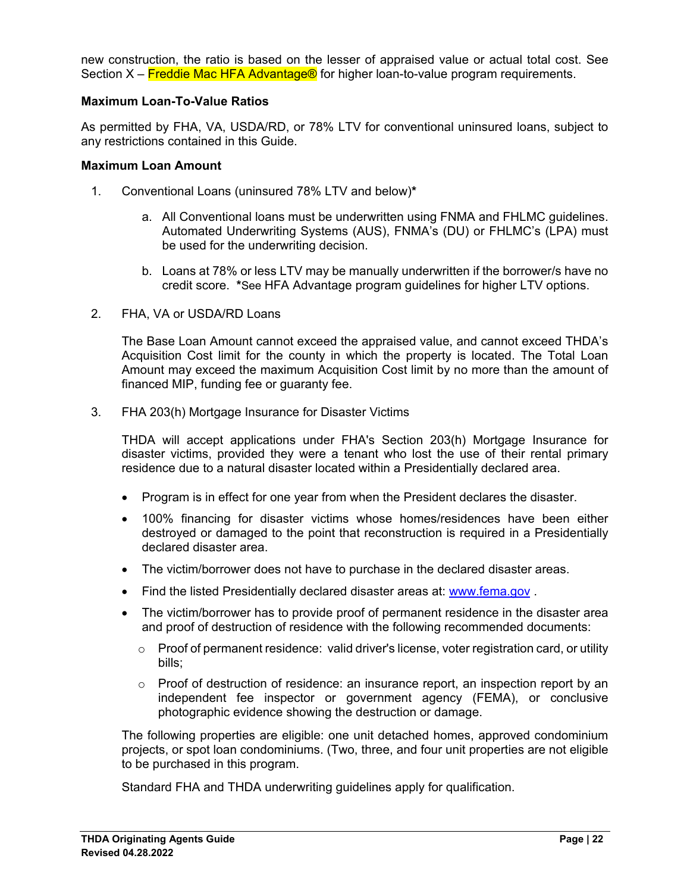new construction, the ratio is based on the lesser of appraised value or actual total cost. See Section X – Freddie Mac HFA Advantage® for higher loan-to-value program requirements.

**Maximum Loan-To-Value Ratios**

As permitted by FHA, VA, USDA/RD, or 78% LTV for conventional uninsured loans, subject to any restrictions contained in this Guide.

**Maximum Loan Amount**

1. Conventional Loans (uninsured 78% LTV and below)**\***

   a. All Conventional loans must be underwritten using FNMA and FHLMC guidelines. Automated Underwriting Systems (AUS), FNMA's (DU) or FHLMC's (LPA) must be used for the underwriting decision.

   b. Loans at 78% or less LTV may be manually underwritten if the borrower/s have no credit score. **\***See HFA Advantage program guidelines for higher LTV options.

2. FHA, VA or USDA/RD Loans

   The Base Loan Amount cannot exceed the appraised value, and cannot exceed THDA's Acquisition Cost limit for the county in which the property is located. The Total Loan Amount may exceed the maximum Acquisition Cost limit by no more than the amount of financed MIP, funding fee or guaranty fee.

3. FHA 203(h) Mortgage Insurance for Disaster Victims

   THDA will accept applications under FHA's Section 203(h) Mortgage Insurance for disaster victims, provided they were a tenant who lost the use of their rental primary residence due to a natural disaster located within a Presidentially declared area.

   - Program is in effect for one year from when the President declares the disaster.
   - 100% financing for disaster victims whose homes/residences have been either destroyed or damaged to the point that reconstruction is required in a Presidentially declared disaster area.
   - The victim/borrower does not have to purchase in the declared disaster areas.
   - Find the listed Presidentially declared disaster areas at: www.fema.gov .
   - The victim/borrower has to provide proof of permanent residence in the disaster area and proof of destruction of residence with the following recommended documents:
     - Proof of permanent residence: valid driver's license, voter registration card, or utility bills;
     - Proof of destruction of residence: an insurance report, an inspection report by an independent fee inspector or government agency (FEMA), or conclusive photographic evidence showing the destruction or damage.

   The following properties are eligible: one unit detached homes, approved condominium projects, or spot loan condominiums. (Two, three, and four unit properties are not eligible to be purchased in this program.

   Standard FHA and THDA underwriting guidelines apply for qualification.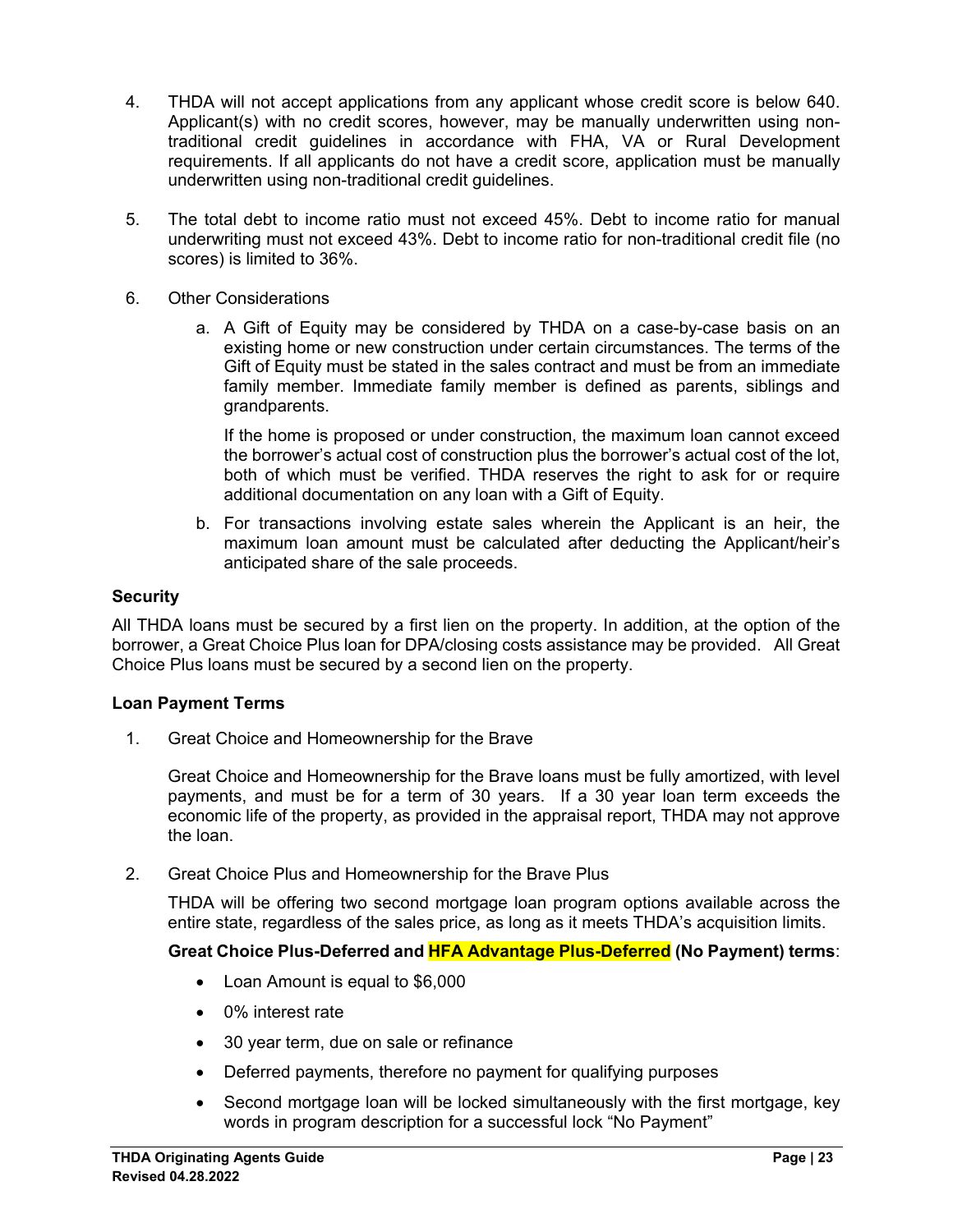4. THDA will not accept applications from any applicant whose credit score is below 640. Applicant(s) with no credit scores, however, may be manually underwritten using non-traditional credit guidelines in accordance with FHA, VA or Rural Development requirements. If all applicants do not have a credit score, application must be manually underwritten using non-traditional credit guidelines.

5. The total debt to income ratio must not exceed 45%. Debt to income ratio for manual underwriting must not exceed 43%. Debt to income ratio for non-traditional credit file (no scores) is limited to 36%.

6. Other Considerations

   a. A Gift of Equity may be considered by THDA on a case-by-case basis on an existing home or new construction under certain circumstances. The terms of the Gift of Equity must be stated in the sales contract and must be from an immediate family member. Immediate family member is defined as parents, siblings and grandparents.

      If the home is proposed or under construction, the maximum loan cannot exceed the borrower's actual cost of construction plus the borrower's actual cost of the lot, both of which must be verified. THDA reserves the right to ask for or require additional documentation on any loan with a Gift of Equity.

   b. For transactions involving estate sales wherein the Applicant is an heir, the maximum loan amount must be calculated after deducting the Applicant/heir's anticipated share of the sale proceeds.

### Security

All THDA loans must be secured by a first lien on the property. In addition, at the option of the borrower, a Great Choice Plus loan for DPA/closing costs assistance may be provided. All Great Choice Plus loans must be secured by a second lien on the property.

### Loan Payment Terms

1. Great Choice and Homeownership for the Brave

   Great Choice and Homeownership for the Brave loans must be fully amortized, with level payments, and must be for a term of 30 years. If a 30 year loan term exceeds the economic life of the property, as provided in the appraisal report, THDA may not approve the loan.

2. Great Choice Plus and Homeownership for the Brave Plus

   THDA will be offering two second mortgage loan program options available across the entire state, regardless of the sales price, as long as it meets THDA's acquisition limits.

   **Great Choice Plus-Deferred and HFA Advantage Plus-Deferred (No Payment) terms**:

   - Loan Amount is equal to $6,000
   - 0% interest rate
   - 30 year term, due on sale or refinance
   - Deferred payments, therefore no payment for qualifying purposes
   - Second mortgage loan will be locked simultaneously with the first mortgage, key words in program description for a successful lock "No Payment"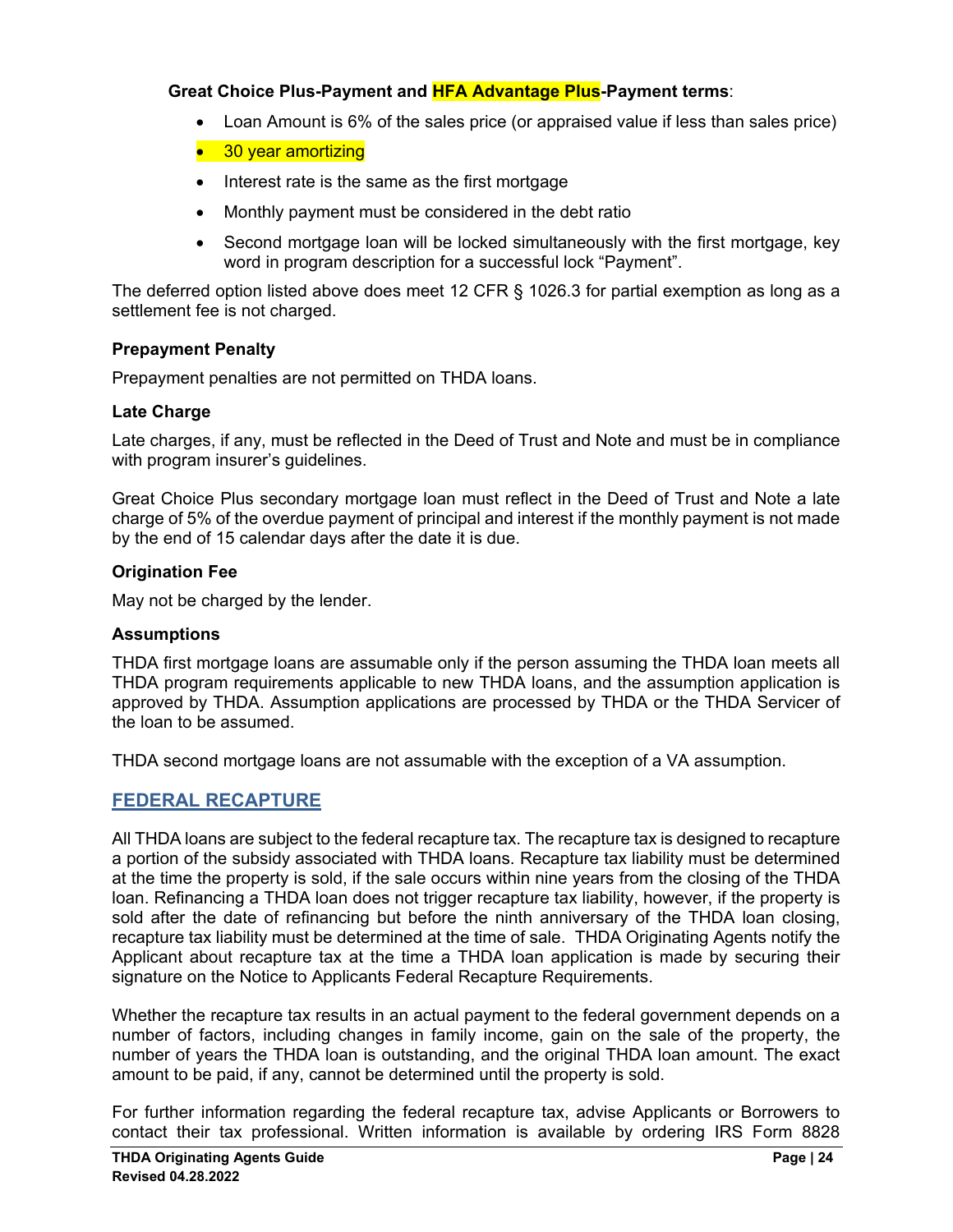**Great Choice Plus-Payment and HFA Advantage Plus-Payment terms**:

- Loan Amount is 6% of the sales price (or appraised value if less than sales price)
- 30 year amortizing
- Interest rate is the same as the first mortgage
- Monthly payment must be considered in the debt ratio
- Second mortgage loan will be locked simultaneously with the first mortgage, key word in program description for a successful lock "Payment".

The deferred option listed above does meet 12 CFR § 1026.3 for partial exemption as long as a settlement fee is not charged.

### Prepayment Penalty

Prepayment penalties are not permitted on THDA loans.

### Late Charge

Late charges, if any, must be reflected in the Deed of Trust and Note and must be in compliance with program insurer's guidelines.

Great Choice Plus secondary mortgage loan must reflect in the Deed of Trust and Note a late charge of 5% of the overdue payment of principal and interest if the monthly payment is not made by the end of 15 calendar days after the date it is due.

### Origination Fee

May not be charged by the lender.

### Assumptions

THDA first mortgage loans are assumable only if the person assuming the THDA loan meets all THDA program requirements applicable to new THDA loans, and the assumption application is approved by THDA. Assumption applications are processed by THDA or the THDA Servicer of the loan to be assumed.

THDA second mortgage loans are not assumable with the exception of a VA assumption.

## FEDERAL RECAPTURE

All THDA loans are subject to the federal recapture tax. The recapture tax is designed to recapture a portion of the subsidy associated with THDA loans. Recapture tax liability must be determined at the time the property is sold, if the sale occurs within nine years from the closing of the THDA loan. Refinancing a THDA loan does not trigger recapture tax liability, however, if the property is sold after the date of refinancing but before the ninth anniversary of the THDA loan closing, recapture tax liability must be determined at the time of sale. THDA Originating Agents notify the Applicant about recapture tax at the time a THDA loan application is made by securing their signature on the Notice to Applicants Federal Recapture Requirements.

Whether the recapture tax results in an actual payment to the federal government depends on a number of factors, including changes in family income, gain on the sale of the property, the number of years the THDA loan is outstanding, and the original THDA loan amount. The exact amount to be paid, if any, cannot be determined until the property is sold.

For further information regarding the federal recapture tax, advise Applicants or Borrowers to contact their tax professional. Written information is available by ordering IRS Form 8828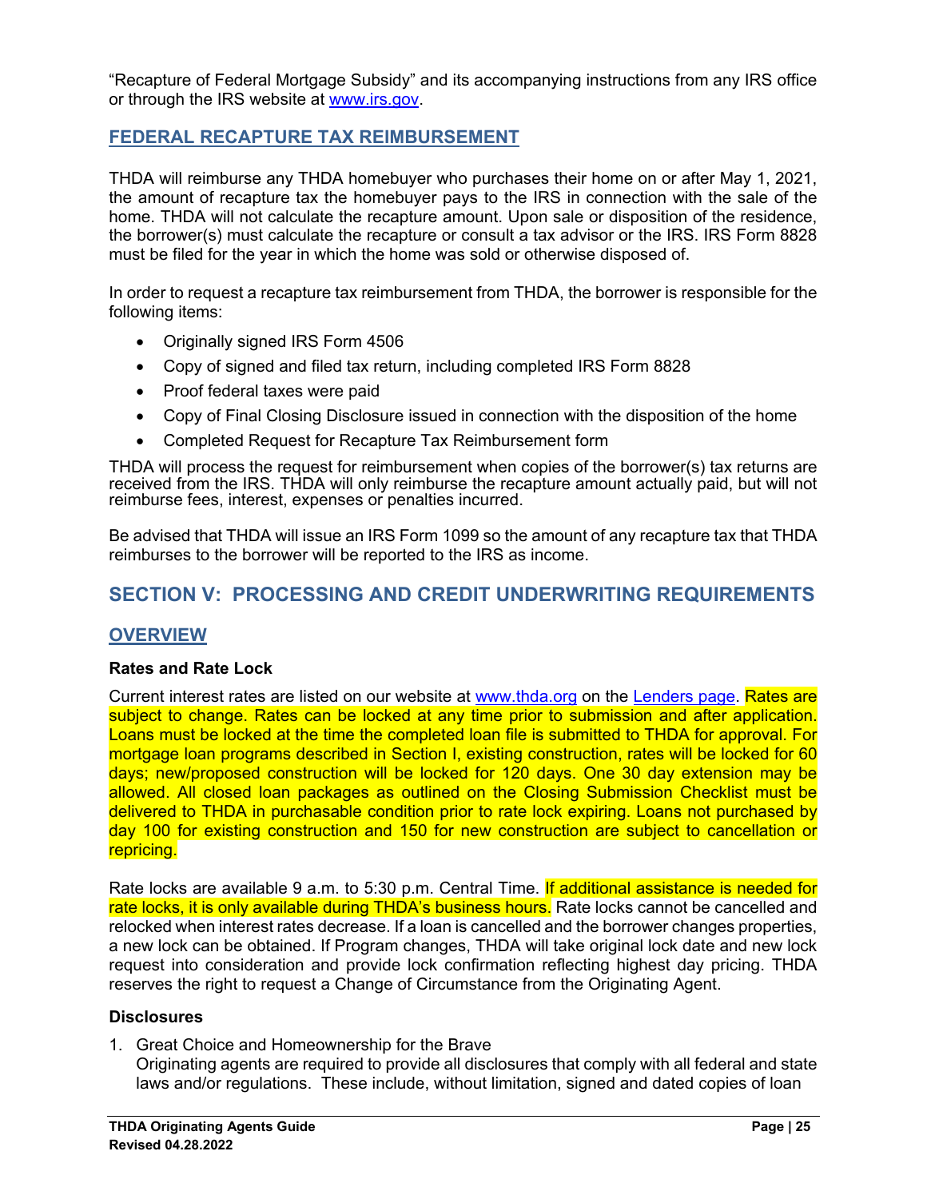“Recapture of Federal Mortgage Subsidy” and its accompanying instructions from any IRS office or through the IRS website at www.irs.gov.

## FEDERAL RECAPTURE TAX REIMBURSEMENT

THDA will reimburse any THDA homebuyer who purchases their home on or after May 1, 2021, the amount of recapture tax the homebuyer pays to the IRS in connection with the sale of the home. THDA will not calculate the recapture amount. Upon sale or disposition of the residence, the borrower(s) must calculate the recapture or consult a tax advisor or the IRS. IRS Form 8828 must be filed for the year in which the home was sold or otherwise disposed of.

In order to request a recapture tax reimbursement from THDA, the borrower is responsible for the following items:

- Originally signed IRS Form 4506
- Copy of signed and filed tax return, including completed IRS Form 8828
- Proof federal taxes were paid
- Copy of Final Closing Disclosure issued in connection with the disposition of the home
- Completed Request for Recapture Tax Reimbursement form

THDA will process the request for reimbursement when copies of the borrower(s) tax returns are received from the IRS. THDA will only reimburse the recapture amount actually paid, but will not reimburse fees, interest, expenses or penalties incurred.

Be advised that THDA will issue an IRS Form 1099 so the amount of any recapture tax that THDA reimburses to the borrower will be reported to the IRS as income.

# SECTION V: PROCESSING AND CREDIT UNDERWRITING REQUIREMENTS

## OVERVIEW

**Rates and Rate Lock**

Current interest rates are listed on our website at www.thda.org on the Lenders page. Rates are subject to change. Rates can be locked at any time prior to submission and after application. Loans must be locked at the time the completed loan file is submitted to THDA for approval. For mortgage loan programs described in Section I, existing construction, rates will be locked for 60 days; new/proposed construction will be locked for 120 days. One 30 day extension may be allowed. All closed loan packages as outlined on the Closing Submission Checklist must be delivered to THDA in purchasable condition prior to rate lock expiring. Loans not purchased by day 100 for existing construction and 150 for new construction are subject to cancellation or repricing.

Rate locks are available 9 a.m. to 5:30 p.m. Central Time. If additional assistance is needed for rate locks, it is only available during THDA’s business hours. Rate locks cannot be cancelled and relocked when interest rates decrease. If a loan is cancelled and the borrower changes properties, a new lock can be obtained. If Program changes, THDA will take original lock date and new lock request into consideration and provide lock confirmation reflecting highest day pricing. THDA reserves the right to request a Change of Circumstance from the Originating Agent.

**Disclosures**

1. Great Choice and Homeownership for the Brave
   Originating agents are required to provide all disclosures that comply with all federal and state laws and/or regulations. These include, without limitation, signed and dated copies of loan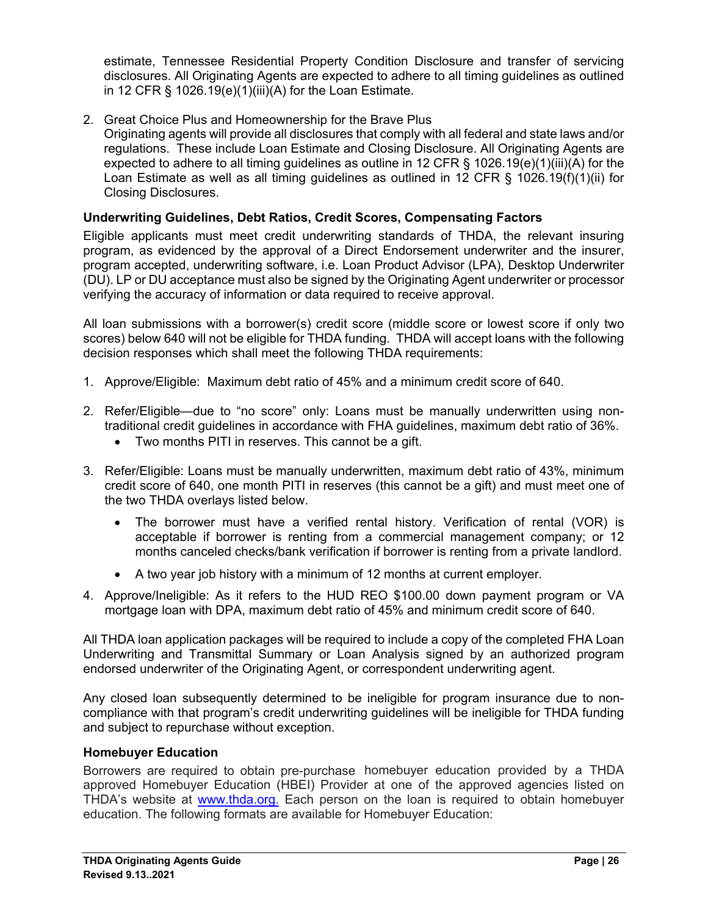estimate, Tennessee Residential Property Condition Disclosure and transfer of servicing disclosures. All Originating Agents are expected to adhere to all timing guidelines as outlined in 12 CFR § 1026.19(e)(1)(iii)(A) for the Loan Estimate.

2. Great Choice Plus and Homeownership for the Brave Plus
   Originating agents will provide all disclosures that comply with all federal and state laws and/or regulations. These include Loan Estimate and Closing Disclosure. All Originating Agents are expected to adhere to all timing guidelines as outline in 12 CFR § 1026.19(e)(1)(iii)(A) for the Loan Estimate as well as all timing guidelines as outlined in 12 CFR § 1026.19(f)(1)(ii) for Closing Disclosures.

### Underwriting Guidelines, Debt Ratios, Credit Scores, Compensating Factors

Eligible applicants must meet credit underwriting standards of THDA, the relevant insuring program, as evidenced by the approval of a Direct Endorsement underwriter and the insurer, program accepted, underwriting software, i.e. Loan Product Advisor (LPA), Desktop Underwriter (DU). LP or DU acceptance must also be signed by the Originating Agent underwriter or processor verifying the accuracy of information or data required to receive approval.

All loan submissions with a borrower(s) credit score (middle score or lowest score if only two scores) below 640 will not be eligible for THDA funding. THDA will accept loans with the following decision responses which shall meet the following THDA requirements:

1. Approve/Eligible: Maximum debt ratio of 45% and a minimum credit score of 640.

2. Refer/Eligible—due to "no score" only: Loans must be manually underwritten using non-traditional credit guidelines in accordance with FHA guidelines, maximum debt ratio of 36%.
   - Two months PITI in reserves. This cannot be a gift.

3. Refer/Eligible: Loans must be manually underwritten, maximum debt ratio of 43%, minimum credit score of 640, one month PITI in reserves (this cannot be a gift) and must meet one of the two THDA overlays listed below.
   - The borrower must have a verified rental history. Verification of rental (VOR) is acceptable if borrower is renting from a commercial management company; or 12 months canceled checks/bank verification if borrower is renting from a private landlord.
   - A two year job history with a minimum of 12 months at current employer.

4. Approve/Ineligible: As it refers to the HUD REO $100.00 down payment program or VA mortgage loan with DPA, maximum debt ratio of 45% and minimum credit score of 640.

All THDA loan application packages will be required to include a copy of the completed FHA Loan Underwriting and Transmittal Summary or Loan Analysis signed by an authorized program endorsed underwriter of the Originating Agent, or correspondent underwriting agent.

Any closed loan subsequently determined to be ineligible for program insurance due to non-compliance with that program's credit underwriting guidelines will be ineligible for THDA funding and subject to repurchase without exception.

### Homebuyer Education

Borrowers are required to obtain pre-purchase homebuyer education provided by a THDA approved Homebuyer Education (HBEI) Provider at one of the approved agencies listed on THDA's website at www.thda.org. Each person on the loan is required to obtain homebuyer education. The following formats are available for Homebuyer Education: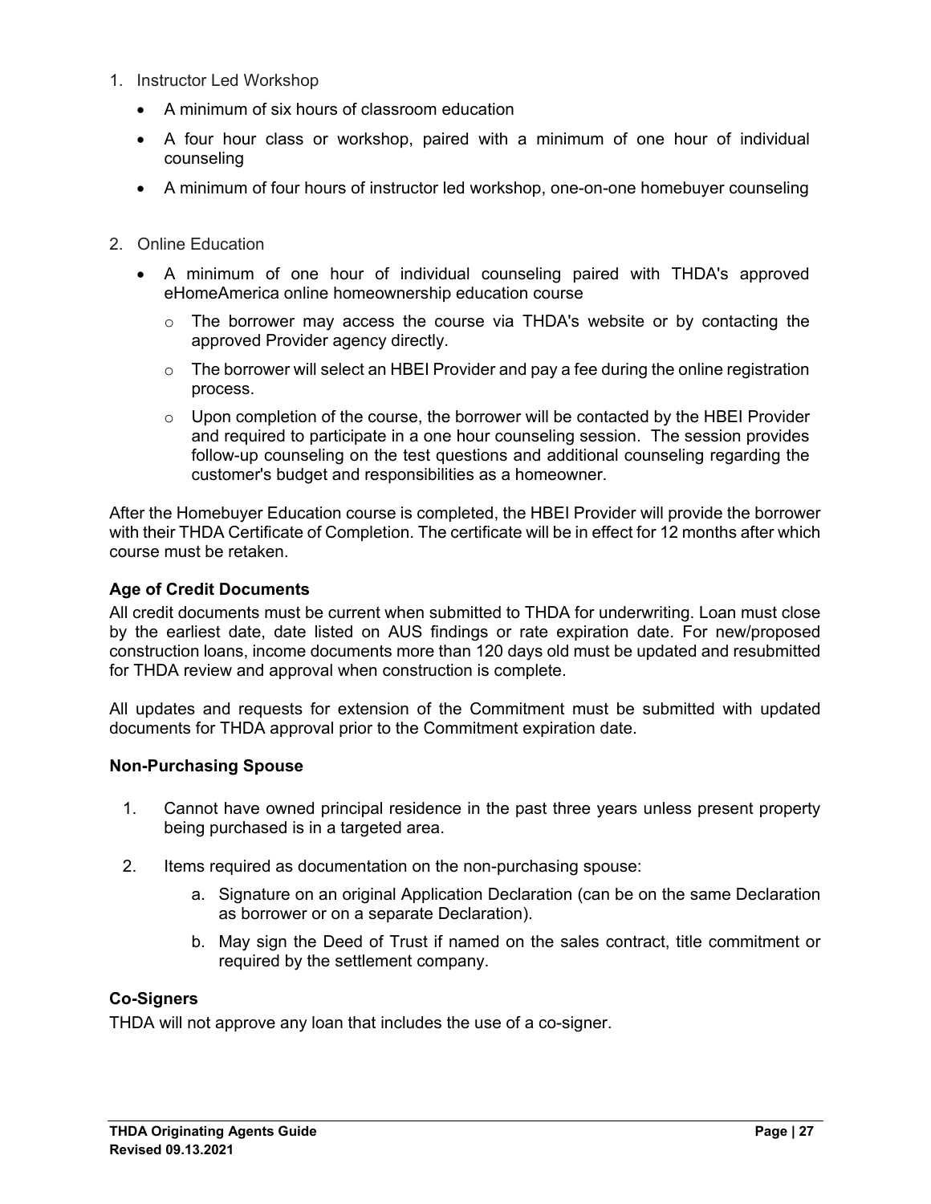1. Instructor Led Workshop
   - A minimum of six hours of classroom education
   - A four hour class or workshop, paired with a minimum of one hour of individual counseling
   - A minimum of four hours of instructor led workshop, one-on-one homebuyer counseling

2. Online Education
   - A minimum of one hour of individual counseling paired with THDA's approved eHomeAmerica online homeownership education course
     - The borrower may access the course via THDA's website or by contacting the approved Provider agency directly.
     - The borrower will select an HBEI Provider and pay a fee during the online registration process.
     - Upon completion of the course, the borrower will be contacted by the HBEI Provider and required to participate in a one hour counseling session. The session provides follow-up counseling on the test questions and additional counseling regarding the customer's budget and responsibilities as a homeowner.

After the Homebuyer Education course is completed, the HBEI Provider will provide the borrower with their THDA Certificate of Completion. The certificate will be in effect for 12 months after which course must be retaken.

### Age of Credit Documents

All credit documents must be current when submitted to THDA for underwriting. Loan must close by the earliest date, date listed on AUS findings or rate expiration date. For new/proposed construction loans, income documents more than 120 days old must be updated and resubmitted for THDA review and approval when construction is complete.

All updates and requests for extension of the Commitment must be submitted with updated documents for THDA approval prior to the Commitment expiration date.

### Non-Purchasing Spouse

1. Cannot have owned principal residence in the past three years unless present property being purchased is in a targeted area.
2. Items required as documentation on the non-purchasing spouse:
   a. Signature on an original Application Declaration (can be on the same Declaration as borrower or on a separate Declaration).
   b. May sign the Deed of Trust if named on the sales contract, title commitment or required by the settlement company.

### Co-Signers

THDA will not approve any loan that includes the use of a co-signer.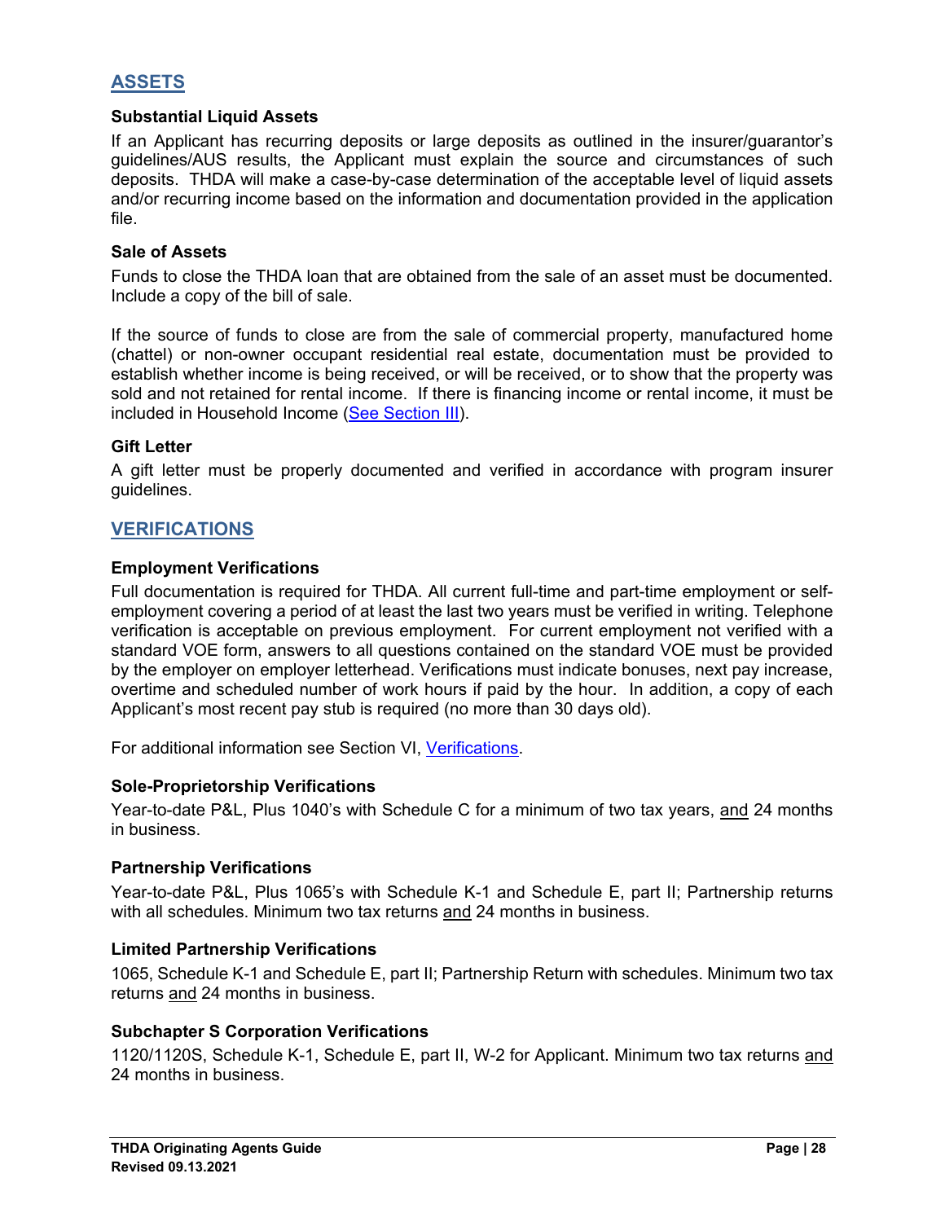## ASSETS

### Substantial Liquid Assets

If an Applicant has recurring deposits or large deposits as outlined in the insurer/guarantor's guidelines/AUS results, the Applicant must explain the source and circumstances of such deposits. THDA will make a case-by-case determination of the acceptable level of liquid assets and/or recurring income based on the information and documentation provided in the application file.

### Sale of Assets

Funds to close the THDA loan that are obtained from the sale of an asset must be documented. Include a copy of the bill of sale.

If the source of funds to close are from the sale of commercial property, manufactured home (chattel) or non-owner occupant residential real estate, documentation must be provided to establish whether income is being received, or will be received, or to show that the property was sold and not retained for rental income. If there is financing income or rental income, it must be included in Household Income (See Section III).

### Gift Letter

A gift letter must be properly documented and verified in accordance with program insurer guidelines.

## VERIFICATIONS

### Employment Verifications

Full documentation is required for THDA. All current full-time and part-time employment or self-employment covering a period of at least the last two years must be verified in writing. Telephone verification is acceptable on previous employment. For current employment not verified with a standard VOE form, answers to all questions contained on the standard VOE must be provided by the employer on employer letterhead. Verifications must indicate bonuses, next pay increase, overtime and scheduled number of work hours if paid by the hour. In addition, a copy of each Applicant's most recent pay stub is required (no more than 30 days old).

For additional information see Section VI, Verifications.

### Sole-Proprietorship Verifications

Year-to-date P&L, Plus 1040's with Schedule C for a minimum of two tax years, and 24 months in business.

### Partnership Verifications

Year-to-date P&L, Plus 1065's with Schedule K-1 and Schedule E, part II; Partnership returns with all schedules. Minimum two tax returns and 24 months in business.

### Limited Partnership Verifications

1065, Schedule K-1 and Schedule E, part II; Partnership Return with schedules. Minimum two tax returns and 24 months in business.

### Subchapter S Corporation Verifications

1120/1120S, Schedule K-1, Schedule E, part II, W-2 for Applicant. Minimum two tax returns and 24 months in business.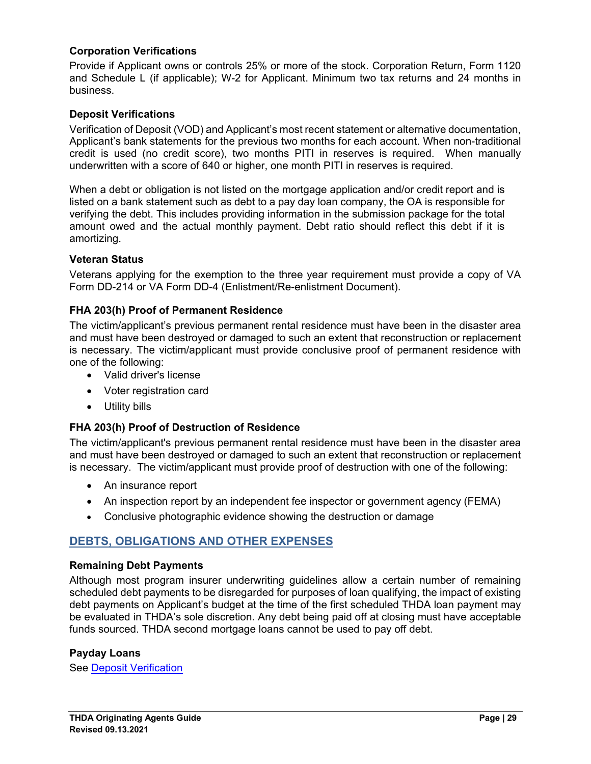### Corporation Verifications

Provide if Applicant owns or controls 25% or more of the stock. Corporation Return, Form 1120 and Schedule L (if applicable); W-2 for Applicant. Minimum two tax returns and 24 months in business.

### Deposit Verifications

Verification of Deposit (VOD) and Applicant's most recent statement or alternative documentation, Applicant's bank statements for the previous two months for each account. When non-traditional credit is used (no credit score), two months PITI in reserves is required. When manually underwritten with a score of 640 or higher, one month PITI in reserves is required.

When a debt or obligation is not listed on the mortgage application and/or credit report and is listed on a bank statement such as debt to a pay day loan company, the OA is responsible for verifying the debt. This includes providing information in the submission package for the total amount owed and the actual monthly payment. Debt ratio should reflect this debt if it is amortizing.

### Veteran Status

Veterans applying for the exemption to the three year requirement must provide a copy of VA Form DD-214 or VA Form DD-4 (Enlistment/Re-enlistment Document).

### FHA 203(h) Proof of Permanent Residence

The victim/applicant's previous permanent rental residence must have been in the disaster area and must have been destroyed or damaged to such an extent that reconstruction or replacement is necessary. The victim/applicant must provide conclusive proof of permanent residence with one of the following:

- Valid driver's license
- Voter registration card
- Utility bills

### FHA 203(h) Proof of Destruction of Residence

The victim/applicant's previous permanent rental residence must have been in the disaster area and must have been destroyed or damaged to such an extent that reconstruction or replacement is necessary. The victim/applicant must provide proof of destruction with one of the following:

- An insurance report
- An inspection report by an independent fee inspector or government agency (FEMA)
- Conclusive photographic evidence showing the destruction or damage

## DEBTS, OBLIGATIONS AND OTHER EXPENSES

### Remaining Debt Payments

Although most program insurer underwriting guidelines allow a certain number of remaining scheduled debt payments to be disregarded for purposes of loan qualifying, the impact of existing debt payments on Applicant's budget at the time of the first scheduled THDA loan payment may be evaluated in THDA's sole discretion. Any debt being paid off at closing must have acceptable funds sourced. THDA second mortgage loans cannot be used to pay off debt.

### Payday Loans

See Deposit Verification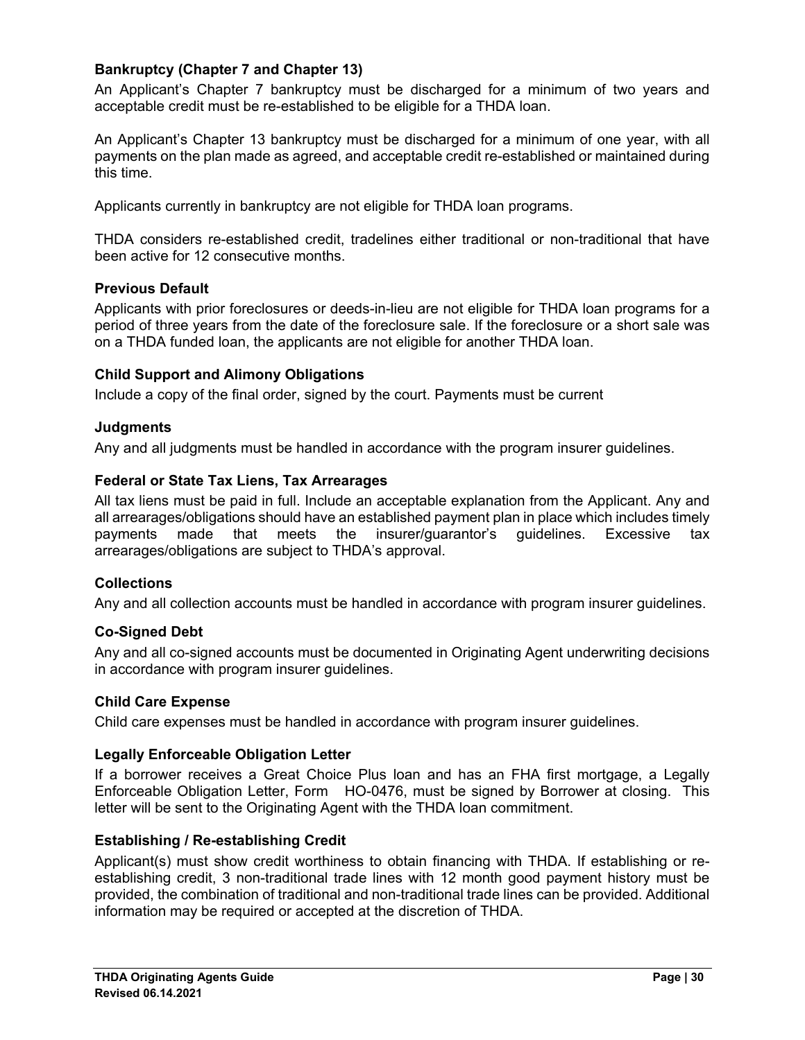### Bankruptcy (Chapter 7 and Chapter 13)

An Applicant's Chapter 7 bankruptcy must be discharged for a minimum of two years and acceptable credit must be re-established to be eligible for a THDA loan.

An Applicant's Chapter 13 bankruptcy must be discharged for a minimum of one year, with all payments on the plan made as agreed, and acceptable credit re-established or maintained during this time.

Applicants currently in bankruptcy are not eligible for THDA loan programs.

THDA considers re-established credit, tradelines either traditional or non-traditional that have been active for 12 consecutive months.

### Previous Default

Applicants with prior foreclosures or deeds-in-lieu are not eligible for THDA loan programs for a period of three years from the date of the foreclosure sale. If the foreclosure or a short sale was on a THDA funded loan, the applicants are not eligible for another THDA loan.

### Child Support and Alimony Obligations

Include a copy of the final order, signed by the court. Payments must be current

### Judgments

Any and all judgments must be handled in accordance with the program insurer guidelines.

### Federal or State Tax Liens, Tax Arrearages

All tax liens must be paid in full. Include an acceptable explanation from the Applicant. Any and all arrearages/obligations should have an established payment plan in place which includes timely payments made that meets the insurer/guarantor's guidelines. Excessive tax arrearages/obligations are subject to THDA's approval.

### Collections

Any and all collection accounts must be handled in accordance with program insurer guidelines.

### Co-Signed Debt

Any and all co-signed accounts must be documented in Originating Agent underwriting decisions in accordance with program insurer guidelines.

### Child Care Expense

Child care expenses must be handled in accordance with program insurer guidelines.

### Legally Enforceable Obligation Letter

If a borrower receives a Great Choice Plus loan and has an FHA first mortgage, a Legally Enforceable Obligation Letter, Form HO-0476, must be signed by Borrower at closing. This letter will be sent to the Originating Agent with the THDA loan commitment.

### Establishing / Re-establishing Credit

Applicant(s) must show credit worthiness to obtain financing with THDA. If establishing or re-establishing credit, 3 non-traditional trade lines with 12 month good payment history must be provided, the combination of traditional and non-traditional trade lines can be provided. Additional information may be required or accepted at the discretion of THDA.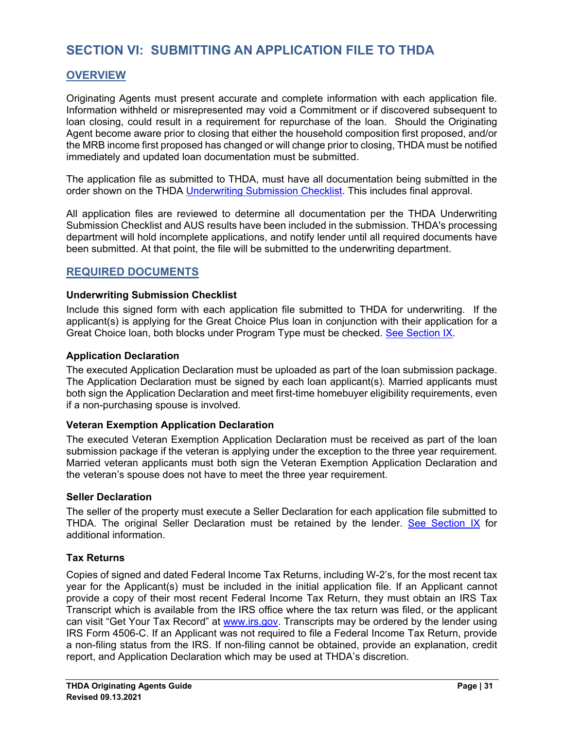# SECTION VI: SUBMITTING AN APPLICATION FILE TO THDA

## OVERVIEW

Originating Agents must present accurate and complete information with each application file. Information withheld or misrepresented may void a Commitment or if discovered subsequent to loan closing, could result in a requirement for repurchase of the loan. Should the Originating Agent become aware prior to closing that either the household composition first proposed, and/or the MRB income first proposed has changed or will change prior to closing, THDA must be notified immediately and updated loan documentation must be submitted.

The application file as submitted to THDA, must have all documentation being submitted in the order shown on the THDA Underwriting Submission Checklist. This includes final approval.

All application files are reviewed to determine all documentation per the THDA Underwriting Submission Checklist and AUS results have been included in the submission. THDA's processing department will hold incomplete applications, and notify lender until all required documents have been submitted. At that point, the file will be submitted to the underwriting department.

## REQUIRED DOCUMENTS

### Underwriting Submission Checklist

Include this signed form with each application file submitted to THDA for underwriting. If the applicant(s) is applying for the Great Choice Plus loan in conjunction with their application for a Great Choice loan, both blocks under Program Type must be checked. See Section IX.

### Application Declaration

The executed Application Declaration must be uploaded as part of the loan submission package. The Application Declaration must be signed by each loan applicant(s). Married applicants must both sign the Application Declaration and meet first-time homebuyer eligibility requirements, even if a non-purchasing spouse is involved.

### Veteran Exemption Application Declaration

The executed Veteran Exemption Application Declaration must be received as part of the loan submission package if the veteran is applying under the exception to the three year requirement. Married veteran applicants must both sign the Veteran Exemption Application Declaration and the veteran's spouse does not have to meet the three year requirement.

### Seller Declaration

The seller of the property must execute a Seller Declaration for each application file submitted to THDA. The original Seller Declaration must be retained by the lender. See Section IX for additional information.

### Tax Returns

Copies of signed and dated Federal Income Tax Returns, including W-2's, for the most recent tax year for the Applicant(s) must be included in the initial application file. If an Applicant cannot provide a copy of their most recent Federal Income Tax Return, they must obtain an IRS Tax Transcript which is available from the IRS office where the tax return was filed, or the applicant can visit "Get Your Tax Record" at www.irs.gov. Transcripts may be ordered by the lender using IRS Form 4506-C. If an Applicant was not required to file a Federal Income Tax Return, provide a non-filing status from the IRS. If non-filing cannot be obtained, provide an explanation, credit report, and Application Declaration which may be used at THDA's discretion.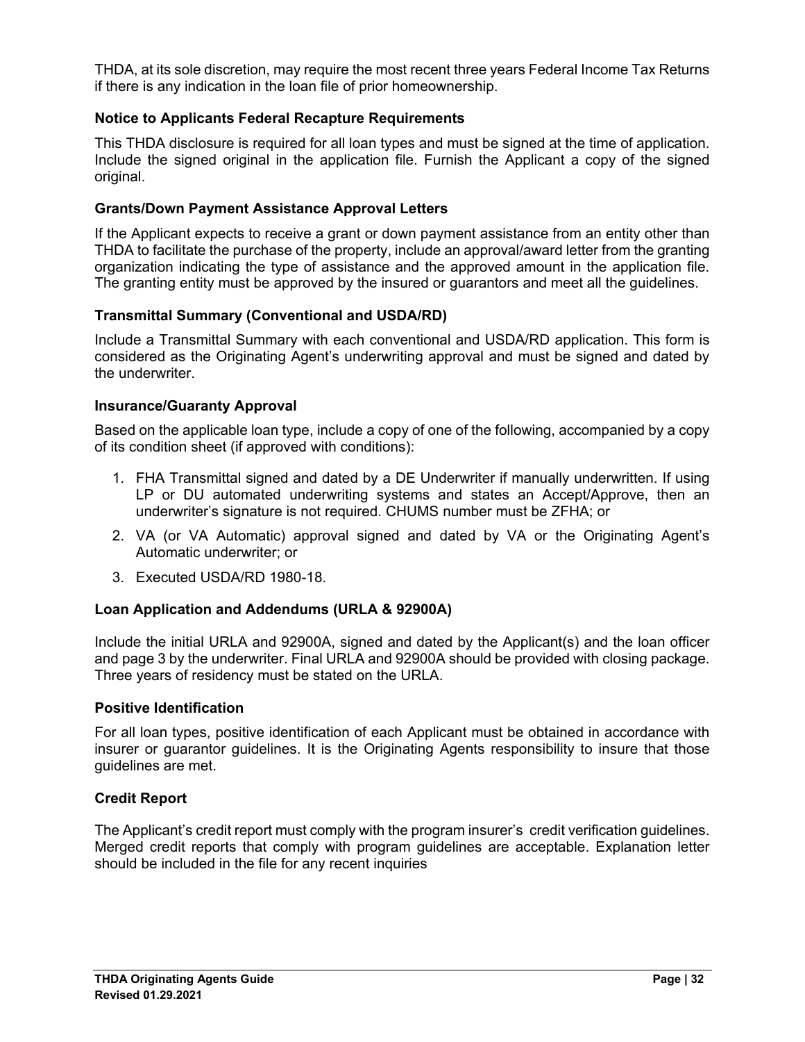THDA, at its sole discretion, may require the most recent three years Federal Income Tax Returns if there is any indication in the loan file of prior homeownership.

### Notice to Applicants Federal Recapture Requirements

This THDA disclosure is required for all loan types and must be signed at the time of application. Include the signed original in the application file. Furnish the Applicant a copy of the signed original.

### Grants/Down Payment Assistance Approval Letters

If the Applicant expects to receive a grant or down payment assistance from an entity other than THDA to facilitate the purchase of the property, include an approval/award letter from the granting organization indicating the type of assistance and the approved amount in the application file. The granting entity must be approved by the insured or guarantors and meet all the guidelines.

### Transmittal Summary (Conventional and USDA/RD)

Include a Transmittal Summary with each conventional and USDA/RD application. This form is considered as the Originating Agent's underwriting approval and must be signed and dated by the underwriter.

### Insurance/Guaranty Approval

Based on the applicable loan type, include a copy of one of the following, accompanied by a copy of its condition sheet (if approved with conditions):

1. FHA Transmittal signed and dated by a DE Underwriter if manually underwritten. If using LP or DU automated underwriting systems and states an Accept/Approve, then an underwriter's signature is not required. CHUMS number must be ZFHA; or
2. VA (or VA Automatic) approval signed and dated by VA or the Originating Agent's Automatic underwriter; or
3. Executed USDA/RD 1980-18.

### Loan Application and Addendums (URLA & 92900A)

Include the initial URLA and 92900A, signed and dated by the Applicant(s) and the loan officer and page 3 by the underwriter. Final URLA and 92900A should be provided with closing package. Three years of residency must be stated on the URLA.

### Positive Identification

For all loan types, positive identification of each Applicant must be obtained in accordance with insurer or guarantor guidelines. It is the Originating Agents responsibility to insure that those guidelines are met.

### Credit Report

The Applicant's credit report must comply with the program insurer's credit verification guidelines. Merged credit reports that comply with program guidelines are acceptable. Explanation letter should be included in the file for any recent inquiries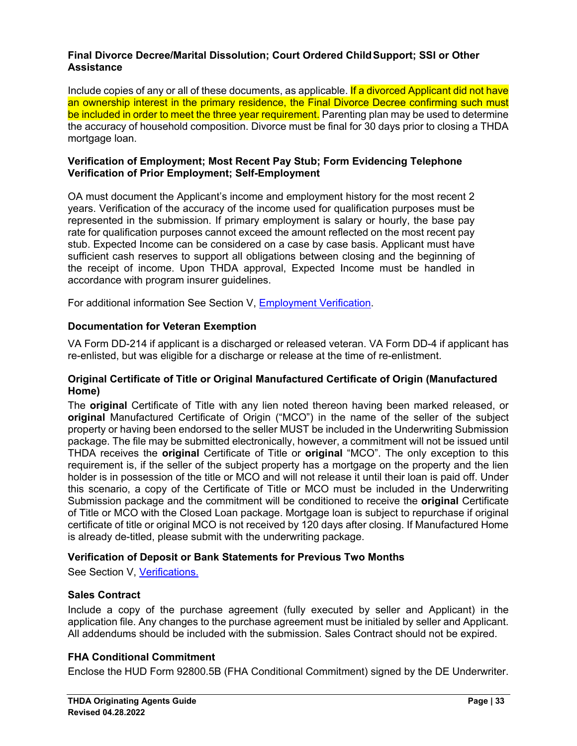### Final Divorce Decree/Marital Dissolution; Court Ordered Child Support; SSI or Other Assistance

Include copies of any or all of these documents, as applicable. If a divorced Applicant did not have an ownership interest in the primary residence, the Final Divorce Decree confirming such must be included in order to meet the three year requirement. Parenting plan may be used to determine the accuracy of household composition. Divorce must be final for 30 days prior to closing a THDA mortgage loan.

### Verification of Employment; Most Recent Pay Stub; Form Evidencing Telephone Verification of Prior Employment; Self-Employment

OA must document the Applicant's income and employment history for the most recent 2 years. Verification of the accuracy of the income used for qualification purposes must be represented in the submission. If primary employment is salary or hourly, the base pay rate for qualification purposes cannot exceed the amount reflected on the most recent pay stub. Expected Income can be considered on a case by case basis. Applicant must have sufficient cash reserves to support all obligations between closing and the beginning of the receipt of income. Upon THDA approval, Expected Income must be handled in accordance with program insurer guidelines.

For additional information See Section V, Employment Verification.

### Documentation for Veteran Exemption

VA Form DD-214 if applicant is a discharged or released veteran. VA Form DD-4 if applicant has re-enlisted, but was eligible for a discharge or release at the time of re-enlistment.

### Original Certificate of Title or Original Manufactured Certificate of Origin (Manufactured Home)

The **original** Certificate of Title with any lien noted thereon having been marked released, or **original** Manufactured Certificate of Origin ("MCO") in the name of the seller of the subject property or having been endorsed to the seller MUST be included in the Underwriting Submission package. The file may be submitted electronically, however, a commitment will not be issued until THDA receives the **original** Certificate of Title or **original** "MCO". The only exception to this requirement is, if the seller of the subject property has a mortgage on the property and the lien holder is in possession of the title or MCO and will not release it until their loan is paid off. Under this scenario, a copy of the Certificate of Title or MCO must be included in the Underwriting Submission package and the commitment will be conditioned to receive the **original** Certificate of Title or MCO with the Closed Loan package. Mortgage loan is subject to repurchase if original certificate of title or original MCO is not received by 120 days after closing. If Manufactured Home is already de-titled, please submit with the underwriting package.

### Verification of Deposit or Bank Statements for Previous Two Months

See Section V, Verifications.

### Sales Contract

Include a copy of the purchase agreement (fully executed by seller and Applicant) in the application file. Any changes to the purchase agreement must be initialed by seller and Applicant. All addendums should be included with the submission. Sales Contract should not be expired.

### FHA Conditional Commitment

Enclose the HUD Form 92800.5B (FHA Conditional Commitment) signed by the DE Underwriter.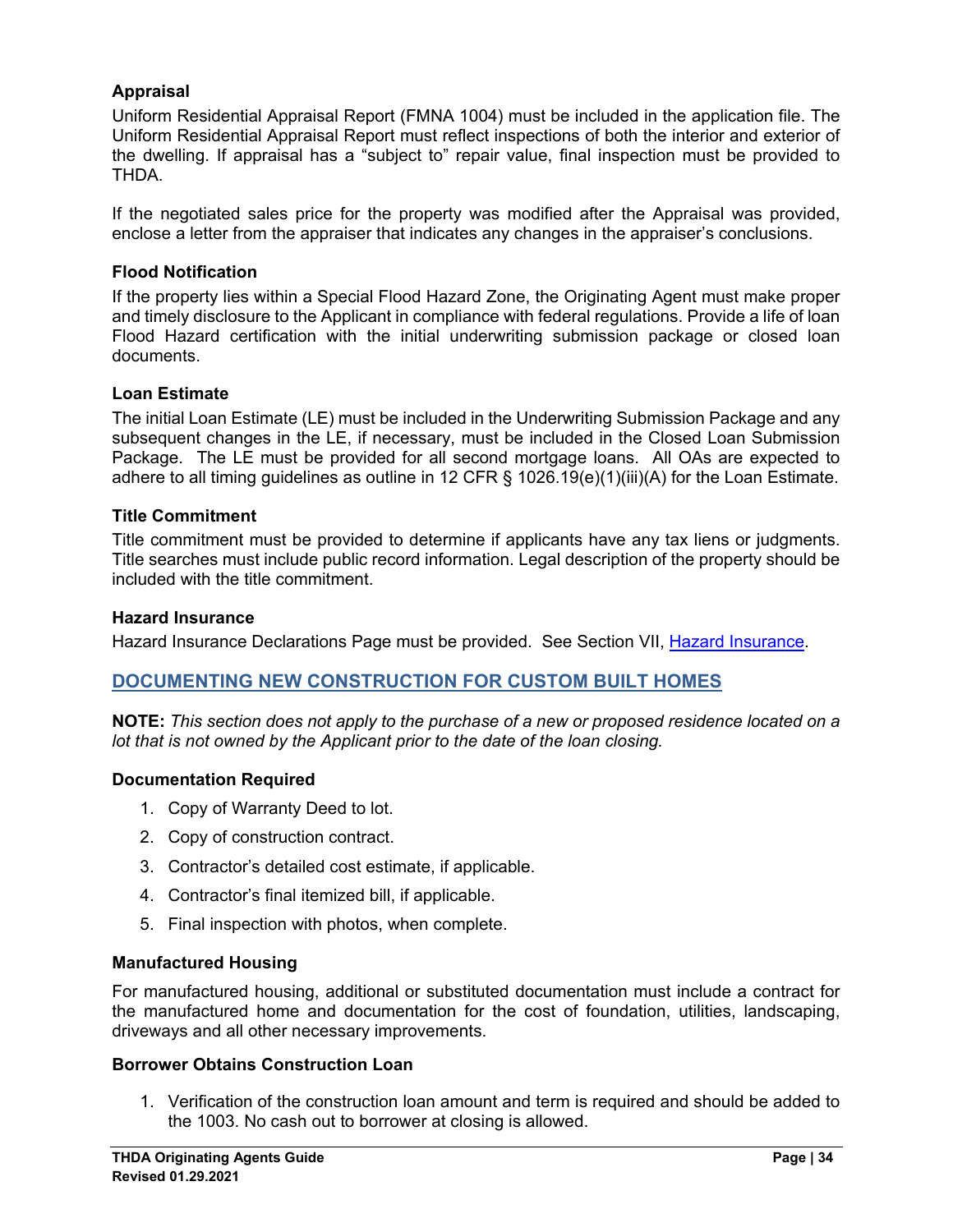### Appraisal

Uniform Residential Appraisal Report (FMNA 1004) must be included in the application file. The Uniform Residential Appraisal Report must reflect inspections of both the interior and exterior of the dwelling. If appraisal has a "subject to" repair value, final inspection must be provided to THDA.

If the negotiated sales price for the property was modified after the Appraisal was provided, enclose a letter from the appraiser that indicates any changes in the appraiser's conclusions.

### Flood Notification

If the property lies within a Special Flood Hazard Zone, the Originating Agent must make proper and timely disclosure to the Applicant in compliance with federal regulations. Provide a life of loan Flood Hazard certification with the initial underwriting submission package or closed loan documents.

### Loan Estimate

The initial Loan Estimate (LE) must be included in the Underwriting Submission Package and any subsequent changes in the LE, if necessary, must be included in the Closed Loan Submission Package. The LE must be provided for all second mortgage loans. All OAs are expected to adhere to all timing guidelines as outline in 12 CFR § 1026.19(e)(1)(iii)(A) for the Loan Estimate.

### Title Commitment

Title commitment must be provided to determine if applicants have any tax liens or judgments. Title searches must include public record information. Legal description of the property should be included with the title commitment.

### Hazard Insurance

Hazard Insurance Declarations Page must be provided. See Section VII, Hazard Insurance.

## DOCUMENTING NEW CONSTRUCTION FOR CUSTOM BUILT HOMES

**NOTE:** *This section does not apply to the purchase of a new or proposed residence located on a lot that is not owned by the Applicant prior to the date of the loan closing.*

### Documentation Required

1. Copy of Warranty Deed to lot.
2. Copy of construction contract.
3. Contractor's detailed cost estimate, if applicable.
4. Contractor's final itemized bill, if applicable.
5. Final inspection with photos, when complete.

### Manufactured Housing

For manufactured housing, additional or substituted documentation must include a contract for the manufactured home and documentation for the cost of foundation, utilities, landscaping, driveways and all other necessary improvements.

### Borrower Obtains Construction Loan

1. Verification of the construction loan amount and term is required and should be added to the 1003. No cash out to borrower at closing is allowed.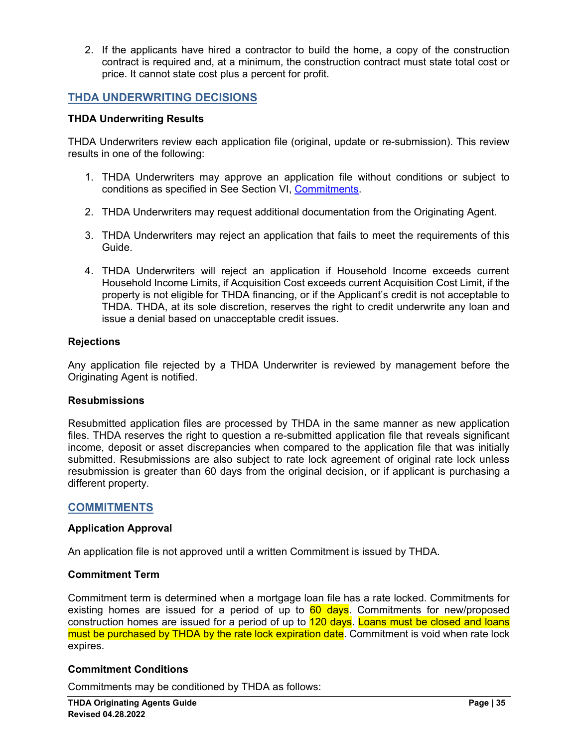2. If the applicants have hired a contractor to build the home, a copy of the construction contract is required and, at a minimum, the construction contract must state total cost or price. It cannot state cost plus a percent for profit.

## THDA UNDERWRITING DECISIONS

### THDA Underwriting Results

THDA Underwriters review each application file (original, update or re-submission). This review results in one of the following:

1. THDA Underwriters may approve an application file without conditions or subject to conditions as specified in See Section VI, Commitments.

2. THDA Underwriters may request additional documentation from the Originating Agent.

3. THDA Underwriters may reject an application that fails to meet the requirements of this Guide.

4. THDA Underwriters will reject an application if Household Income exceeds current Household Income Limits, if Acquisition Cost exceeds current Acquisition Cost Limit, if the property is not eligible for THDA financing, or if the Applicant's credit is not acceptable to THDA. THDA, at its sole discretion, reserves the right to credit underwrite any loan and issue a denial based on unacceptable credit issues.

### Rejections

Any application file rejected by a THDA Underwriter is reviewed by management before the Originating Agent is notified.

### Resubmissions

Resubmitted application files are processed by THDA in the same manner as new application files. THDA reserves the right to question a re-submitted application file that reveals significant income, deposit or asset discrepancies when compared to the application file that was initially submitted. Resubmissions are also subject to rate lock agreement of original rate lock unless resubmission is greater than 60 days from the original decision, or if applicant is purchasing a different property.

## COMMITMENTS

### Application Approval

An application file is not approved until a written Commitment is issued by THDA.

### Commitment Term

Commitment term is determined when a mortgage loan file has a rate locked. Commitments for existing homes are issued for a period of up to 60 days. Commitments for new/proposed construction homes are issued for a period of up to 120 days. Loans must be closed and loans must be purchased by THDA by the rate lock expiration date. Commitment is void when rate lock expires.

### Commitment Conditions

Commitments may be conditioned by THDA as follows: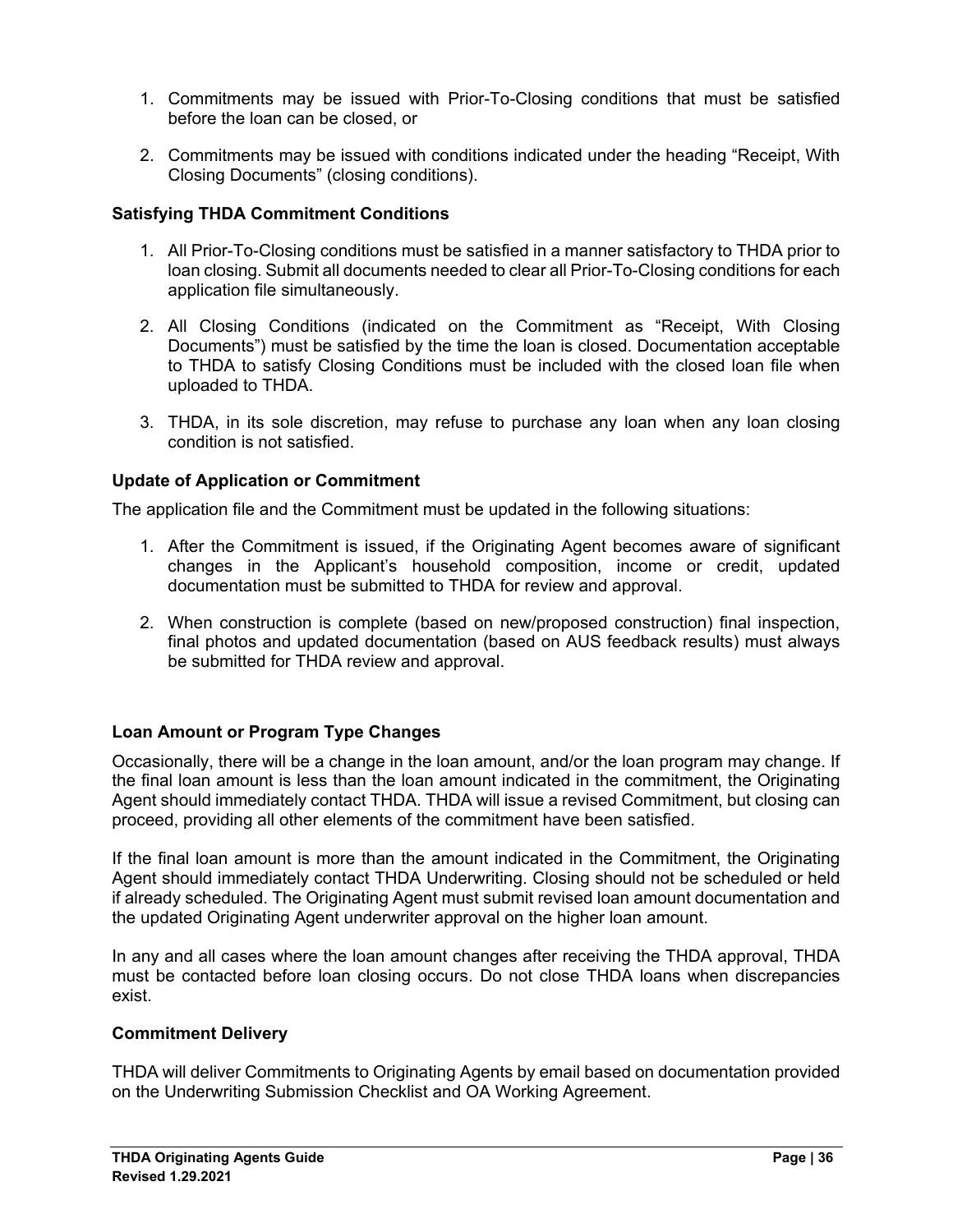1. Commitments may be issued with Prior-To-Closing conditions that must be satisfied before the loan can be closed, or

2. Commitments may be issued with conditions indicated under the heading "Receipt, With Closing Documents" (closing conditions).

### Satisfying THDA Commitment Conditions

1. All Prior-To-Closing conditions must be satisfied in a manner satisfactory to THDA prior to loan closing. Submit all documents needed to clear all Prior-To-Closing conditions for each application file simultaneously.

2. All Closing Conditions (indicated on the Commitment as "Receipt, With Closing Documents") must be satisfied by the time the loan is closed. Documentation acceptable to THDA to satisfy Closing Conditions must be included with the closed loan file when uploaded to THDA.

3. THDA, in its sole discretion, may refuse to purchase any loan when any loan closing condition is not satisfied.

### Update of Application or Commitment

The application file and the Commitment must be updated in the following situations:

1. After the Commitment is issued, if the Originating Agent becomes aware of significant changes in the Applicant's household composition, income or credit, updated documentation must be submitted to THDA for review and approval.

2. When construction is complete (based on new/proposed construction) final inspection, final photos and updated documentation (based on AUS feedback results) must always be submitted for THDA review and approval.

### Loan Amount or Program Type Changes

Occasionally, there will be a change in the loan amount, and/or the loan program may change. If the final loan amount is less than the loan amount indicated in the commitment, the Originating Agent should immediately contact THDA. THDA will issue a revised Commitment, but closing can proceed, providing all other elements of the commitment have been satisfied.

If the final loan amount is more than the amount indicated in the Commitment, the Originating Agent should immediately contact THDA Underwriting. Closing should not be scheduled or held if already scheduled. The Originating Agent must submit revised loan amount documentation and the updated Originating Agent underwriter approval on the higher loan amount.

In any and all cases where the loan amount changes after receiving the THDA approval, THDA must be contacted before loan closing occurs. Do not close THDA loans when discrepancies exist.

### Commitment Delivery

THDA will deliver Commitments to Originating Agents by email based on documentation provided on the Underwriting Submission Checklist and OA Working Agreement.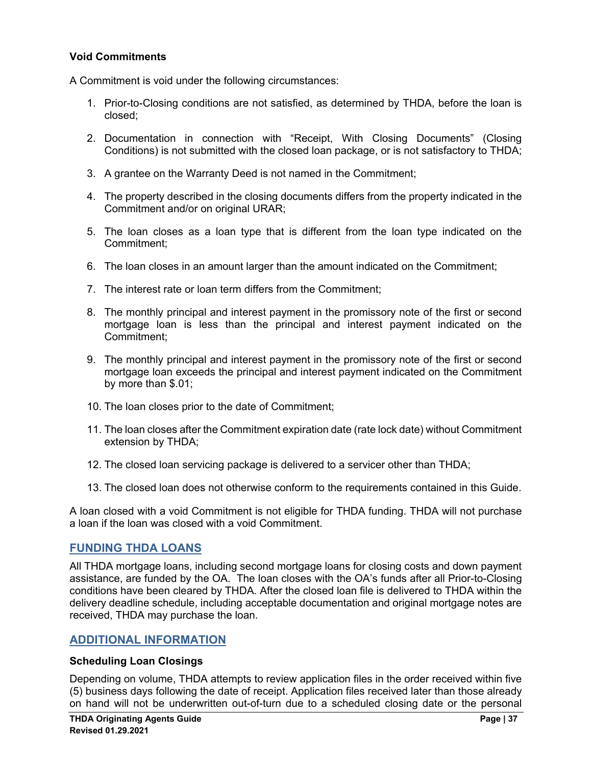### Void Commitments

A Commitment is void under the following circumstances:

1. Prior-to-Closing conditions are not satisfied, as determined by THDA, before the loan is closed;
2. Documentation in connection with "Receipt, With Closing Documents" (Closing Conditions) is not submitted with the closed loan package, or is not satisfactory to THDA;
3. A grantee on the Warranty Deed is not named in the Commitment;
4. The property described in the closing documents differs from the property indicated in the Commitment and/or on original URAR;
5. The loan closes as a loan type that is different from the loan type indicated on the Commitment;
6. The loan closes in an amount larger than the amount indicated on the Commitment;
7. The interest rate or loan term differs from the Commitment;
8. The monthly principal and interest payment in the promissory note of the first or second mortgage loan is less than the principal and interest payment indicated on the Commitment;
9. The monthly principal and interest payment in the promissory note of the first or second mortgage loan exceeds the principal and interest payment indicated on the Commitment by more than $.01;
10. The loan closes prior to the date of Commitment;
11. The loan closes after the Commitment expiration date (rate lock date) without Commitment extension by THDA;
12. The closed loan servicing package is delivered to a servicer other than THDA;
13. The closed loan does not otherwise conform to the requirements contained in this Guide.

A loan closed with a void Commitment is not eligible for THDA funding. THDA will not purchase a loan if the loan was closed with a void Commitment.

## FUNDING THDA LOANS

All THDA mortgage loans, including second mortgage loans for closing costs and down payment assistance, are funded by the OA. The loan closes with the OA's funds after all Prior-to-Closing conditions have been cleared by THDA. After the closed loan file is delivered to THDA within the delivery deadline schedule, including acceptable documentation and original mortgage notes are received, THDA may purchase the loan.

## ADDITIONAL INFORMATION

### Scheduling Loan Closings

Depending on volume, THDA attempts to review application files in the order received within five (5) business days following the date of receipt. Application files received later than those already on hand will not be underwritten out-of-turn due to a scheduled closing date or the personal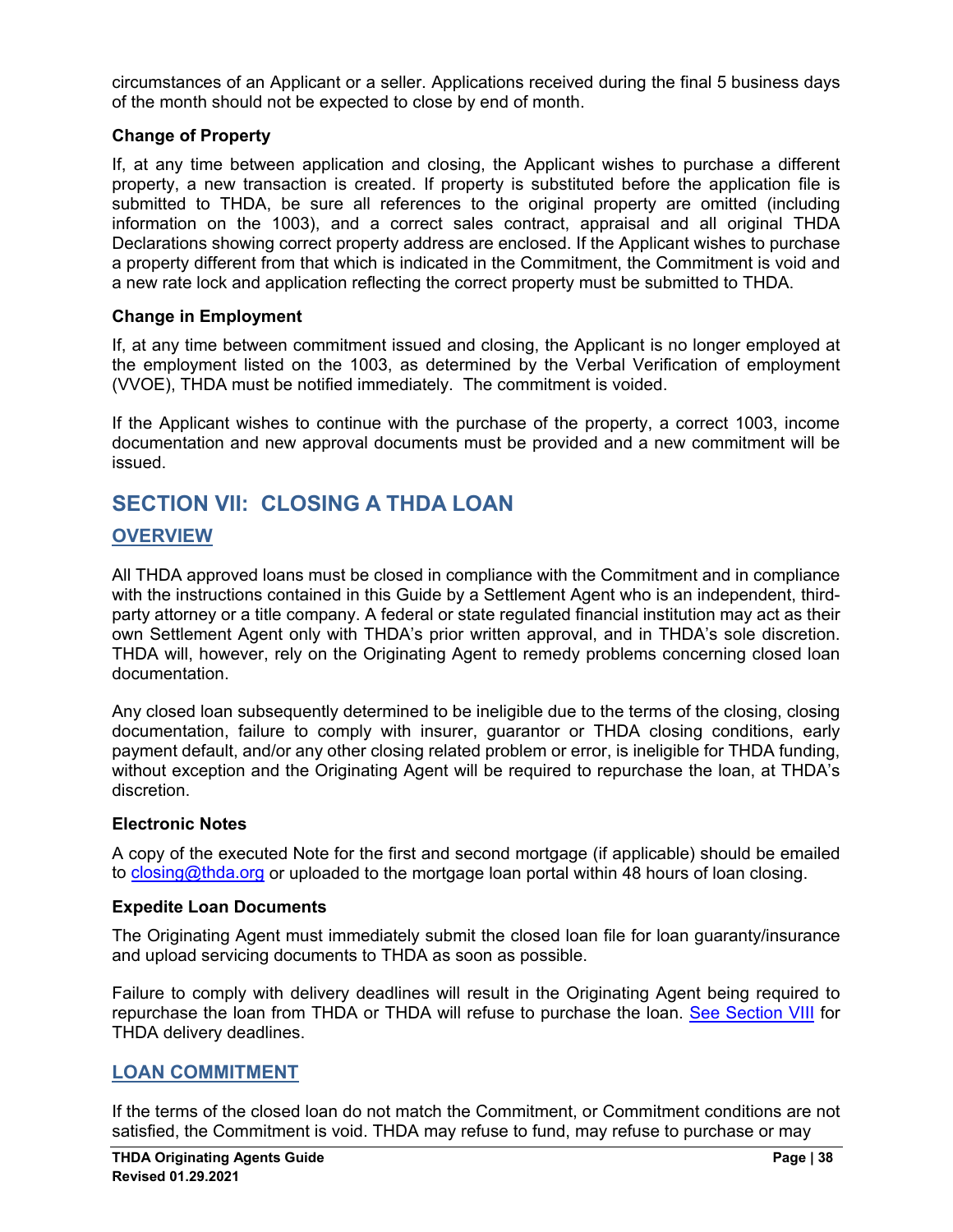circumstances of an Applicant or a seller. Applications received during the final 5 business days of the month should not be expected to close by end of month.

### Change of Property

If, at any time between application and closing, the Applicant wishes to purchase a different property, a new transaction is created. If property is substituted before the application file is submitted to THDA, be sure all references to the original property are omitted (including information on the 1003), and a correct sales contract, appraisal and all original THDA Declarations showing correct property address are enclosed. If the Applicant wishes to purchase a property different from that which is indicated in the Commitment, the Commitment is void and a new rate lock and application reflecting the correct property must be submitted to THDA.

### Change in Employment

If, at any time between commitment issued and closing, the Applicant is no longer employed at the employment listed on the 1003, as determined by the Verbal Verification of employment (VVOE), THDA must be notified immediately. The commitment is voided.

If the Applicant wishes to continue with the purchase of the property, a correct 1003, income documentation and new approval documents must be provided and a new commitment will be issued.

# SECTION VII: CLOSING A THDA LOAN

## OVERVIEW

All THDA approved loans must be closed in compliance with the Commitment and in compliance with the instructions contained in this Guide by a Settlement Agent who is an independent, third-party attorney or a title company. A federal or state regulated financial institution may act as their own Settlement Agent only with THDA's prior written approval, and in THDA's sole discretion. THDA will, however, rely on the Originating Agent to remedy problems concerning closed loan documentation.

Any closed loan subsequently determined to be ineligible due to the terms of the closing, closing documentation, failure to comply with insurer, guarantor or THDA closing conditions, early payment default, and/or any other closing related problem or error, is ineligible for THDA funding, without exception and the Originating Agent will be required to repurchase the loan, at THDA's discretion.

### Electronic Notes

A copy of the executed Note for the first and second mortgage (if applicable) should be emailed to closing@thda.org or uploaded to the mortgage loan portal within 48 hours of loan closing.

### Expedite Loan Documents

The Originating Agent must immediately submit the closed loan file for loan guaranty/insurance and upload servicing documents to THDA as soon as possible.

Failure to comply with delivery deadlines will result in the Originating Agent being required to repurchase the loan from THDA or THDA will refuse to purchase the loan. See Section VIII for THDA delivery deadlines.

## LOAN COMMITMENT

If the terms of the closed loan do not match the Commitment, or Commitment conditions are not satisfied, the Commitment is void. THDA may refuse to fund, may refuse to purchase or may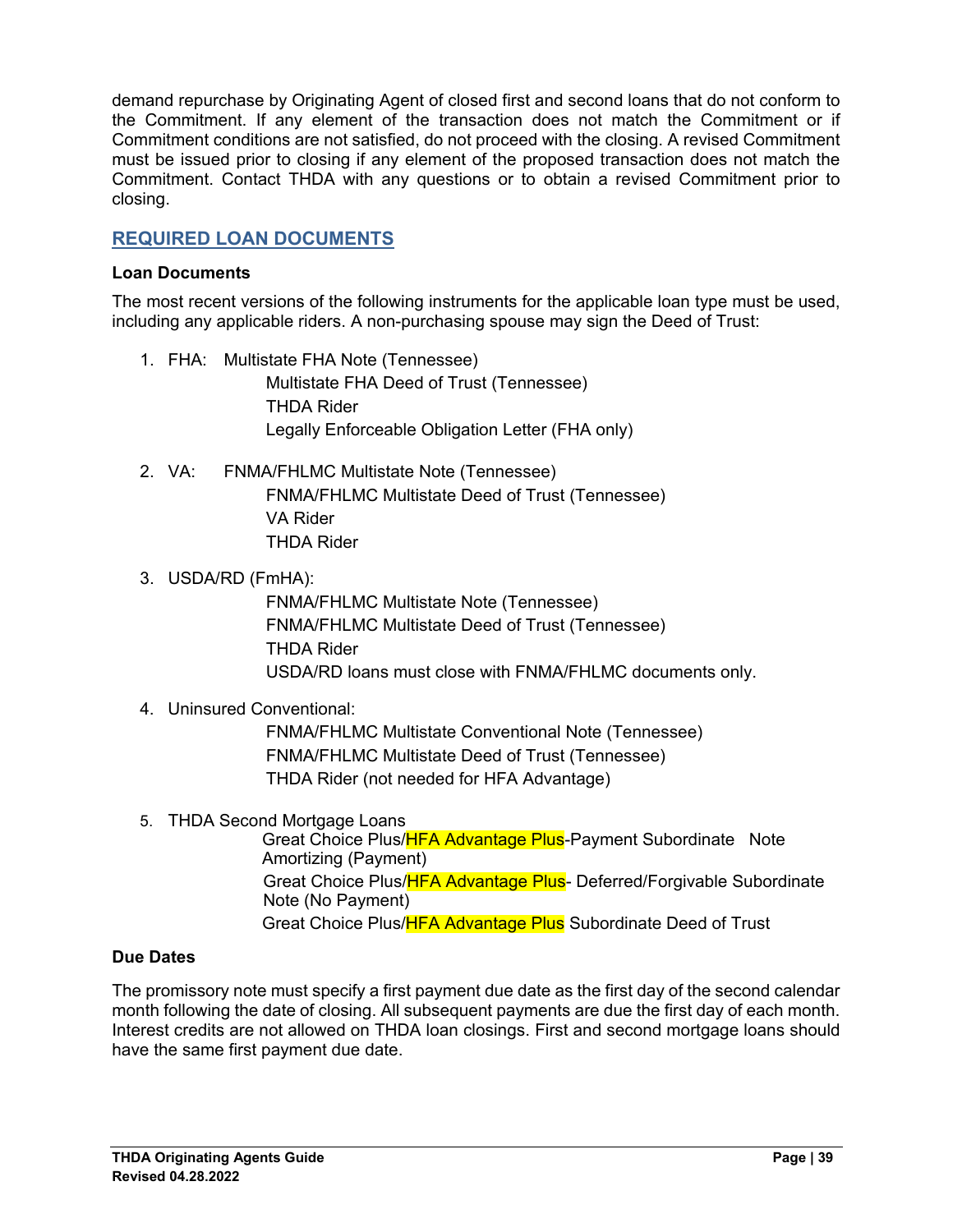demand repurchase by Originating Agent of closed first and second loans that do not conform to the Commitment. If any element of the transaction does not match the Commitment or if Commitment conditions are not satisfied, do not proceed with the closing. A revised Commitment must be issued prior to closing if any element of the proposed transaction does not match the Commitment. Contact THDA with any questions or to obtain a revised Commitment prior to closing.

## REQUIRED LOAN DOCUMENTS

### Loan Documents

The most recent versions of the following instruments for the applicable loan type must be used, including any applicable riders. A non-purchasing spouse may sign the Deed of Trust:

1. FHA: Multistate FHA Note (Tennessee)
   Multistate FHA Deed of Trust (Tennessee)
   THDA Rider
   Legally Enforceable Obligation Letter (FHA only)

2. VA: FNMA/FHLMC Multistate Note (Tennessee)
   FNMA/FHLMC Multistate Deed of Trust (Tennessee)
   VA Rider
   THDA Rider

3. USDA/RD (FmHA):
   FNMA/FHLMC Multistate Note (Tennessee)
   FNMA/FHLMC Multistate Deed of Trust (Tennessee)
   THDA Rider
   USDA/RD loans must close with FNMA/FHLMC documents only.

4. Uninsured Conventional:
   FNMA/FHLMC Multistate Conventional Note (Tennessee)
   FNMA/FHLMC Multistate Deed of Trust (Tennessee)
   THDA Rider (not needed for HFA Advantage)

5. THDA Second Mortgage Loans
   Great Choice Plus/HFA Advantage Plus-Payment Subordinate Note Amortizing (Payment)
   Great Choice Plus/HFA Advantage Plus- Deferred/Forgivable Subordinate Note (No Payment)
   Great Choice Plus/HFA Advantage Plus Subordinate Deed of Trust

### Due Dates

The promissory note must specify a first payment due date as the first day of the second calendar month following the date of closing. All subsequent payments are due the first day of each month. Interest credits are not allowed on THDA loan closings. First and second mortgage loans should have the same first payment due date.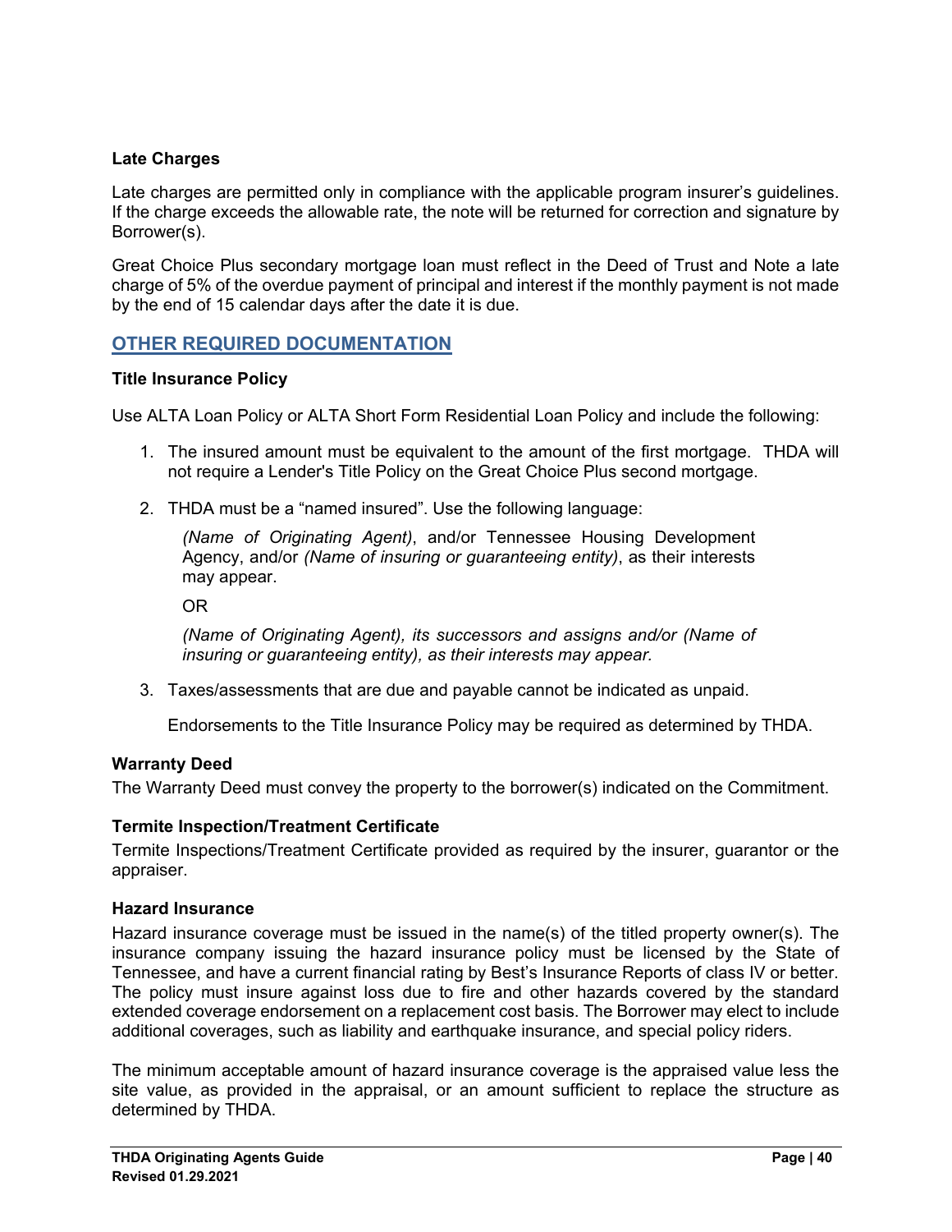### Late Charges

Late charges are permitted only in compliance with the applicable program insurer's guidelines. If the charge exceeds the allowable rate, the note will be returned for correction and signature by Borrower(s).

Great Choice Plus secondary mortgage loan must reflect in the Deed of Trust and Note a late charge of 5% of the overdue payment of principal and interest if the monthly payment is not made by the end of 15 calendar days after the date it is due.

## OTHER REQUIRED DOCUMENTATION

### Title Insurance Policy

Use ALTA Loan Policy or ALTA Short Form Residential Loan Policy and include the following:

1. The insured amount must be equivalent to the amount of the first mortgage. THDA will not require a Lender's Title Policy on the Great Choice Plus second mortgage.
2. THDA must be a "named insured". Use the following language:

   *(Name of Originating Agent)*, and/or Tennessee Housing Development Agency, and/or *(Name of insuring or guaranteeing entity)*, as their interests may appear.

   OR

   *(Name of Originating Agent), its successors and assigns and/or (Name of insuring or guaranteeing entity), as their interests may appear.*

3. Taxes/assessments that are due and payable cannot be indicated as unpaid.

   Endorsements to the Title Insurance Policy may be required as determined by THDA.

### Warranty Deed

The Warranty Deed must convey the property to the borrower(s) indicated on the Commitment.

### Termite Inspection/Treatment Certificate

Termite Inspections/Treatment Certificate provided as required by the insurer, guarantor or the appraiser.

### Hazard Insurance

Hazard insurance coverage must be issued in the name(s) of the titled property owner(s). The insurance company issuing the hazard insurance policy must be licensed by the State of Tennessee, and have a current financial rating by Best's Insurance Reports of class IV or better. The policy must insure against loss due to fire and other hazards covered by the standard extended coverage endorsement on a replacement cost basis. The Borrower may elect to include additional coverages, such as liability and earthquake insurance, and special policy riders.

The minimum acceptable amount of hazard insurance coverage is the appraised value less the site value, as provided in the appraisal, or an amount sufficient to replace the structure as determined by THDA.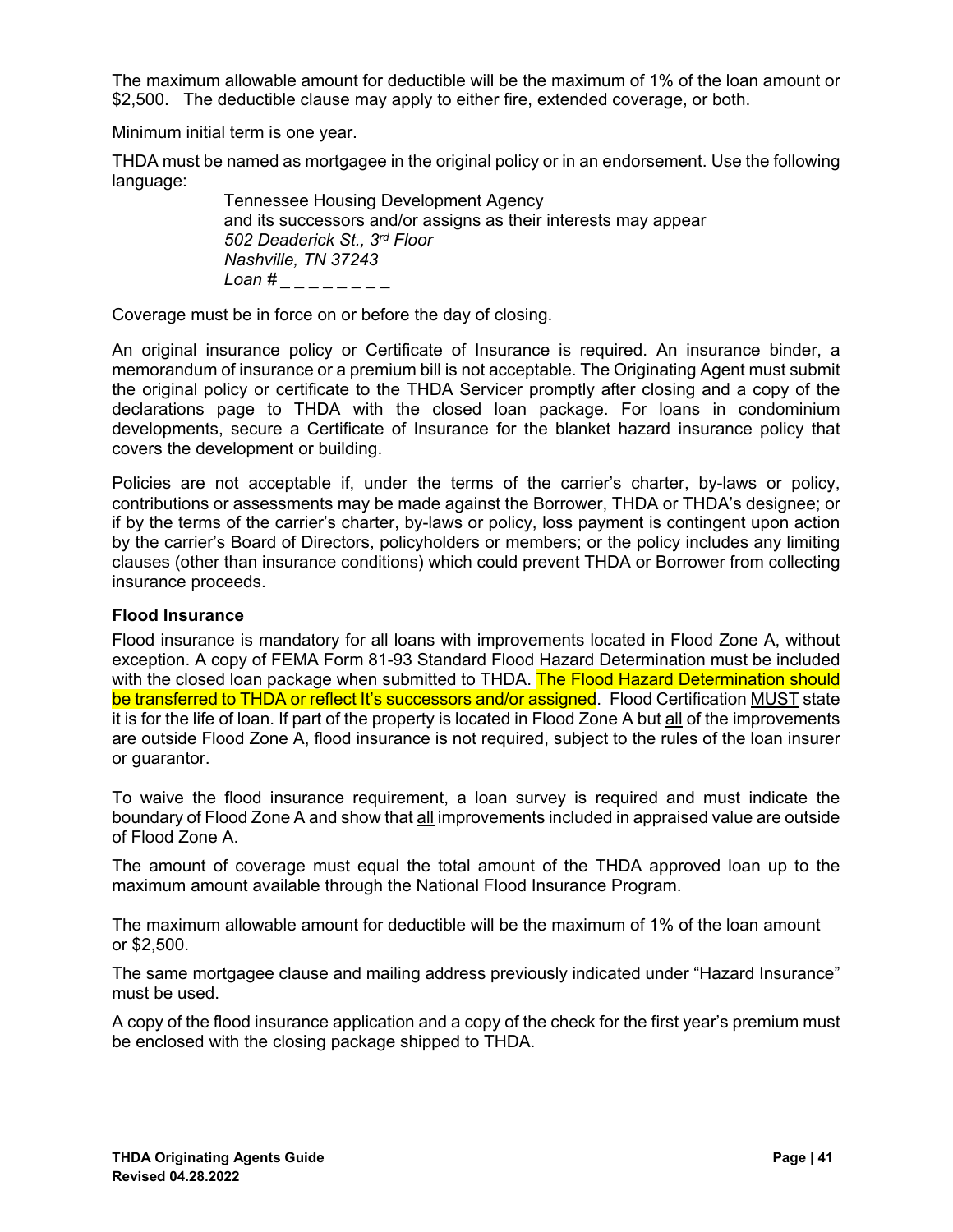The maximum allowable amount for deductible will be the maximum of 1% of the loan amount or $2,500. The deductible clause may apply to either fire, extended coverage, or both.

Minimum initial term is one year.

THDA must be named as mortgagee in the original policy or in an endorsement. Use the following language:

> Tennessee Housing Development Agency
> and its successors and/or assigns as their interests may appear
> *502 Deaderick St., 3rd Floor*
> *Nashville, TN 37243*
> *Loan # _ _ _ _ _ _ _ _*

Coverage must be in force on or before the day of closing.

An original insurance policy or Certificate of Insurance is required. An insurance binder, a memorandum of insurance or a premium bill is not acceptable. The Originating Agent must submit the original policy or certificate to the THDA Servicer promptly after closing and a copy of the declarations page to THDA with the closed loan package. For loans in condominium developments, secure a Certificate of Insurance for the blanket hazard insurance policy that covers the development or building.

Policies are not acceptable if, under the terms of the carrier's charter, by-laws or policy, contributions or assessments may be made against the Borrower, THDA or THDA's designee; or if by the terms of the carrier's charter, by-laws or policy, loss payment is contingent upon action by the carrier's Board of Directors, policyholders or members; or the policy includes any limiting clauses (other than insurance conditions) which could prevent THDA or Borrower from collecting insurance proceeds.

**Flood Insurance**

Flood insurance is mandatory for all loans with improvements located in Flood Zone A, without exception. A copy of FEMA Form 81-93 Standard Flood Hazard Determination must be included with the closed loan package when submitted to THDA. The Flood Hazard Determination should be transferred to THDA or reflect It's successors and/or assigned. Flood Certification MUST state it is for the life of loan. If part of the property is located in Flood Zone A but all of the improvements are outside Flood Zone A, flood insurance is not required, subject to the rules of the loan insurer or guarantor.

To waive the flood insurance requirement, a loan survey is required and must indicate the boundary of Flood Zone A and show that all improvements included in appraised value are outside of Flood Zone A.

The amount of coverage must equal the total amount of the THDA approved loan up to the maximum amount available through the National Flood Insurance Program.

The maximum allowable amount for deductible will be the maximum of 1% of the loan amount or $2,500.

The same mortgagee clause and mailing address previously indicated under "Hazard Insurance" must be used.

A copy of the flood insurance application and a copy of the check for the first year's premium must be enclosed with the closing package shipped to THDA.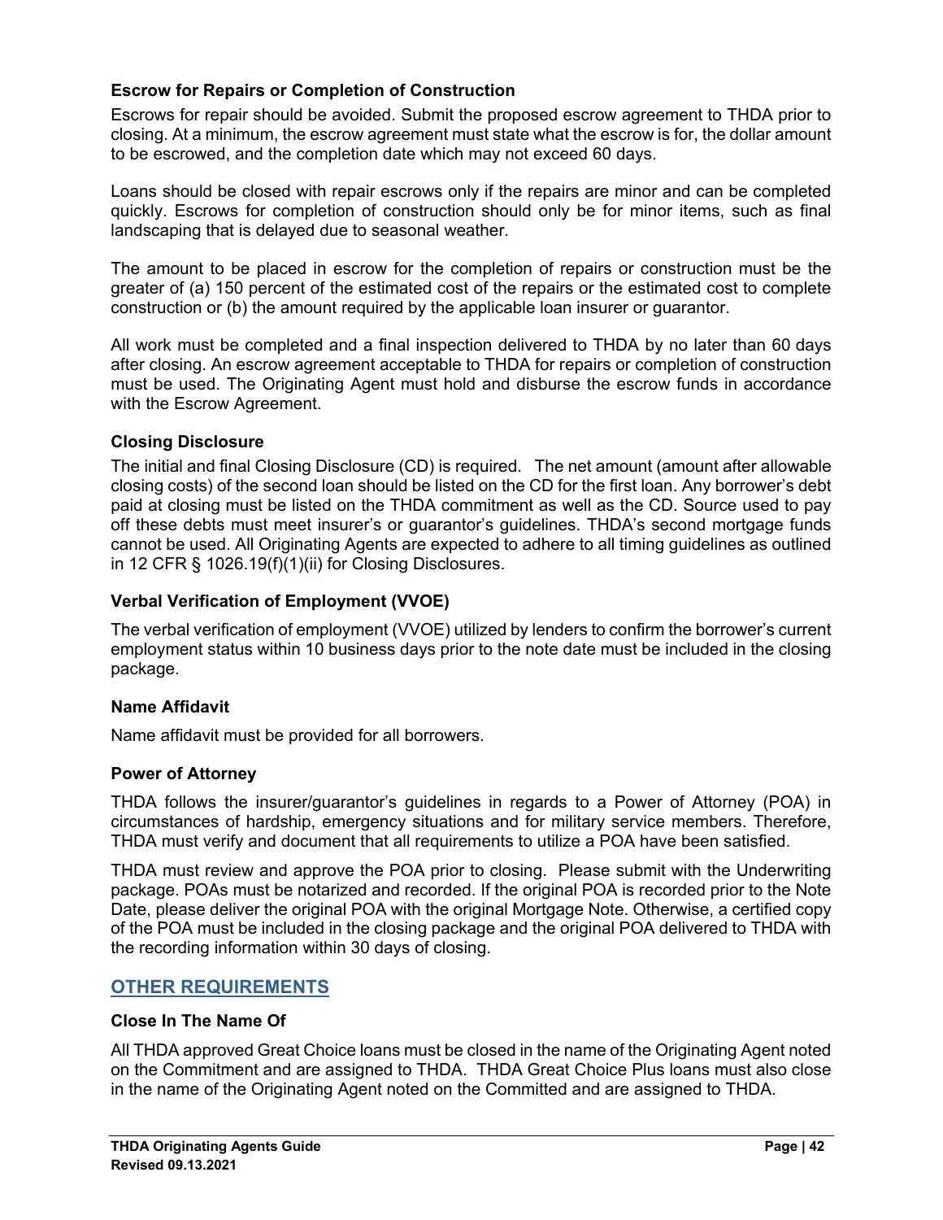### Escrow for Repairs or Completion of Construction

Escrows for repair should be avoided. Submit the proposed escrow agreement to THDA prior to closing. At a minimum, the escrow agreement must state what the escrow is for, the dollar amount to be escrowed, and the completion date which may not exceed 60 days.

Loans should be closed with repair escrows only if the repairs are minor and can be completed quickly. Escrows for completion of construction should only be for minor items, such as final landscaping that is delayed due to seasonal weather.

The amount to be placed in escrow for the completion of repairs or construction must be the greater of (a) 150 percent of the estimated cost of the repairs or the estimated cost to complete construction or (b) the amount required by the applicable loan insurer or guarantor.

All work must be completed and a final inspection delivered to THDA by no later than 60 days after closing. An escrow agreement acceptable to THDA for repairs or completion of construction must be used. The Originating Agent must hold and disburse the escrow funds in accordance with the Escrow Agreement.

### Closing Disclosure

The initial and final Closing Disclosure (CD) is required. The net amount (amount after allowable closing costs) of the second loan should be listed on the CD for the first loan. Any borrower's debt paid at closing must be listed on the THDA commitment as well as the CD. Source used to pay off these debts must meet insurer's or guarantor's guidelines. THDA's second mortgage funds cannot be used. All Originating Agents are expected to adhere to all timing guidelines as outlined in 12 CFR § 1026.19(f)(1)(ii) for Closing Disclosures.

### Verbal Verification of Employment (VVOE)

The verbal verification of employment (VVOE) utilized by lenders to confirm the borrower's current employment status within 10 business days prior to the note date must be included in the closing package.

### Name Affidavit

Name affidavit must be provided for all borrowers.

### Power of Attorney

THDA follows the insurer/guarantor's guidelines in regards to a Power of Attorney (POA) in circumstances of hardship, emergency situations and for military service members. Therefore, THDA must verify and document that all requirements to utilize a POA have been satisfied.

THDA must review and approve the POA prior to closing. Please submit with the Underwriting package. POAs must be notarized and recorded. If the original POA is recorded prior to the Note Date, please deliver the original POA with the original Mortgage Note. Otherwise, a certified copy of the POA must be included in the closing package and the original POA delivered to THDA with the recording information within 30 days of closing.

## OTHER REQUIREMENTS

### Close In The Name Of

All THDA approved Great Choice loans must be closed in the name of the Originating Agent noted on the Commitment and are assigned to THDA. THDA Great Choice Plus loans must also close in the name of the Originating Agent noted on the Committed and are assigned to THDA.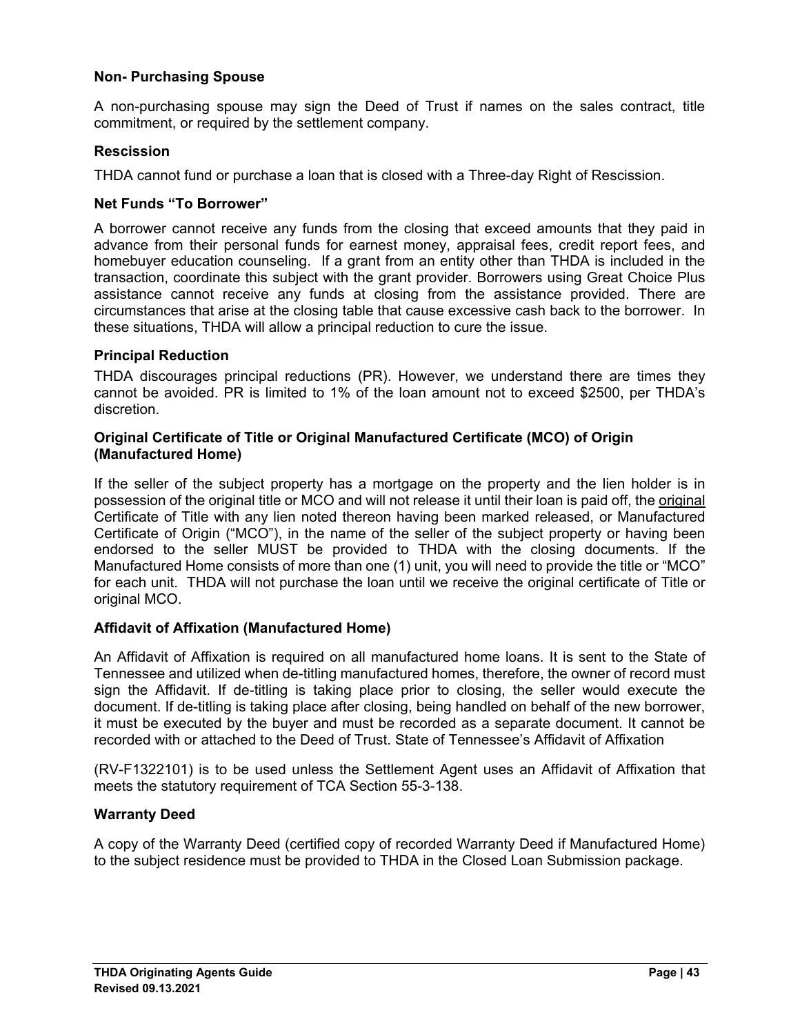### Non- Purchasing Spouse

A non-purchasing spouse may sign the Deed of Trust if names on the sales contract, title commitment, or required by the settlement company.

### Rescission

THDA cannot fund or purchase a loan that is closed with a Three-day Right of Rescission.

### Net Funds "To Borrower"

A borrower cannot receive any funds from the closing that exceed amounts that they paid in advance from their personal funds for earnest money, appraisal fees, credit report fees, and homebuyer education counseling. If a grant from an entity other than THDA is included in the transaction, coordinate this subject with the grant provider. Borrowers using Great Choice Plus assistance cannot receive any funds at closing from the assistance provided. There are circumstances that arise at the closing table that cause excessive cash back to the borrower. In these situations, THDA will allow a principal reduction to cure the issue.

### Principal Reduction

THDA discourages principal reductions (PR). However, we understand there are times they cannot be avoided. PR is limited to 1% of the loan amount not to exceed $2500, per THDA's discretion.

### Original Certificate of Title or Original Manufactured Certificate (MCO) of Origin (Manufactured Home)

If the seller of the subject property has a mortgage on the property and the lien holder is in possession of the original title or MCO and will not release it until their loan is paid off, the <u>original</u> Certificate of Title with any lien noted thereon having been marked released, or Manufactured Certificate of Origin ("MCO"), in the name of the seller of the subject property or having been endorsed to the seller MUST be provided to THDA with the closing documents. If the Manufactured Home consists of more than one (1) unit, you will need to provide the title or "MCO" for each unit. THDA will not purchase the loan until we receive the original certificate of Title or original MCO.

### Affidavit of Affixation (Manufactured Home)

An Affidavit of Affixation is required on all manufactured home loans. It is sent to the State of Tennessee and utilized when de-titling manufactured homes, therefore, the owner of record must sign the Affidavit. If de-titling is taking place prior to closing, the seller would execute the document. If de-titling is taking place after closing, being handled on behalf of the new borrower, it must be executed by the buyer and must be recorded as a separate document. It cannot be recorded with or attached to the Deed of Trust. State of Tennessee's Affidavit of Affixation

(RV-F1322101) is to be used unless the Settlement Agent uses an Affidavit of Affixation that meets the statutory requirement of TCA Section 55-3-138.

### Warranty Deed

A copy of the Warranty Deed (certified copy of recorded Warranty Deed if Manufactured Home) to the subject residence must be provided to THDA in the Closed Loan Submission package.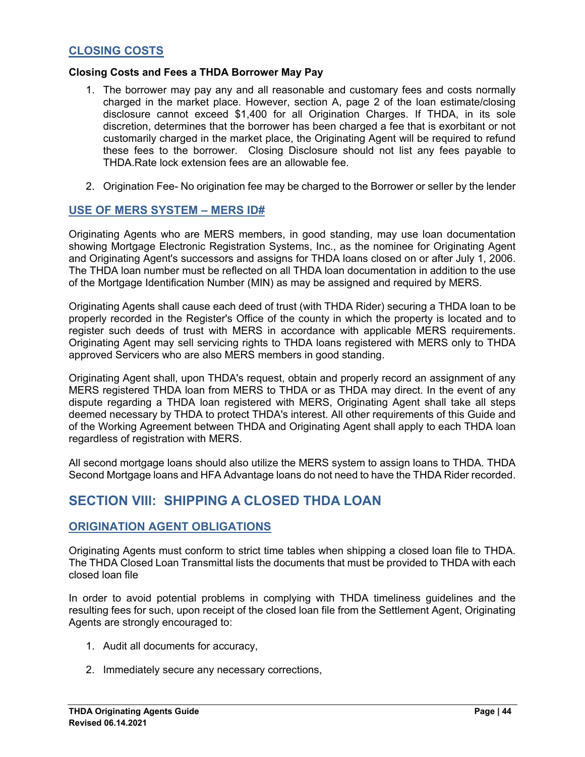## CLOSING COSTS

**Closing Costs and Fees a THDA Borrower May Pay**

1. The borrower may pay any and all reasonable and customary fees and costs normally charged in the market place. However, section A, page 2 of the loan estimate/closing disclosure cannot exceed $1,400 for all Origination Charges. If THDA, in its sole discretion, determines that the borrower has been charged a fee that is exorbitant or not customarily charged in the market place, the Originating Agent will be required to refund these fees to the borrower. Closing Disclosure should not list any fees payable to THDA.Rate lock extension fees are an allowable fee.

2. Origination Fee- No origination fee may be charged to the Borrower or seller by the lender

## USE OF MERS SYSTEM – MERS ID#

Originating Agents who are MERS members, in good standing, may use loan documentation showing Mortgage Electronic Registration Systems, Inc., as the nominee for Originating Agent and Originating Agent's successors and assigns for THDA loans closed on or after July 1, 2006. The THDA loan number must be reflected on all THDA loan documentation in addition to the use of the Mortgage Identification Number (MIN) as may be assigned and required by MERS.

Originating Agents shall cause each deed of trust (with THDA Rider) securing a THDA loan to be properly recorded in the Register's Office of the county in which the property is located and to register such deeds of trust with MERS in accordance with applicable MERS requirements. Originating Agent may sell servicing rights to THDA loans registered with MERS only to THDA approved Servicers who are also MERS members in good standing.

Originating Agent shall, upon THDA's request, obtain and properly record an assignment of any MERS registered THDA loan from MERS to THDA or as THDA may direct. In the event of any dispute regarding a THDA loan registered with MERS, Originating Agent shall take all steps deemed necessary by THDA to protect THDA's interest. All other requirements of this Guide and of the Working Agreement between THDA and Originating Agent shall apply to each THDA loan regardless of registration with MERS.

All second mortgage loans should also utilize the MERS system to assign loans to THDA. THDA Second Mortgage loans and HFA Advantage loans do not need to have the THDA Rider recorded.

# SECTION VIII: SHIPPING A CLOSED THDA LOAN

## ORIGINATION AGENT OBLIGATIONS

Originating Agents must conform to strict time tables when shipping a closed loan file to THDA. The THDA Closed Loan Transmittal lists the documents that must be provided to THDA with each closed loan file

In order to avoid potential problems in complying with THDA timeliness guidelines and the resulting fees for such, upon receipt of the closed loan file from the Settlement Agent, Originating Agents are strongly encouraged to:

1. Audit all documents for accuracy,

2. Immediately secure any necessary corrections,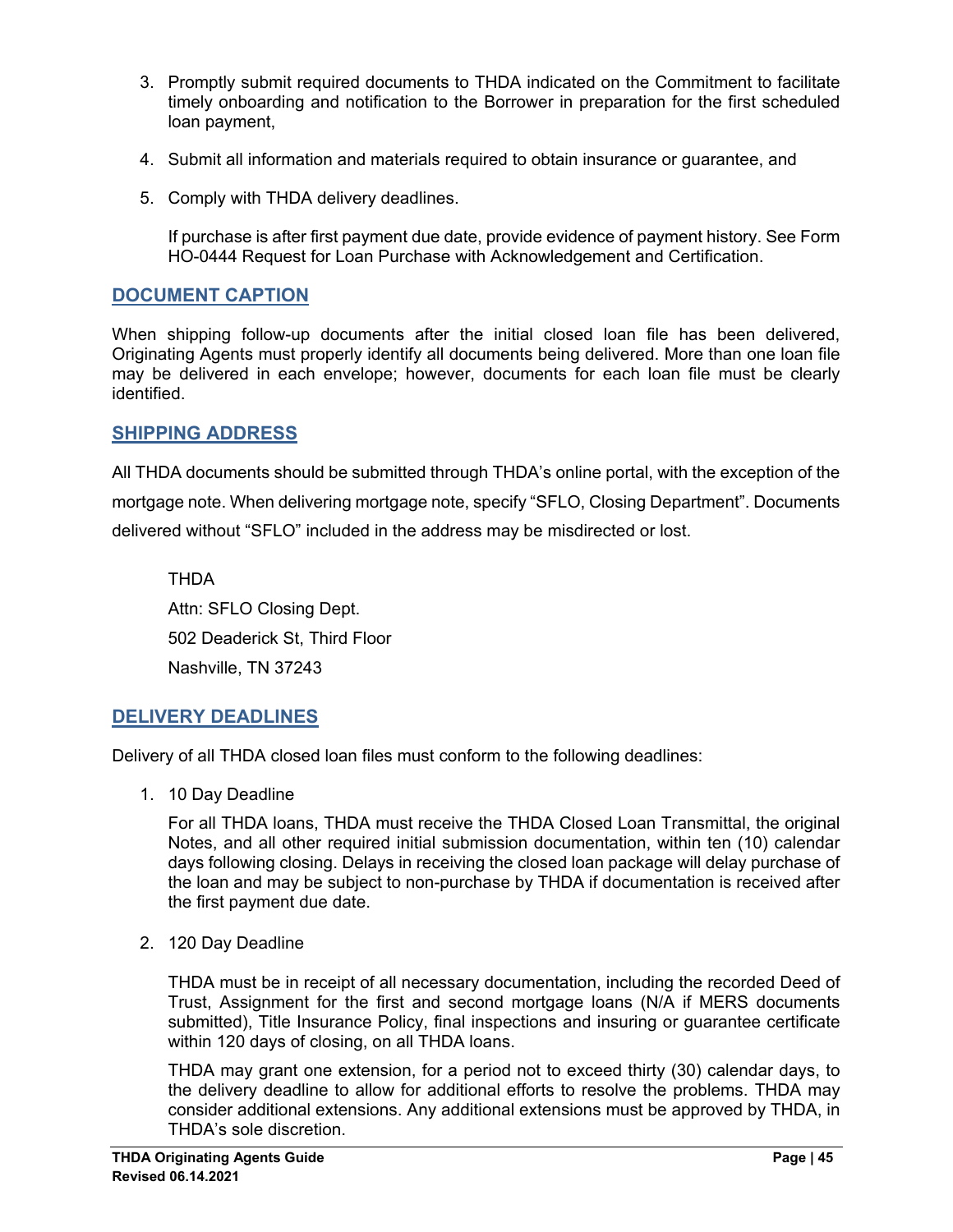3. Promptly submit required documents to THDA indicated on the Commitment to facilitate timely onboarding and notification to the Borrower in preparation for the first scheduled loan payment,

4. Submit all information and materials required to obtain insurance or guarantee, and

5. Comply with THDA delivery deadlines.

   If purchase is after first payment due date, provide evidence of payment history. See Form HO-0444 Request for Loan Purchase with Acknowledgement and Certification.

## DOCUMENT CAPTION

When shipping follow-up documents after the initial closed loan file has been delivered, Originating Agents must properly identify all documents being delivered. More than one loan file may be delivered in each envelope; however, documents for each loan file must be clearly identified.

## SHIPPING ADDRESS

All THDA documents should be submitted through THDA's online portal, with the exception of the mortgage note. When delivering mortgage note, specify "SFLO, Closing Department". Documents delivered without "SFLO" included in the address may be misdirected or lost.

THDA
Attn: SFLO Closing Dept.
502 Deaderick St, Third Floor
Nashville, TN 37243

## DELIVERY DEADLINES

Delivery of all THDA closed loan files must conform to the following deadlines:

1. 10 Day Deadline

   For all THDA loans, THDA must receive the THDA Closed Loan Transmittal, the original Notes, and all other required initial submission documentation, within ten (10) calendar days following closing. Delays in receiving the closed loan package will delay purchase of the loan and may be subject to non-purchase by THDA if documentation is received after the first payment due date.

2. 120 Day Deadline

   THDA must be in receipt of all necessary documentation, including the recorded Deed of Trust, Assignment for the first and second mortgage loans (N/A if MERS documents submitted), Title Insurance Policy, final inspections and insuring or guarantee certificate within 120 days of closing, on all THDA loans.

   THDA may grant one extension, for a period not to exceed thirty (30) calendar days, to the delivery deadline to allow for additional efforts to resolve the problems. THDA may consider additional extensions. Any additional extensions must be approved by THDA, in THDA's sole discretion.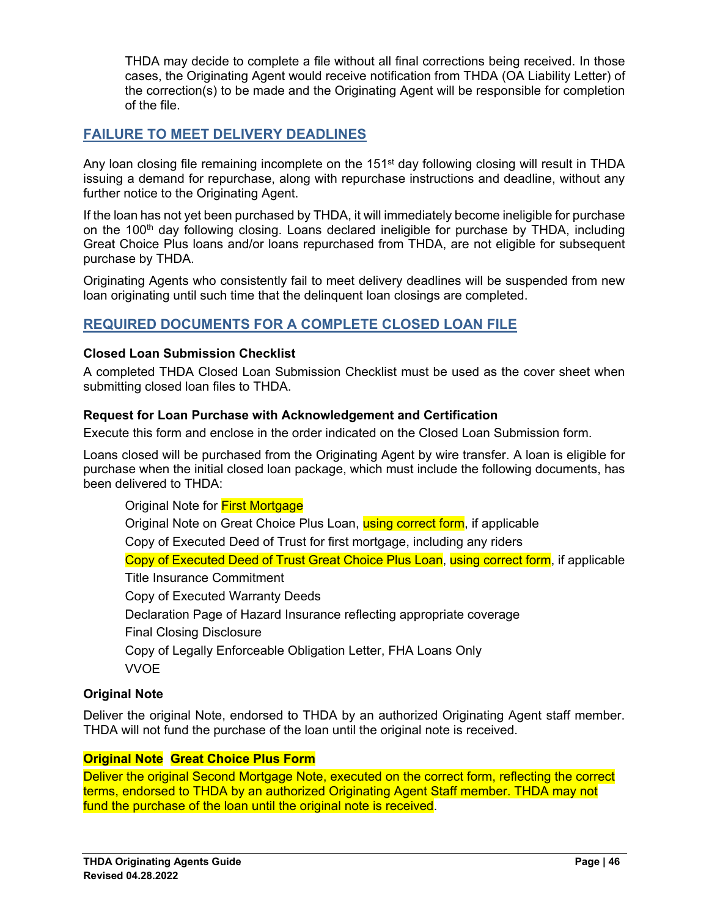THDA may decide to complete a file without all final corrections being received. In those cases, the Originating Agent would receive notification from THDA (OA Liability Letter) of the correction(s) to be made and the Originating Agent will be responsible for completion of the file.

## FAILURE TO MEET DELIVERY DEADLINES

Any loan closing file remaining incomplete on the 151st day following closing will result in THDA issuing a demand for repurchase, along with repurchase instructions and deadline, without any further notice to the Originating Agent.

If the loan has not yet been purchased by THDA, it will immediately become ineligible for purchase on the 100th day following closing. Loans declared ineligible for purchase by THDA, including Great Choice Plus loans and/or loans repurchased from THDA, are not eligible for subsequent purchase by THDA.

Originating Agents who consistently fail to meet delivery deadlines will be suspended from new loan originating until such time that the delinquent loan closings are completed.

## REQUIRED DOCUMENTS FOR A COMPLETE CLOSED LOAN FILE

**Closed Loan Submission Checklist**

A completed THDA Closed Loan Submission Checklist must be used as the cover sheet when submitting closed loan files to THDA.

**Request for Loan Purchase with Acknowledgement and Certification**

Execute this form and enclose in the order indicated on the Closed Loan Submission form.

Loans closed will be purchased from the Originating Agent by wire transfer. A loan is eligible for purchase when the initial closed loan package, which must include the following documents, has been delivered to THDA:

- Original Note for First Mortgage
- Original Note on Great Choice Plus Loan, using correct form, if applicable
- Copy of Executed Deed of Trust for first mortgage, including any riders
- Copy of Executed Deed of Trust Great Choice Plus Loan, using correct form, if applicable
- Title Insurance Commitment
- Copy of Executed Warranty Deeds
- Declaration Page of Hazard Insurance reflecting appropriate coverage
- Final Closing Disclosure
- Copy of Legally Enforceable Obligation Letter, FHA Loans Only
- VVOE

**Original Note**

Deliver the original Note, endorsed to THDA by an authorized Originating Agent staff member. THDA will not fund the purchase of the loan until the original note is received.

**Original Note Great Choice Plus Form**

Deliver the original Second Mortgage Note, executed on the correct form, reflecting the correct terms, endorsed to THDA by an authorized Originating Agent Staff member. THDA may not fund the purchase of the loan until the original note is received.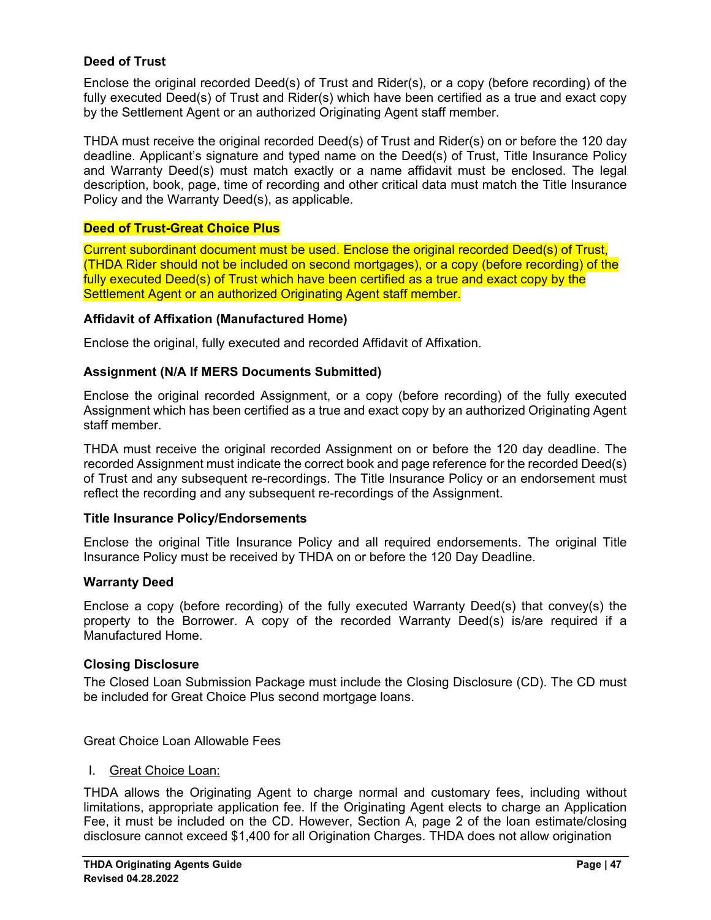**Deed of Trust**

Enclose the original recorded Deed(s) of Trust and Rider(s), or a copy (before recording) of the fully executed Deed(s) of Trust and Rider(s) which have been certified as a true and exact copy by the Settlement Agent or an authorized Originating Agent staff member.

THDA must receive the original recorded Deed(s) of Trust and Rider(s) on or before the 120 day deadline. Applicant's signature and typed name on the Deed(s) of Trust, Title Insurance Policy and Warranty Deed(s) must match exactly or a name affidavit must be enclosed. The legal description, book, page, time of recording and other critical data must match the Title Insurance Policy and the Warranty Deed(s), as applicable.

**Deed of Trust-Great Choice Plus**

Current subordinant document must be used. Enclose the original recorded Deed(s) of Trust, (THDA Rider should not be included on second mortgages), or a copy (before recording) of the fully executed Deed(s) of Trust which have been certified as a true and exact copy by the Settlement Agent or an authorized Originating Agent staff member.

**Affidavit of Affixation (Manufactured Home)**

Enclose the original, fully executed and recorded Affidavit of Affixation.

**Assignment (N/A If MERS Documents Submitted)**

Enclose the original recorded Assignment, or a copy (before recording) of the fully executed Assignment which has been certified as a true and exact copy by an authorized Originating Agent staff member.

THDA must receive the original recorded Assignment on or before the 120 day deadline. The recorded Assignment must indicate the correct book and page reference for the recorded Deed(s) of Trust and any subsequent re-recordings. The Title Insurance Policy or an endorsement must reflect the recording and any subsequent re-recordings of the Assignment.

**Title Insurance Policy/Endorsements**

Enclose the original Title Insurance Policy and all required endorsements. The original Title Insurance Policy must be received by THDA on or before the 120 Day Deadline.

**Warranty Deed**

Enclose a copy (before recording) of the fully executed Warranty Deed(s) that convey(s) the property to the Borrower. A copy of the recorded Warranty Deed(s) is/are required if a Manufactured Home.

**Closing Disclosure**

The Closed Loan Submission Package must include the Closing Disclosure (CD). The CD must be included for Great Choice Plus second mortgage loans.

Great Choice Loan Allowable Fees

I. Great Choice Loan:

THDA allows the Originating Agent to charge normal and customary fees, including without limitations, appropriate application fee. If the Originating Agent elects to charge an Application Fee, it must be included on the CD. However, Section A, page 2 of the loan estimate/closing disclosure cannot exceed $1,400 for all Origination Charges. THDA does not allow origination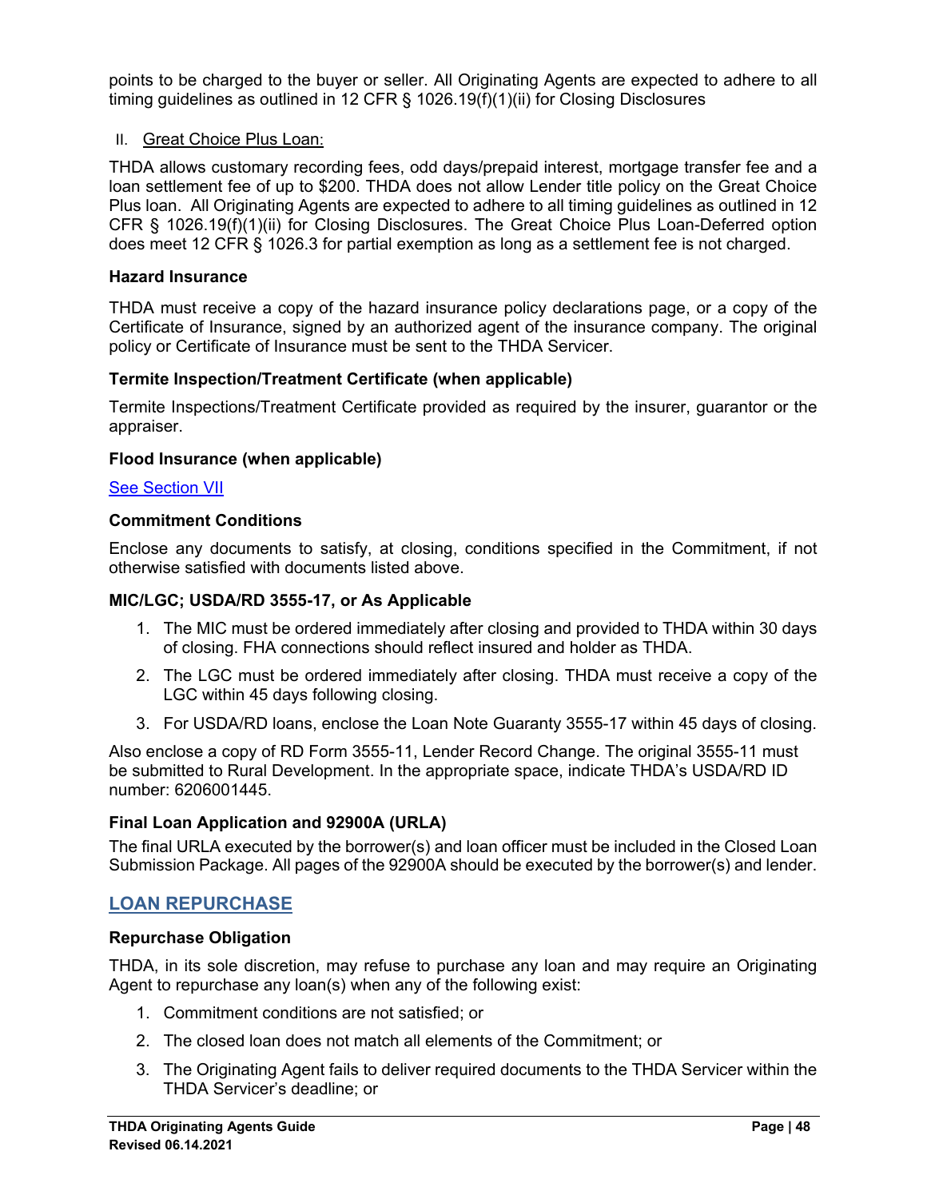points to be charged to the buyer or seller. All Originating Agents are expected to adhere to all timing guidelines as outlined in 12 CFR § 1026.19(f)(1)(ii) for Closing Disclosures

II. Great Choice Plus Loan:

THDA allows customary recording fees, odd days/prepaid interest, mortgage transfer fee and a loan settlement fee of up to $200. THDA does not allow Lender title policy on the Great Choice Plus loan. All Originating Agents are expected to adhere to all timing guidelines as outlined in 12 CFR § 1026.19(f)(1)(ii) for Closing Disclosures. The Great Choice Plus Loan-Deferred option does meet 12 CFR § 1026.3 for partial exemption as long as a settlement fee is not charged.

### Hazard Insurance

THDA must receive a copy of the hazard insurance policy declarations page, or a copy of the Certificate of Insurance, signed by an authorized agent of the insurance company. The original policy or Certificate of Insurance must be sent to the THDA Servicer.

### Termite Inspection/Treatment Certificate (when applicable)

Termite Inspections/Treatment Certificate provided as required by the insurer, guarantor or the appraiser.

### Flood Insurance (when applicable)

See Section VII

### Commitment Conditions

Enclose any documents to satisfy, at closing, conditions specified in the Commitment, if not otherwise satisfied with documents listed above.

### MIC/LGC; USDA/RD 3555-17, or As Applicable

1. The MIC must be ordered immediately after closing and provided to THDA within 30 days of closing. FHA connections should reflect insured and holder as THDA.
2. The LGC must be ordered immediately after closing. THDA must receive a copy of the LGC within 45 days following closing.
3. For USDA/RD loans, enclose the Loan Note Guaranty 3555-17 within 45 days of closing.

Also enclose a copy of RD Form 3555-11, Lender Record Change. The original 3555-11 must be submitted to Rural Development. In the appropriate space, indicate THDA's USDA/RD ID number: 6206001445.

### Final Loan Application and 92900A (URLA)

The final URLA executed by the borrower(s) and loan officer must be included in the Closed Loan Submission Package. All pages of the 92900A should be executed by the borrower(s) and lender.

## LOAN REPURCHASE

### Repurchase Obligation

THDA, in its sole discretion, may refuse to purchase any loan and may require an Originating Agent to repurchase any loan(s) when any of the following exist:

1. Commitment conditions are not satisfied; or
2. The closed loan does not match all elements of the Commitment; or
3. The Originating Agent fails to deliver required documents to the THDA Servicer within the THDA Servicer's deadline; or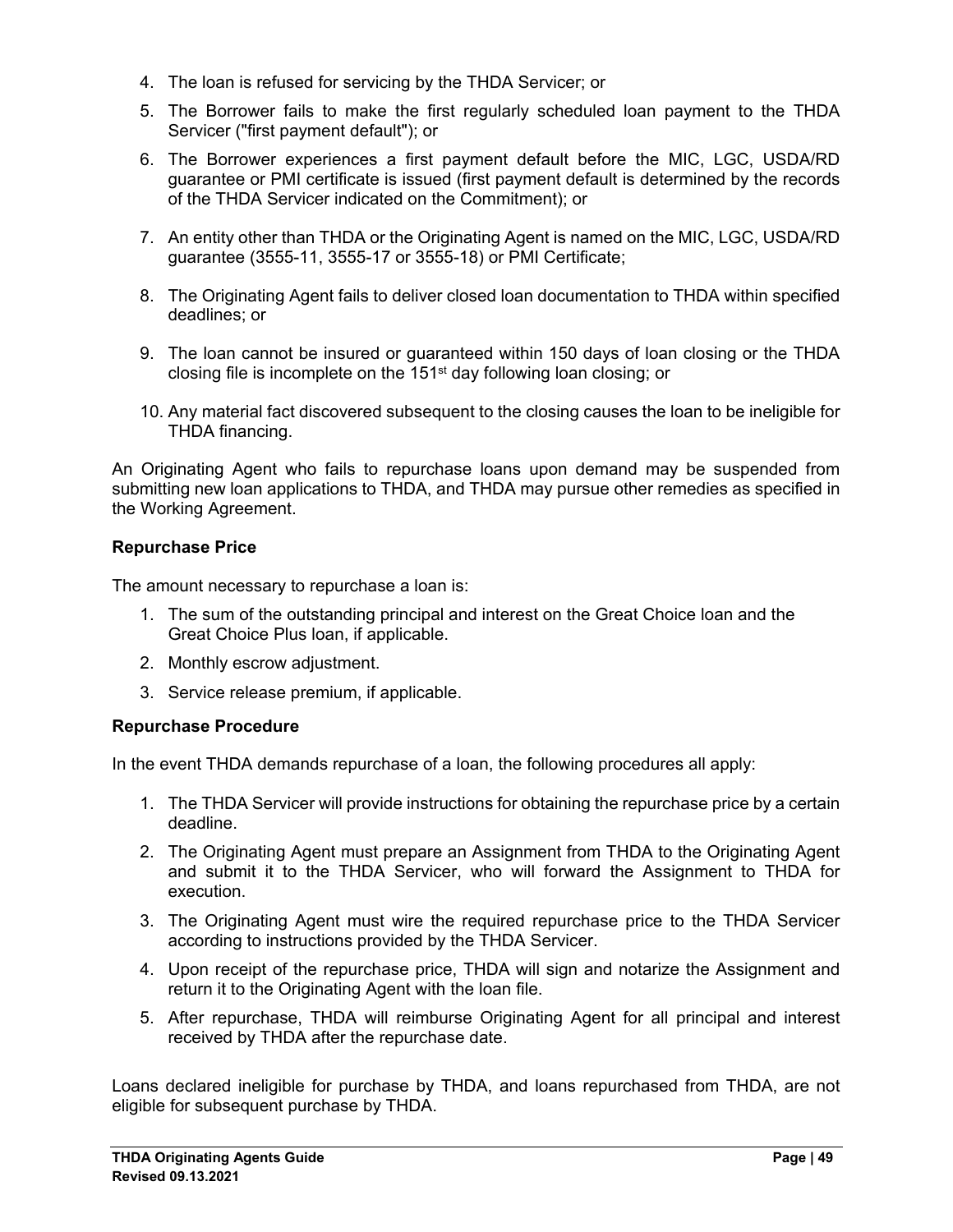4. The loan is refused for servicing by the THDA Servicer; or
5. The Borrower fails to make the first regularly scheduled loan payment to the THDA Servicer ("first payment default"); or
6. The Borrower experiences a first payment default before the MIC, LGC, USDA/RD guarantee or PMI certificate is issued (first payment default is determined by the records of the THDA Servicer indicated on the Commitment); or
7. An entity other than THDA or the Originating Agent is named on the MIC, LGC, USDA/RD guarantee (3555-11, 3555-17 or 3555-18) or PMI Certificate;
8. The Originating Agent fails to deliver closed loan documentation to THDA within specified deadlines; or
9. The loan cannot be insured or guaranteed within 150 days of loan closing or the THDA closing file is incomplete on the 151st day following loan closing; or
10. Any material fact discovered subsequent to the closing causes the loan to be ineligible for THDA financing.

An Originating Agent who fails to repurchase loans upon demand may be suspended from submitting new loan applications to THDA, and THDA may pursue other remedies as specified in the Working Agreement.

**Repurchase Price**

The amount necessary to repurchase a loan is:

1. The sum of the outstanding principal and interest on the Great Choice loan and the Great Choice Plus loan, if applicable.
2. Monthly escrow adjustment.
3. Service release premium, if applicable.

**Repurchase Procedure**

In the event THDA demands repurchase of a loan, the following procedures all apply:

1. The THDA Servicer will provide instructions for obtaining the repurchase price by a certain deadline.
2. The Originating Agent must prepare an Assignment from THDA to the Originating Agent and submit it to the THDA Servicer, who will forward the Assignment to THDA for execution.
3. The Originating Agent must wire the required repurchase price to the THDA Servicer according to instructions provided by the THDA Servicer.
4. Upon receipt of the repurchase price, THDA will sign and notarize the Assignment and return it to the Originating Agent with the loan file.
5. After repurchase, THDA will reimburse Originating Agent for all principal and interest received by THDA after the repurchase date.

Loans declared ineligible for purchase by THDA, and loans repurchased from THDA, are not eligible for subsequent purchase by THDA.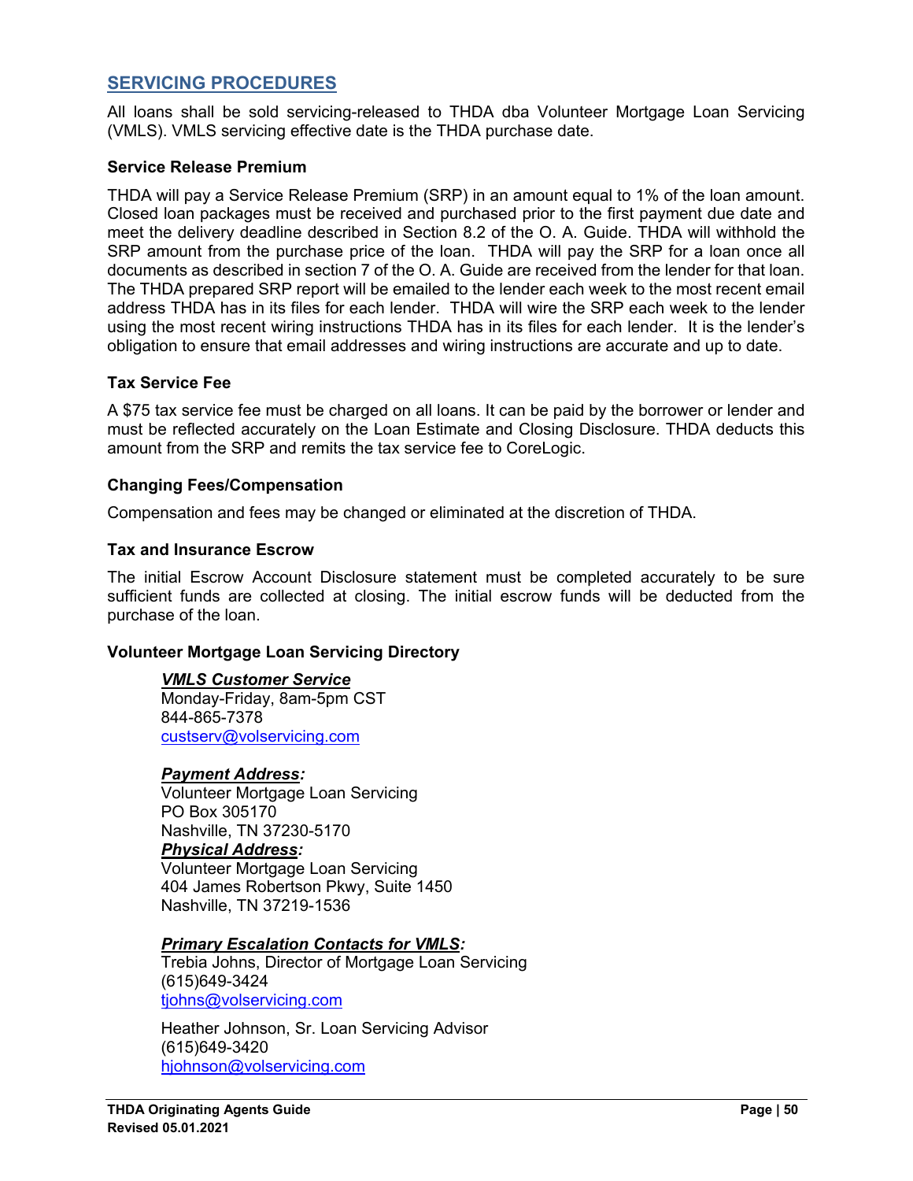## SERVICING PROCEDURES

All loans shall be sold servicing-released to THDA dba Volunteer Mortgage Loan Servicing (VMLS). VMLS servicing effective date is the THDA purchase date.

### Service Release Premium

THDA will pay a Service Release Premium (SRP) in an amount equal to 1% of the loan amount. Closed loan packages must be received and purchased prior to the first payment due date and meet the delivery deadline described in Section 8.2 of the O. A. Guide. THDA will withhold the SRP amount from the purchase price of the loan. THDA will pay the SRP for a loan once all documents as described in section 7 of the O. A. Guide are received from the lender for that loan. The THDA prepared SRP report will be emailed to the lender each week to the most recent email address THDA has in its files for each lender. THDA will wire the SRP each week to the lender using the most recent wiring instructions THDA has in its files for each lender. It is the lender's obligation to ensure that email addresses and wiring instructions are accurate and up to date.

### Tax Service Fee

A $75 tax service fee must be charged on all loans. It can be paid by the borrower or lender and must be reflected accurately on the Loan Estimate and Closing Disclosure. THDA deducts this amount from the SRP and remits the tax service fee to CoreLogic.

### Changing Fees/Compensation

Compensation and fees may be changed or eliminated at the discretion of THDA.

### Tax and Insurance Escrow

The initial Escrow Account Disclosure statement must be completed accurately to be sure sufficient funds are collected at closing. The initial escrow funds will be deducted from the purchase of the loan.

### Volunteer Mortgage Loan Servicing Directory

***VMLS Customer Service***
Monday-Friday, 8am-5pm CST
844-865-7378
custserv@volservicing.com

***Payment Address:***
Volunteer Mortgage Loan Servicing
PO Box 305170
Nashville, TN 37230-5170

***Physical Address:***
Volunteer Mortgage Loan Servicing
404 James Robertson Pkwy, Suite 1450
Nashville, TN 37219-1536

***Primary Escalation Contacts for VMLS:***
Trebia Johns, Director of Mortgage Loan Servicing
(615)649-3424
tjohns@volservicing.com

Heather Johnson, Sr. Loan Servicing Advisor
(615)649-3420
hjohnson@volservicing.com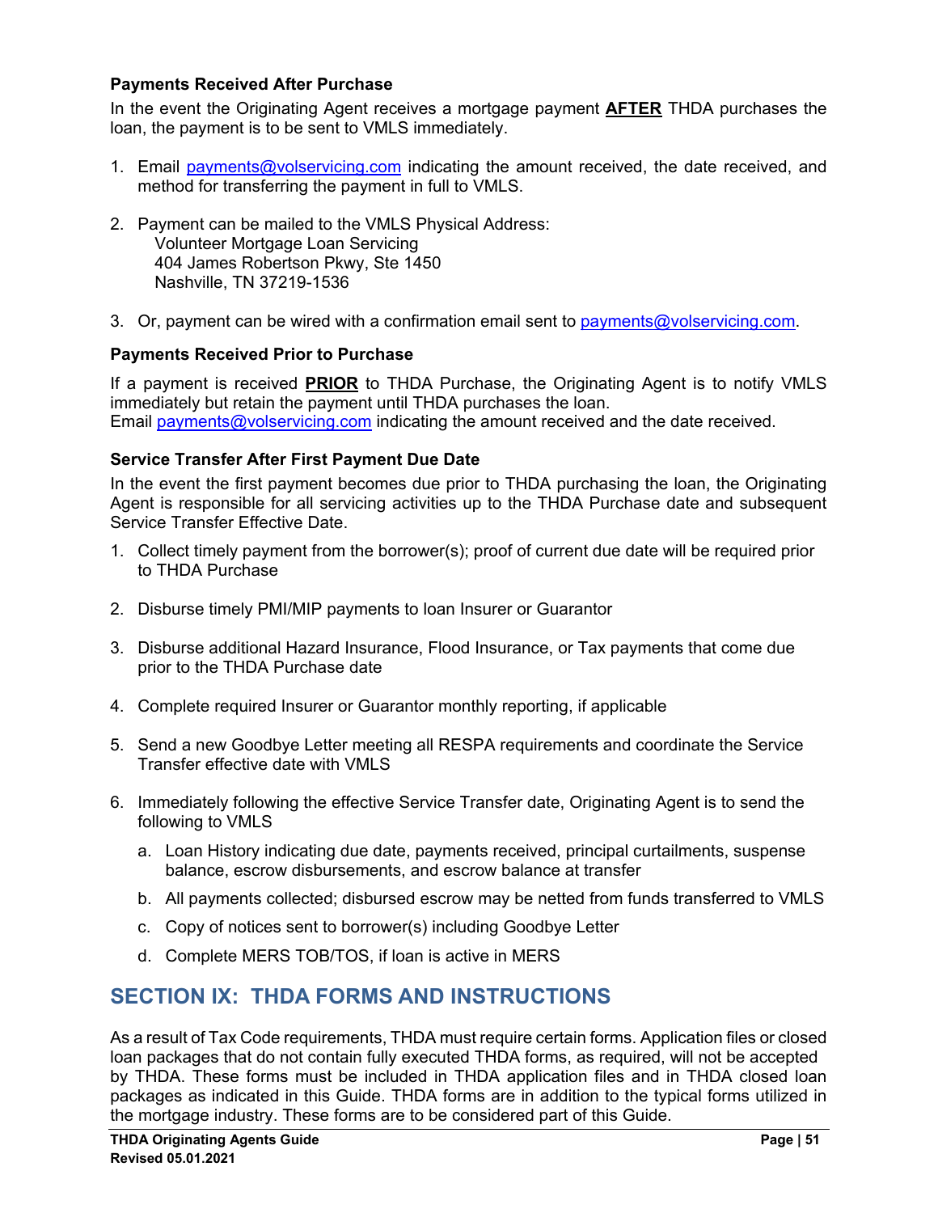### Payments Received After Purchase

In the event the Originating Agent receives a mortgage payment **AFTER** THDA purchases the loan, the payment is to be sent to VMLS immediately.

1. Email payments@volservicing.com indicating the amount received, the date received, and method for transferring the payment in full to VMLS.

2. Payment can be mailed to the VMLS Physical Address:
   Volunteer Mortgage Loan Servicing
   404 James Robertson Pkwy, Ste 1450
   Nashville, TN 37219-1536

3. Or, payment can be wired with a confirmation email sent to payments@volservicing.com.

### Payments Received Prior to Purchase

If a payment is received **PRIOR** to THDA Purchase, the Originating Agent is to notify VMLS immediately but retain the payment until THDA purchases the loan.
Email payments@volservicing.com indicating the amount received and the date received.

### Service Transfer After First Payment Due Date

In the event the first payment becomes due prior to THDA purchasing the loan, the Originating Agent is responsible for all servicing activities up to the THDA Purchase date and subsequent Service Transfer Effective Date.

1. Collect timely payment from the borrower(s); proof of current due date will be required prior to THDA Purchase

2. Disburse timely PMI/MIP payments to loan Insurer or Guarantor

3. Disburse additional Hazard Insurance, Flood Insurance, or Tax payments that come due prior to the THDA Purchase date

4. Complete required Insurer or Guarantor monthly reporting, if applicable

5. Send a new Goodbye Letter meeting all RESPA requirements and coordinate the Service Transfer effective date with VMLS

6. Immediately following the effective Service Transfer date, Originating Agent is to send the following to VMLS

   a. Loan History indicating due date, payments received, principal curtailments, suspense balance, escrow disbursements, and escrow balance at transfer

   b. All payments collected; disbursed escrow may be netted from funds transferred to VMLS

   c. Copy of notices sent to borrower(s) including Goodbye Letter

   d. Complete MERS TOB/TOS, if loan is active in MERS

## SECTION IX: THDA FORMS AND INSTRUCTIONS

As a result of Tax Code requirements, THDA must require certain forms. Application files or closed loan packages that do not contain fully executed THDA forms, as required, will not be accepted by THDA. These forms must be included in THDA application files and in THDA closed loan packages as indicated in this Guide. THDA forms are in addition to the typical forms utilized in the mortgage industry. These forms are to be considered part of this Guide.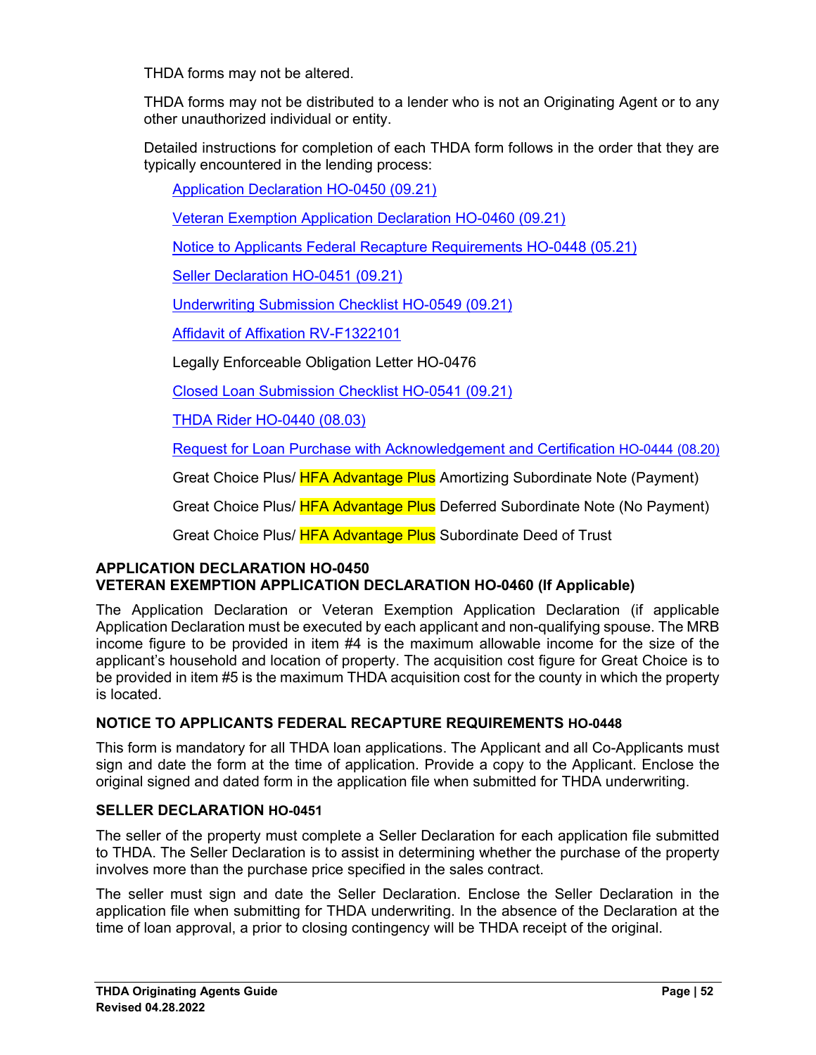THDA forms may not be altered.

THDA forms may not be distributed to a lender who is not an Originating Agent or to any other unauthorized individual or entity.

Detailed instructions for completion of each THDA form follows in the order that they are typically encountered in the lending process:

- Application Declaration HO-0450 (09.21)
- Veteran Exemption Application Declaration HO-0460 (09.21)
- Notice to Applicants Federal Recapture Requirements HO-0448 (05.21)
- Seller Declaration HO-0451 (09.21)
- Underwriting Submission Checklist HO-0549 (09.21)
- Affidavit of Affixation RV-F1322101
- Legally Enforceable Obligation Letter HO-0476
- Closed Loan Submission Checklist HO-0541 (09.21)
- THDA Rider HO-0440 (08.03)
- Request for Loan Purchase with Acknowledgement and Certification HO-0444 (08.20)
- Great Choice Plus/ HFA Advantage Plus Amortizing Subordinate Note (Payment)
- Great Choice Plus/ HFA Advantage Plus Deferred Subordinate Note (No Payment)
- Great Choice Plus/ HFA Advantage Plus Subordinate Deed of Trust

### APPLICATION DECLARATION HO-0450
### VETERAN EXEMPTION APPLICATION DECLARATION HO-0460 (If Applicable)

The Application Declaration or Veteran Exemption Application Declaration (if applicable Application Declaration must be executed by each applicant and non-qualifying spouse. The MRB income figure to be provided in item #4 is the maximum allowable income for the size of the applicant's household and location of property. The acquisition cost figure for Great Choice is to be provided in item #5 is the maximum THDA acquisition cost for the county in which the property is located.

### NOTICE TO APPLICANTS FEDERAL RECAPTURE REQUIREMENTS HO-0448

This form is mandatory for all THDA loan applications. The Applicant and all Co-Applicants must sign and date the form at the time of application. Provide a copy to the Applicant. Enclose the original signed and dated form in the application file when submitted for THDA underwriting.

### SELLER DECLARATION HO-0451

The seller of the property must complete a Seller Declaration for each application file submitted to THDA. The Seller Declaration is to assist in determining whether the purchase of the property involves more than the purchase price specified in the sales contract.

The seller must sign and date the Seller Declaration. Enclose the Seller Declaration in the application file when submitting for THDA underwriting. In the absence of the Declaration at the time of loan approval, a prior to closing contingency will be THDA receipt of the original.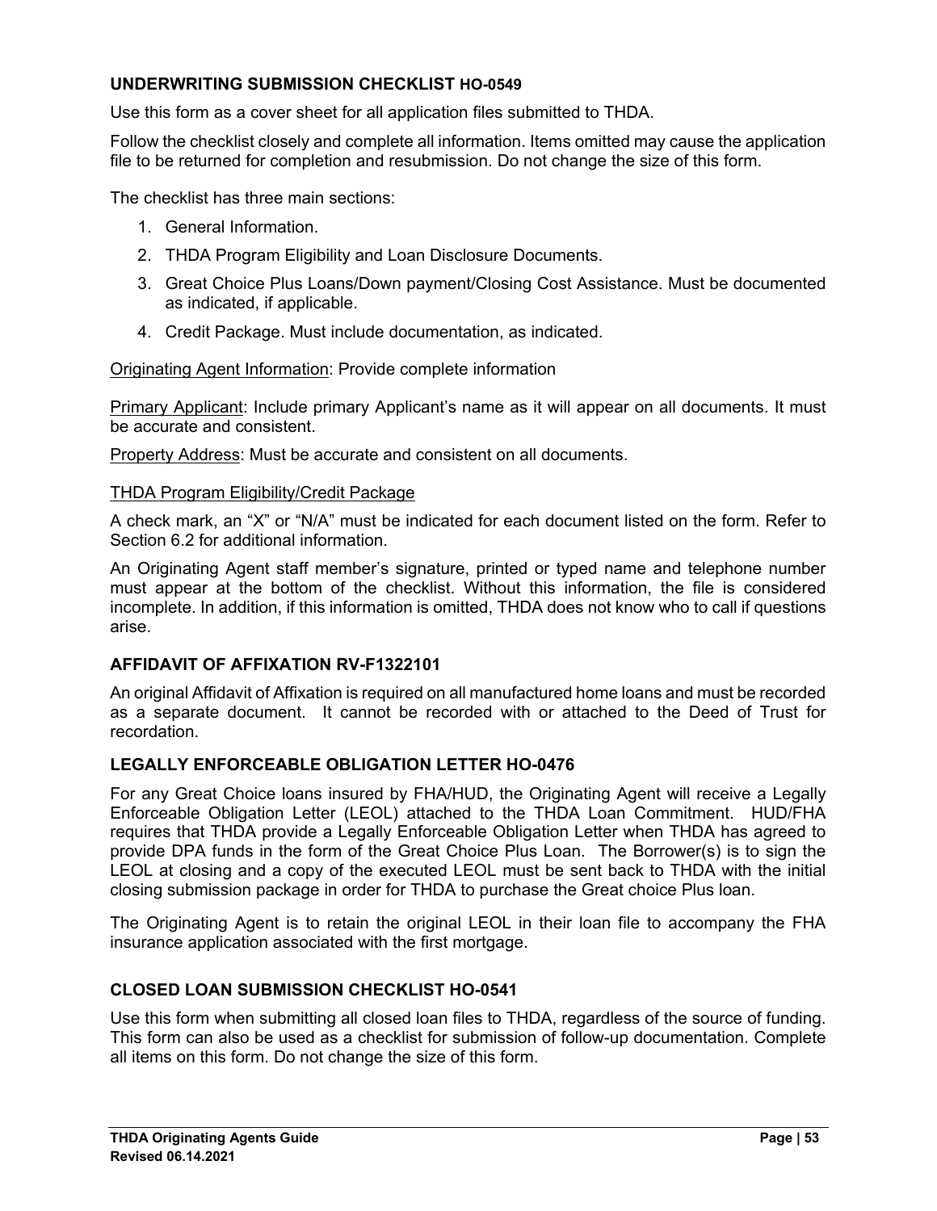### UNDERWRITING SUBMISSION CHECKLIST HO-0549

Use this form as a cover sheet for all application files submitted to THDA.

Follow the checklist closely and complete all information. Items omitted may cause the application file to be returned for completion and resubmission. Do not change the size of this form.

The checklist has three main sections:

1. General Information.
2. THDA Program Eligibility and Loan Disclosure Documents.
3. Great Choice Plus Loans/Down payment/Closing Cost Assistance. Must be documented as indicated, if applicable.
4. Credit Package. Must include documentation, as indicated.

Originating Agent Information: Provide complete information

Primary Applicant: Include primary Applicant's name as it will appear on all documents. It must be accurate and consistent.

Property Address: Must be accurate and consistent on all documents.

THDA Program Eligibility/Credit Package

A check mark, an "X" or "N/A" must be indicated for each document listed on the form. Refer to Section 6.2 for additional information.

An Originating Agent staff member's signature, printed or typed name and telephone number must appear at the bottom of the checklist. Without this information, the file is considered incomplete. In addition, if this information is omitted, THDA does not know who to call if questions arise.

### AFFIDAVIT OF AFFIXATION RV-F1322101

An original Affidavit of Affixation is required on all manufactured home loans and must be recorded as a separate document. It cannot be recorded with or attached to the Deed of Trust for recordation.

### LEGALLY ENFORCEABLE OBLIGATION LETTER HO-0476

For any Great Choice loans insured by FHA/HUD, the Originating Agent will receive a Legally Enforceable Obligation Letter (LEOL) attached to the THDA Loan Commitment. HUD/FHA requires that THDA provide a Legally Enforceable Obligation Letter when THDA has agreed to provide DPA funds in the form of the Great Choice Plus Loan. The Borrower(s) is to sign the LEOL at closing and a copy of the executed LEOL must be sent back to THDA with the initial closing submission package in order for THDA to purchase the Great choice Plus loan.

The Originating Agent is to retain the original LEOL in their loan file to accompany the FHA insurance application associated with the first mortgage.

### CLOSED LOAN SUBMISSION CHECKLIST HO-0541

Use this form when submitting all closed loan files to THDA, regardless of the source of funding. This form can also be used as a checklist for submission of follow-up documentation. Complete all items on this form. Do not change the size of this form.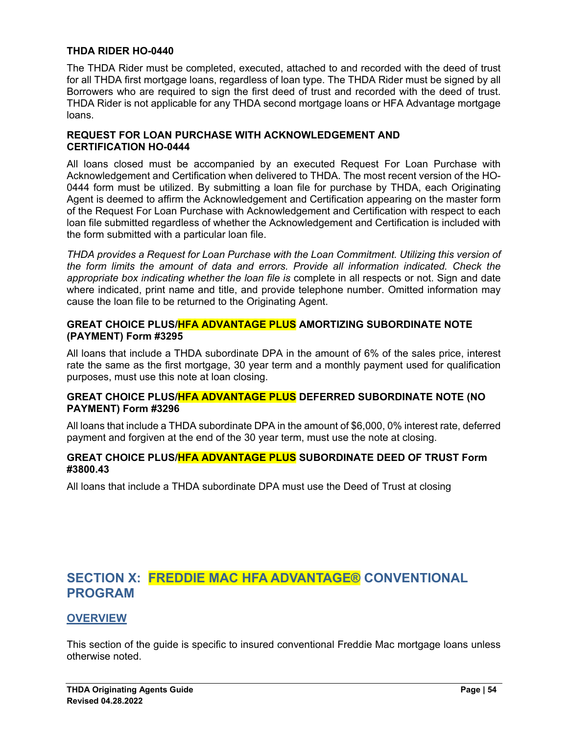**THDA RIDER HO-0440**

The THDA Rider must be completed, executed, attached to and recorded with the deed of trust for all THDA first mortgage loans, regardless of loan type. The THDA Rider must be signed by all Borrowers who are required to sign the first deed of trust and recorded with the deed of trust. THDA Rider is not applicable for any THDA second mortgage loans or HFA Advantage mortgage loans.

**REQUEST FOR LOAN PURCHASE WITH ACKNOWLEDGEMENT AND CERTIFICATION HO-0444**

All loans closed must be accompanied by an executed Request For Loan Purchase with Acknowledgement and Certification when delivered to THDA. The most recent version of the HO-0444 form must be utilized. By submitting a loan file for purchase by THDA, each Originating Agent is deemed to affirm the Acknowledgement and Certification appearing on the master form of the Request For Loan Purchase with Acknowledgement and Certification with respect to each loan file submitted regardless of whether the Acknowledgement and Certification is included with the form submitted with a particular loan file.

*THDA provides a Request for Loan Purchase with the Loan Commitment. Utilizing this version of the form limits the amount of data and errors. Provide all information indicated. Check the appropriate box indicating whether the loan file is* complete in all respects or not. Sign and date where indicated, print name and title, and provide telephone number. Omitted information may cause the loan file to be returned to the Originating Agent.

**GREAT CHOICE PLUS/HFA ADVANTAGE PLUS AMORTIZING SUBORDINATE NOTE (PAYMENT) Form #3295**

All loans that include a THDA subordinate DPA in the amount of 6% of the sales price, interest rate the same as the first mortgage, 30 year term and a monthly payment used for qualification purposes, must use this note at loan closing.

**GREAT CHOICE PLUS/HFA ADVANTAGE PLUS DEFERRED SUBORDINATE NOTE (NO PAYMENT) Form #3296**

All loans that include a THDA subordinate DPA in the amount of $6,000, 0% interest rate, deferred payment and forgiven at the end of the 30 year term, must use the note at closing.

**GREAT CHOICE PLUS/HFA ADVANTAGE PLUS SUBORDINATE DEED OF TRUST Form #3800.43**

All loans that include a THDA subordinate DPA must use the Deed of Trust at closing

## SECTION X: FREDDIE MAC HFA ADVANTAGE® CONVENTIONAL PROGRAM

### OVERVIEW

This section of the guide is specific to insured conventional Freddie Mac mortgage loans unless otherwise noted.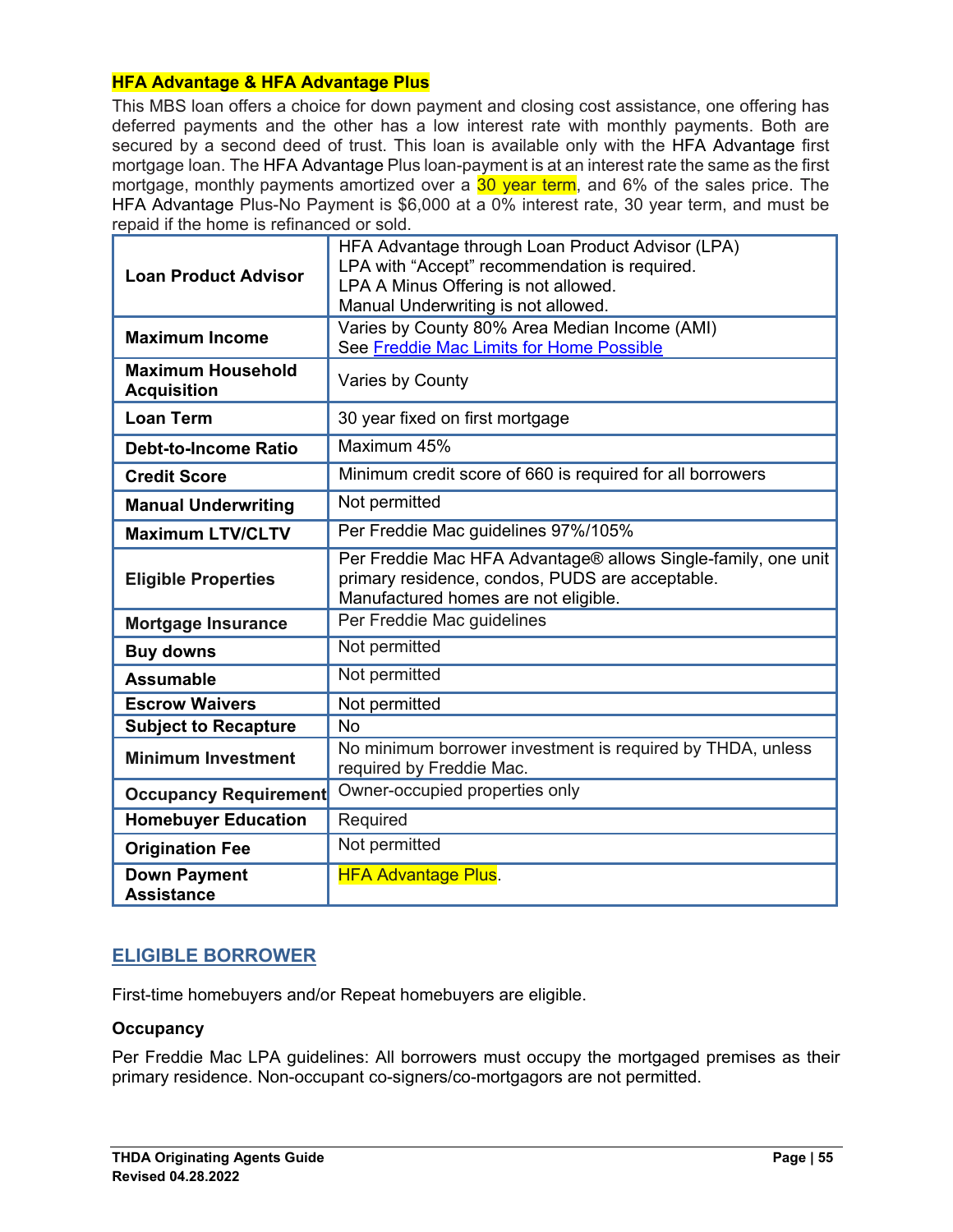## HFA Advantage & HFA Advantage Plus

This MBS loan offers a choice for down payment and closing cost assistance, one offering has deferred payments and the other has a low interest rate with monthly payments. Both are secured by a second deed of trust. This loan is available only with the HFA Advantage first mortgage loan. The HFA Advantage Plus loan-payment is at an interest rate the same as the first mortgage, monthly payments amortized over a 30 year term, and 6% of the sales price. The HFA Advantage Plus-No Payment is $6,000 at a 0% interest rate, 30 year term, and must be repaid if the home is refinanced or sold.

| | |
|---|---|
| **Loan Product Advisor** | HFA Advantage through Loan Product Advisor (LPA)<br>LPA with "Accept" recommendation is required.<br>LPA A Minus Offering is not allowed.<br>Manual Underwriting is not allowed. |
| **Maximum Income** | Varies by County 80% Area Median Income (AMI)<br>See Freddie Mac Limits for Home Possible |
| **Maximum Household Acquisition** | Varies by County |
| **Loan Term** | 30 year fixed on first mortgage |
| **Debt-to-Income Ratio** | Maximum 45% |
| **Credit Score** | Minimum credit score of 660 is required for all borrowers |
| **Manual Underwriting** | Not permitted |
| **Maximum LTV/CLTV** | Per Freddie Mac guidelines 97%/105% |
| **Eligible Properties** | Per Freddie Mac HFA Advantage® allows Single-family, one unit primary residence, condos, PUDS are acceptable.<br>Manufactured homes are not eligible. |
| **Mortgage Insurance** | Per Freddie Mac guidelines |
| **Buy downs** | Not permitted |
| **Assumable** | Not permitted |
| **Escrow Waivers** | Not permitted |
| **Subject to Recapture** | No |
| **Minimum Investment** | No minimum borrower investment is required by THDA, unless required by Freddie Mac. |
| **Occupancy Requirement** | Owner-occupied properties only |
| **Homebuyer Education** | Required |
| **Origination Fee** | Not permitted |
| **Down Payment Assistance** | HFA Advantage Plus. |

## ELIGIBLE BORROWER

First-time homebuyers and/or Repeat homebuyers are eligible.

### Occupancy

Per Freddie Mac LPA guidelines: All borrowers must occupy the mortgaged premises as their primary residence. Non-occupant co-signers/co-mortgagors are not permitted.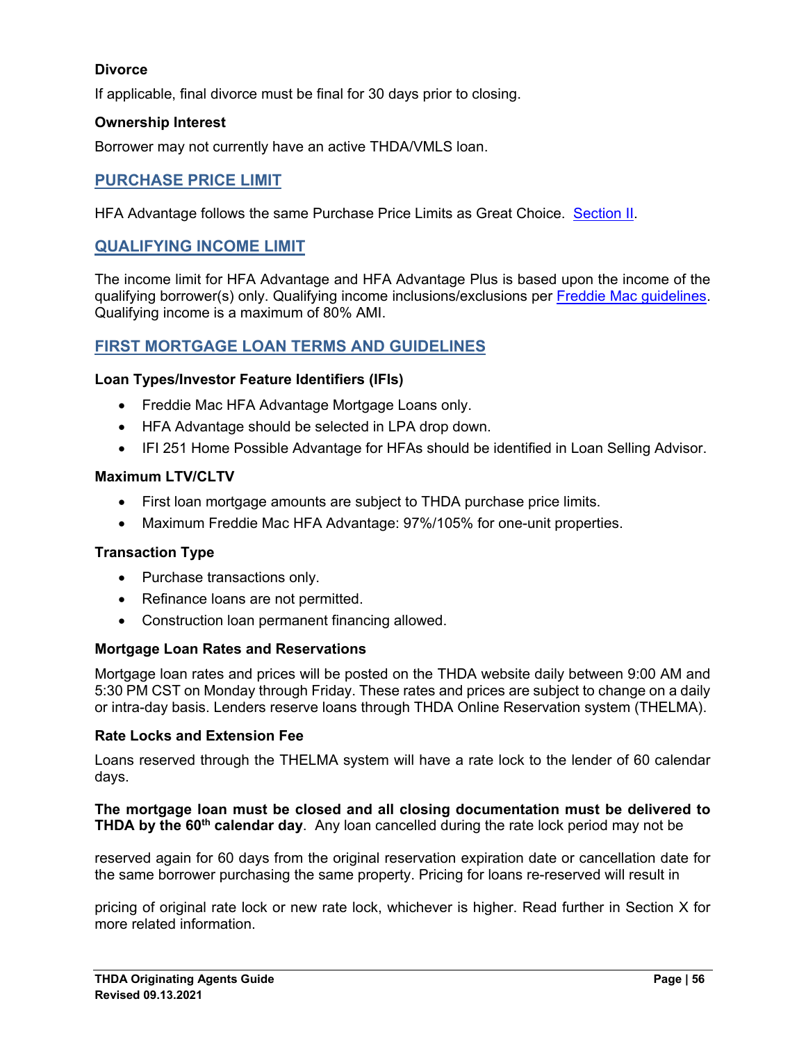**Divorce**

If applicable, final divorce must be final for 30 days prior to closing.

**Ownership Interest**

Borrower may not currently have an active THDA/VMLS loan.

## PURCHASE PRICE LIMIT

HFA Advantage follows the same Purchase Price Limits as Great Choice. Section II.

## QUALIFYING INCOME LIMIT

The income limit for HFA Advantage and HFA Advantage Plus is based upon the income of the qualifying borrower(s) only. Qualifying income inclusions/exclusions per Freddie Mac guidelines. Qualifying income is a maximum of 80% AMI.

## FIRST MORTGAGE LOAN TERMS AND GUIDELINES

**Loan Types/Investor Feature Identifiers (IFIs)**

- Freddie Mac HFA Advantage Mortgage Loans only.
- HFA Advantage should be selected in LPA drop down.
- IFI 251 Home Possible Advantage for HFAs should be identified in Loan Selling Advisor.

**Maximum LTV/CLTV**

- First loan mortgage amounts are subject to THDA purchase price limits.
- Maximum Freddie Mac HFA Advantage: 97%/105% for one-unit properties.

**Transaction Type**

- Purchase transactions only.
- Refinance loans are not permitted.
- Construction loan permanent financing allowed.

**Mortgage Loan Rates and Reservations**

Mortgage loan rates and prices will be posted on the THDA website daily between 9:00 AM and 5:30 PM CST on Monday through Friday. These rates and prices are subject to change on a daily or intra-day basis. Lenders reserve loans through THDA Online Reservation system (THELMA).

**Rate Locks and Extension Fee**

Loans reserved through the THELMA system will have a rate lock to the lender of 60 calendar days.

**The mortgage loan must be closed and all closing documentation must be delivered to THDA by the 60th calendar day**. Any loan cancelled during the rate lock period may not be reserved again for 60 days from the original reservation expiration date or cancellation date for the same borrower purchasing the same property. Pricing for loans re-reserved will result in pricing of original rate lock or new rate lock, whichever is higher. Read further in Section X for more related information.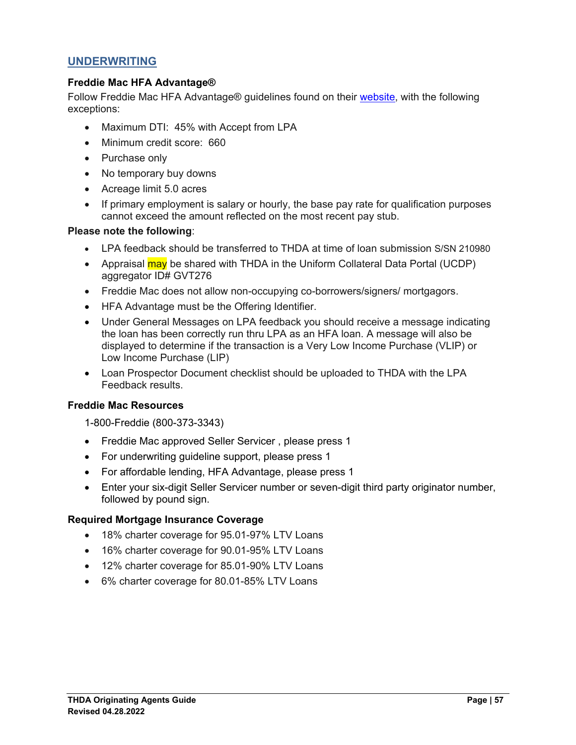## UNDERWRITING

### Freddie Mac HFA Advantage®

Follow Freddie Mac HFA Advantage® guidelines found on their website, with the following exceptions:

- Maximum DTI: 45% with Accept from LPA
- Minimum credit score: 660
- Purchase only
- No temporary buy downs
- Acreage limit 5.0 acres
- If primary employment is salary or hourly, the base pay rate for qualification purposes cannot exceed the amount reflected on the most recent pay stub.

**Please note the following**:

- LPA feedback should be transferred to THDA at time of loan submission S/SN 210980
- Appraisal may be shared with THDA in the Uniform Collateral Data Portal (UCDP) aggregator ID# GVT276
- Freddie Mac does not allow non-occupying co-borrowers/signers/ mortgagors.
- HFA Advantage must be the Offering Identifier.
- Under General Messages on LPA feedback you should receive a message indicating the loan has been correctly run thru LPA as an HFA loan. A message will also be displayed to determine if the transaction is a Very Low Income Purchase (VLIP) or Low Income Purchase (LIP)
- Loan Prospector Document checklist should be uploaded to THDA with the LPA Feedback results.

### Freddie Mac Resources

1-800-Freddie (800-373-3343)

- Freddie Mac approved Seller Servicer , please press 1
- For underwriting guideline support, please press 1
- For affordable lending, HFA Advantage, please press 1
- Enter your six-digit Seller Servicer number or seven-digit third party originator number, followed by pound sign.

### Required Mortgage Insurance Coverage

- 18% charter coverage for 95.01-97% LTV Loans
- 16% charter coverage for 90.01-95% LTV Loans
- 12% charter coverage for 85.01-90% LTV Loans
- 6% charter coverage for 80.01-85% LTV Loans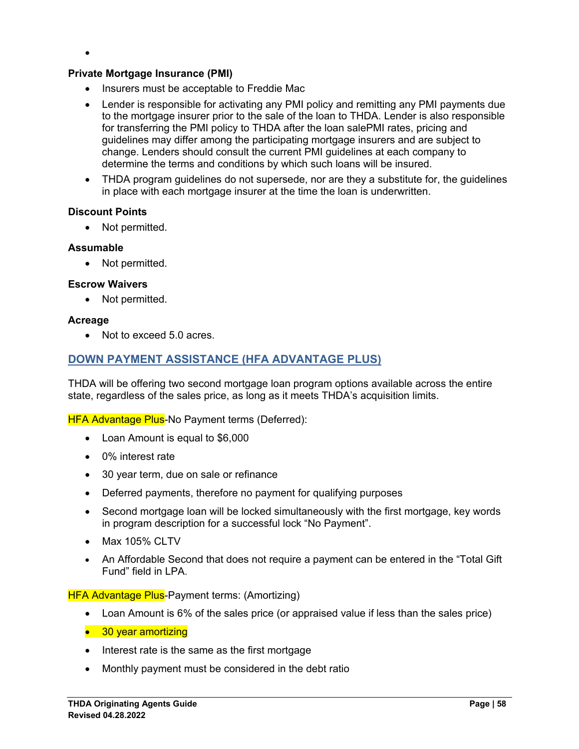- 

**Private Mortgage Insurance (PMI)**

- Insurers must be acceptable to Freddie Mac
- Lender is responsible for activating any PMI policy and remitting any PMI payments due to the mortgage insurer prior to the sale of the loan to THDA. Lender is also responsible for transferring the PMI policy to THDA after the loan salePMI rates, pricing and guidelines may differ among the participating mortgage insurers and are subject to change. Lenders should consult the current PMI guidelines at each company to determine the terms and conditions by which such loans will be insured.
- THDA program guidelines do not supersede, nor are they a substitute for, the guidelines in place with each mortgage insurer at the time the loan is underwritten.

**Discount Points**

- Not permitted.

**Assumable**

- Not permitted.

**Escrow Waivers**

- Not permitted.

**Acreage**

- Not to exceed 5.0 acres.

## DOWN PAYMENT ASSISTANCE (HFA ADVANTAGE PLUS)

THDA will be offering two second mortgage loan program options available across the entire state, regardless of the sales price, as long as it meets THDA's acquisition limits.

HFA Advantage Plus-No Payment terms (Deferred):

- Loan Amount is equal to $6,000
- 0% interest rate
- 30 year term, due on sale or refinance
- Deferred payments, therefore no payment for qualifying purposes
- Second mortgage loan will be locked simultaneously with the first mortgage, key words in program description for a successful lock "No Payment".
- Max 105% CLTV
- An Affordable Second that does not require a payment can be entered in the "Total Gift Fund" field in LPA.

HFA Advantage Plus-Payment terms: (Amortizing)

- Loan Amount is 6% of the sales price (or appraised value if less than the sales price)
- 30 year amortizing
- Interest rate is the same as the first mortgage
- Monthly payment must be considered in the debt ratio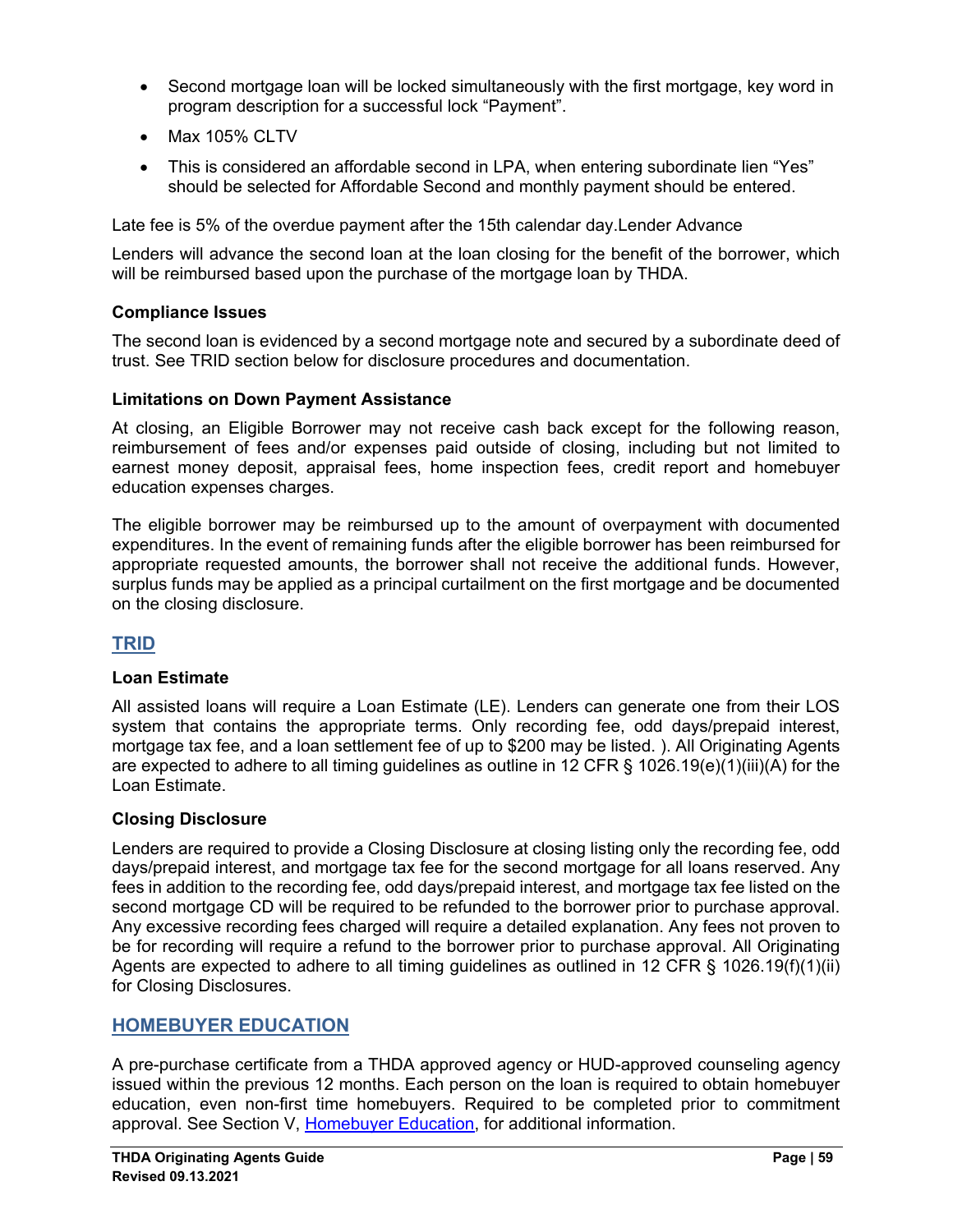- Second mortgage loan will be locked simultaneously with the first mortgage, key word in program description for a successful lock "Payment".
- Max 105% CLTV
- This is considered an affordable second in LPA, when entering subordinate lien "Yes" should be selected for Affordable Second and monthly payment should be entered.

Late fee is 5% of the overdue payment after the 15th calendar day.Lender Advance

Lenders will advance the second loan at the loan closing for the benefit of the borrower, which will be reimbursed based upon the purchase of the mortgage loan by THDA.

**Compliance Issues**

The second loan is evidenced by a second mortgage note and secured by a subordinate deed of trust. See TRID section below for disclosure procedures and documentation.

**Limitations on Down Payment Assistance**

At closing, an Eligible Borrower may not receive cash back except for the following reason, reimbursement of fees and/or expenses paid outside of closing, including but not limited to earnest money deposit, appraisal fees, home inspection fees, credit report and homebuyer education expenses charges.

The eligible borrower may be reimbursed up to the amount of overpayment with documented expenditures. In the event of remaining funds after the eligible borrower has been reimbursed for appropriate requested amounts, the borrower shall not receive the additional funds. However, surplus funds may be applied as a principal curtailment on the first mortgage and be documented on the closing disclosure.

## TRID

**Loan Estimate**

All assisted loans will require a Loan Estimate (LE). Lenders can generate one from their LOS system that contains the appropriate terms. Only recording fee, odd days/prepaid interest, mortgage tax fee, and a loan settlement fee of up to $200 may be listed. ). All Originating Agents are expected to adhere to all timing guidelines as outline in 12 CFR § 1026.19(e)(1)(iii)(A) for the Loan Estimate.

**Closing Disclosure**

Lenders are required to provide a Closing Disclosure at closing listing only the recording fee, odd days/prepaid interest, and mortgage tax fee for the second mortgage for all loans reserved. Any fees in addition to the recording fee, odd days/prepaid interest, and mortgage tax fee listed on the second mortgage CD will be required to be refunded to the borrower prior to purchase approval. Any excessive recording fees charged will require a detailed explanation. Any fees not proven to be for recording will require a refund to the borrower prior to purchase approval. All Originating Agents are expected to adhere to all timing guidelines as outlined in 12 CFR § 1026.19(f)(1)(ii) for Closing Disclosures.

## HOMEBUYER EDUCATION

A pre-purchase certificate from a THDA approved agency or HUD-approved counseling agency issued within the previous 12 months. Each person on the loan is required to obtain homebuyer education, even non-first time homebuyers. Required to be completed prior to commitment approval. See Section V, Homebuyer Education, for additional information.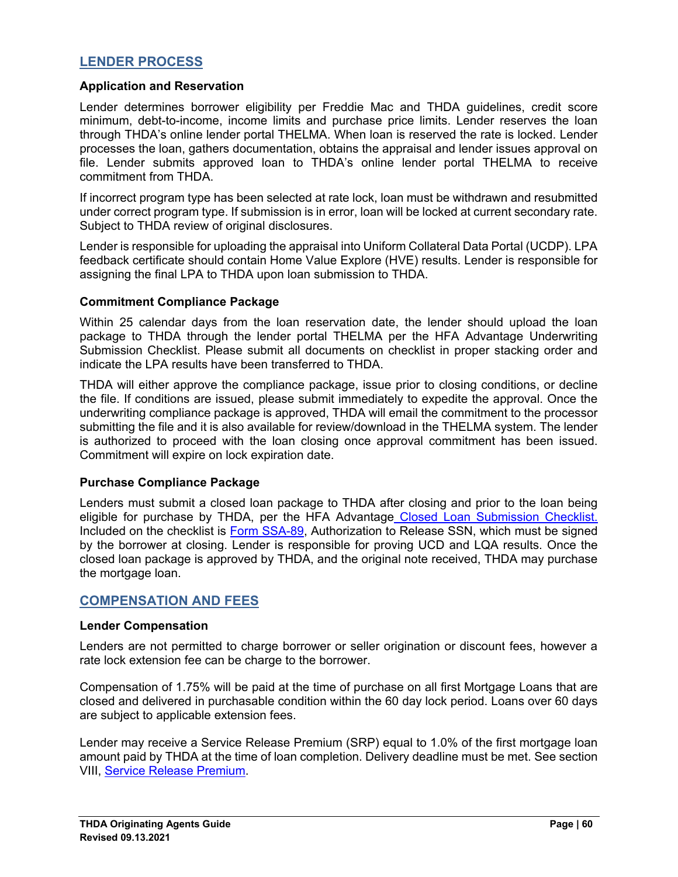## LENDER PROCESS

### Application and Reservation

Lender determines borrower eligibility per Freddie Mac and THDA guidelines, credit score minimum, debt-to-income, income limits and purchase price limits. Lender reserves the loan through THDA's online lender portal THELMA. When loan is reserved the rate is locked. Lender processes the loan, gathers documentation, obtains the appraisal and lender issues approval on file. Lender submits approved loan to THDA's online lender portal THELMA to receive commitment from THDA.

If incorrect program type has been selected at rate lock, loan must be withdrawn and resubmitted under correct program type. If submission is in error, loan will be locked at current secondary rate. Subject to THDA review of original disclosures.

Lender is responsible for uploading the appraisal into Uniform Collateral Data Portal (UCDP). LPA feedback certificate should contain Home Value Explore (HVE) results. Lender is responsible for assigning the final LPA to THDA upon loan submission to THDA.

### Commitment Compliance Package

Within 25 calendar days from the loan reservation date, the lender should upload the loan package to THDA through the lender portal THELMA per the HFA Advantage Underwriting Submission Checklist. Please submit all documents on checklist in proper stacking order and indicate the LPA results have been transferred to THDA.

THDA will either approve the compliance package, issue prior to closing conditions, or decline the file. If conditions are issued, please submit immediately to expedite the approval. Once the underwriting compliance package is approved, THDA will email the commitment to the processor submitting the file and it is also available for review/download in the THELMA system. The lender is authorized to proceed with the loan closing once approval commitment has been issued. Commitment will expire on lock expiration date.

### Purchase Compliance Package

Lenders must submit a closed loan package to THDA after closing and prior to the loan being eligible for purchase by THDA, per the HFA Advantage Closed Loan Submission Checklist. Included on the checklist is Form SSA-89, Authorization to Release SSN, which must be signed by the borrower at closing. Lender is responsible for proving UCD and LQA results. Once the closed loan package is approved by THDA, and the original note received, THDA may purchase the mortgage loan.

## COMPENSATION AND FEES

### Lender Compensation

Lenders are not permitted to charge borrower or seller origination or discount fees, however a rate lock extension fee can be charge to the borrower.

Compensation of 1.75% will be paid at the time of purchase on all first Mortgage Loans that are closed and delivered in purchasable condition within the 60 day lock period. Loans over 60 days are subject to applicable extension fees.

Lender may receive a Service Release Premium (SRP) equal to 1.0% of the first mortgage loan amount paid by THDA at the time of loan completion. Delivery deadline must be met. See section VIII, Service Release Premium.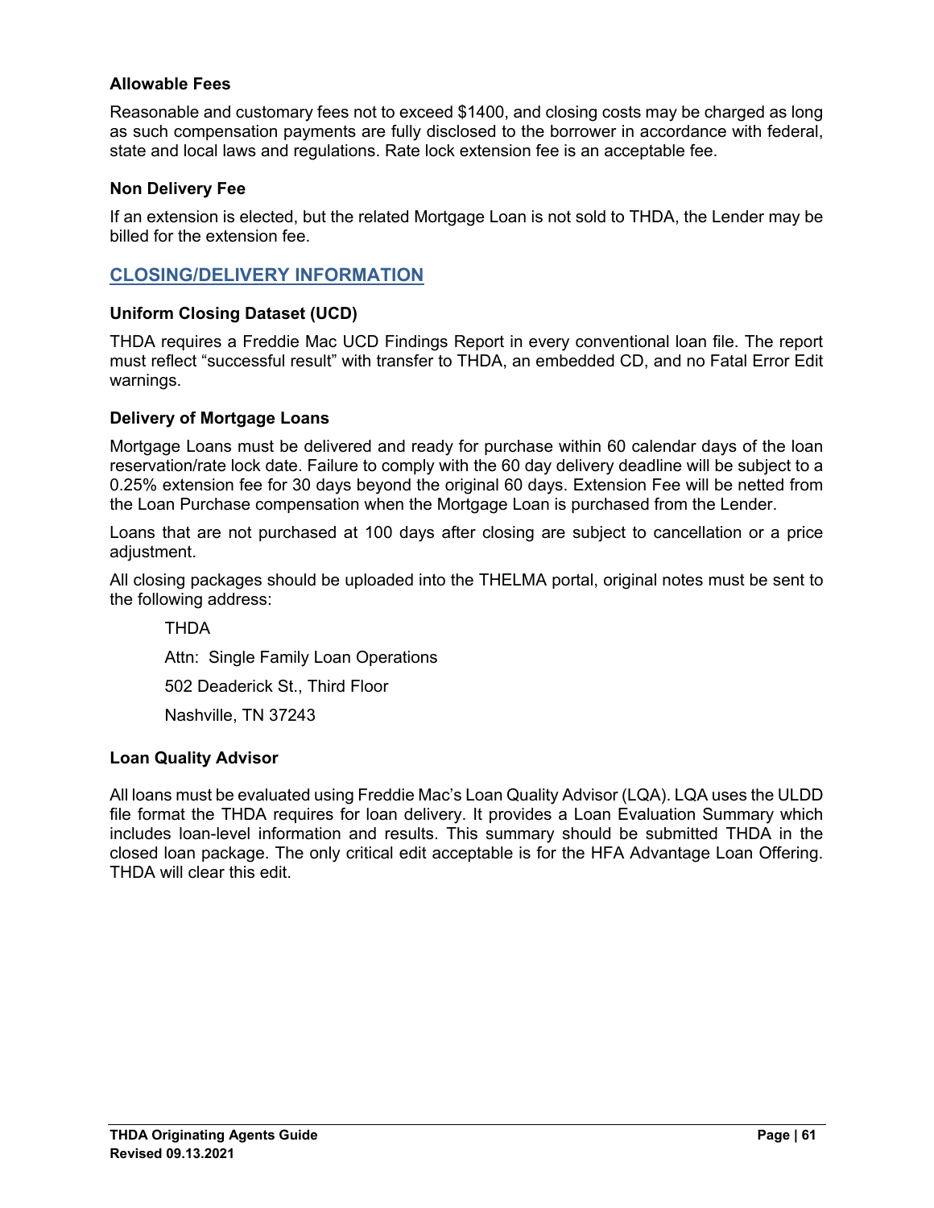### Allowable Fees

Reasonable and customary fees not to exceed $1400, and closing costs may be charged as long as such compensation payments are fully disclosed to the borrower in accordance with federal, state and local laws and regulations. Rate lock extension fee is an acceptable fee.

### Non Delivery Fee

If an extension is elected, but the related Mortgage Loan is not sold to THDA, the Lender may be billed for the extension fee.

## CLOSING/DELIVERY INFORMATION

### Uniform Closing Dataset (UCD)

THDA requires a Freddie Mac UCD Findings Report in every conventional loan file. The report must reflect "successful result" with transfer to THDA, an embedded CD, and no Fatal Error Edit warnings.

### Delivery of Mortgage Loans

Mortgage Loans must be delivered and ready for purchase within 60 calendar days of the loan reservation/rate lock date. Failure to comply with the 60 day delivery deadline will be subject to a 0.25% extension fee for 30 days beyond the original 60 days. Extension Fee will be netted from the Loan Purchase compensation when the Mortgage Loan is purchased from the Lender.

Loans that are not purchased at 100 days after closing are subject to cancellation or a price adjustment.

All closing packages should be uploaded into the THELMA portal, original notes must be sent to the following address:

THDA

Attn: Single Family Loan Operations

502 Deaderick St., Third Floor

Nashville, TN 37243

### Loan Quality Advisor

All loans must be evaluated using Freddie Mac's Loan Quality Advisor (LQA). LQA uses the ULDD file format the THDA requires for loan delivery. It provides a Loan Evaluation Summary which includes loan-level information and results. This summary should be submitted THDA in the closed loan package. The only critical edit acceptable is for the HFA Advantage Loan Offering. THDA will clear this edit.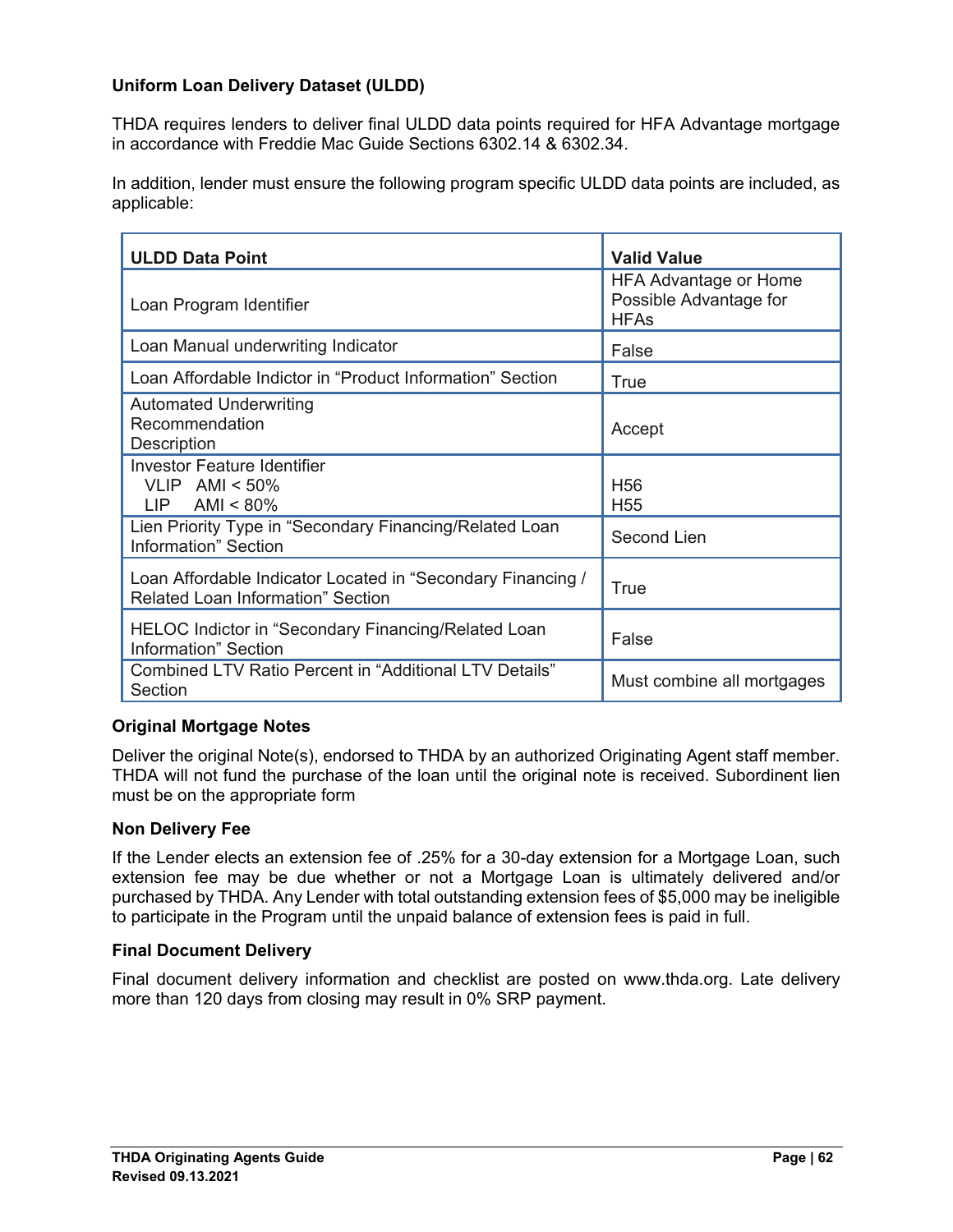**Uniform Loan Delivery Dataset (ULDD)**

THDA requires lenders to deliver final ULDD data points required for HFA Advantage mortgage in accordance with Freddie Mac Guide Sections 6302.14 & 6302.34.

In addition, lender must ensure the following program specific ULDD data points are included, as applicable:

| ULDD Data Point | Valid Value |
|---|---|
| Loan Program Identifier | HFA Advantage or Home Possible Advantage for HFAs |
| Loan Manual underwriting Indicator | False |
| Loan Affordable Indictor in "Product Information" Section | True |
| Automated Underwriting Recommendation Description | Accept |
| Investor Feature Identifier<br>VLIP AMI < 50%<br>LIP AMI < 80% | <br>H56<br>H55 |
| Lien Priority Type in "Secondary Financing/Related Loan Information" Section | Second Lien |
| Loan Affordable Indicator Located in "Secondary Financing / Related Loan Information" Section | True |
| HELOC Indictor in "Secondary Financing/Related Loan Information" Section | False |
| Combined LTV Ratio Percent in "Additional LTV Details" Section | Must combine all mortgages |

**Original Mortgage Notes**

Deliver the original Note(s), endorsed to THDA by an authorized Originating Agent staff member. THDA will not fund the purchase of the loan until the original note is received. Subordinent lien must be on the appropriate form

**Non Delivery Fee**

If the Lender elects an extension fee of .25% for a 30-day extension for a Mortgage Loan, such extension fee may be due whether or not a Mortgage Loan is ultimately delivered and/or purchased by THDA. Any Lender with total outstanding extension fees of $5,000 may be ineligible to participate in the Program until the unpaid balance of extension fees is paid in full.

**Final Document Delivery**

Final document delivery information and checklist are posted on www.thda.org. Late delivery more than 120 days from closing may result in 0% SRP payment.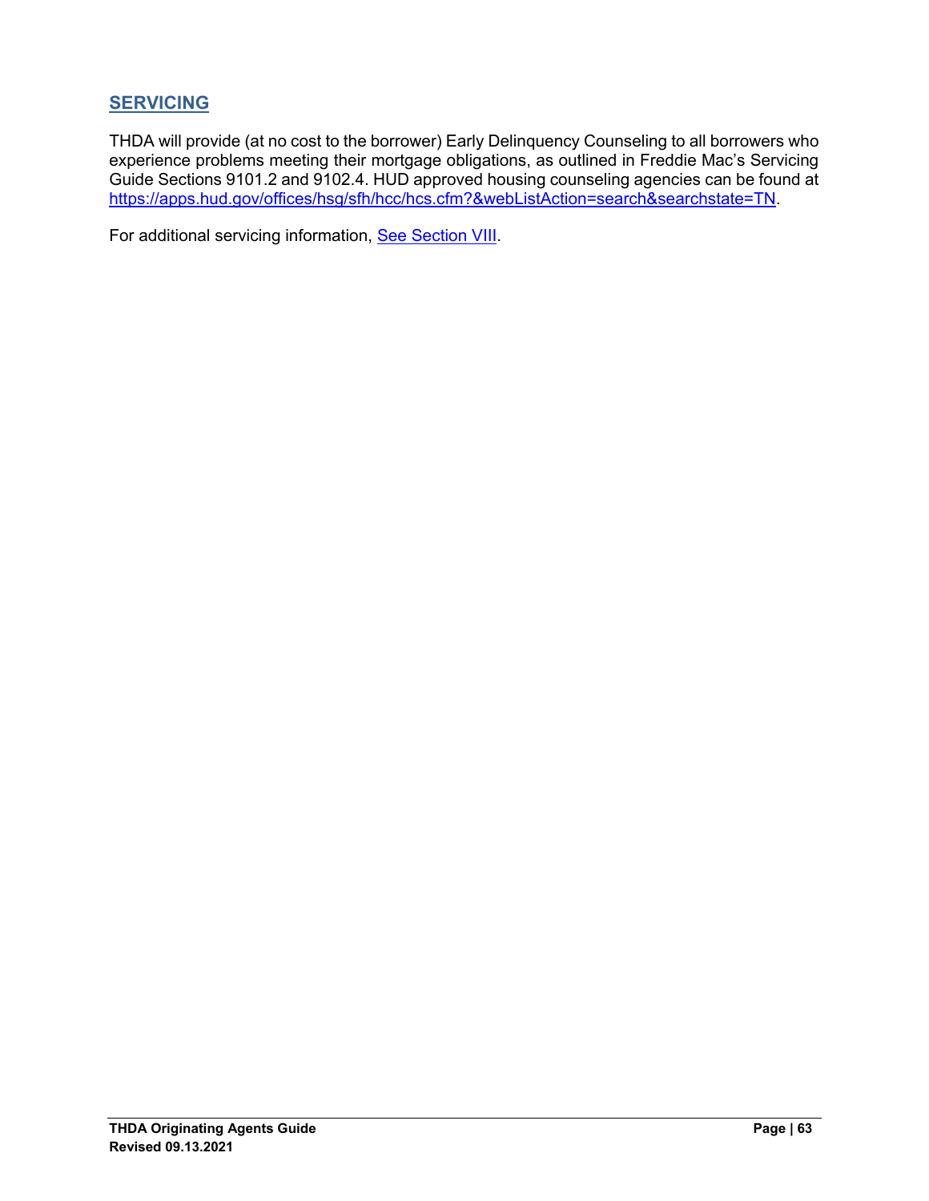## SERVICING

THDA will provide (at no cost to the borrower) Early Delinquency Counseling to all borrowers who experience problems meeting their mortgage obligations, as outlined in Freddie Mac's Servicing Guide Sections 9101.2 and 9102.4. HUD approved housing counseling agencies can be found at https://apps.hud.gov/offices/hsg/sfh/hcc/hcs.cfm?&webListAction=search&searchstate=TN.

For additional servicing information, See Section VIII.